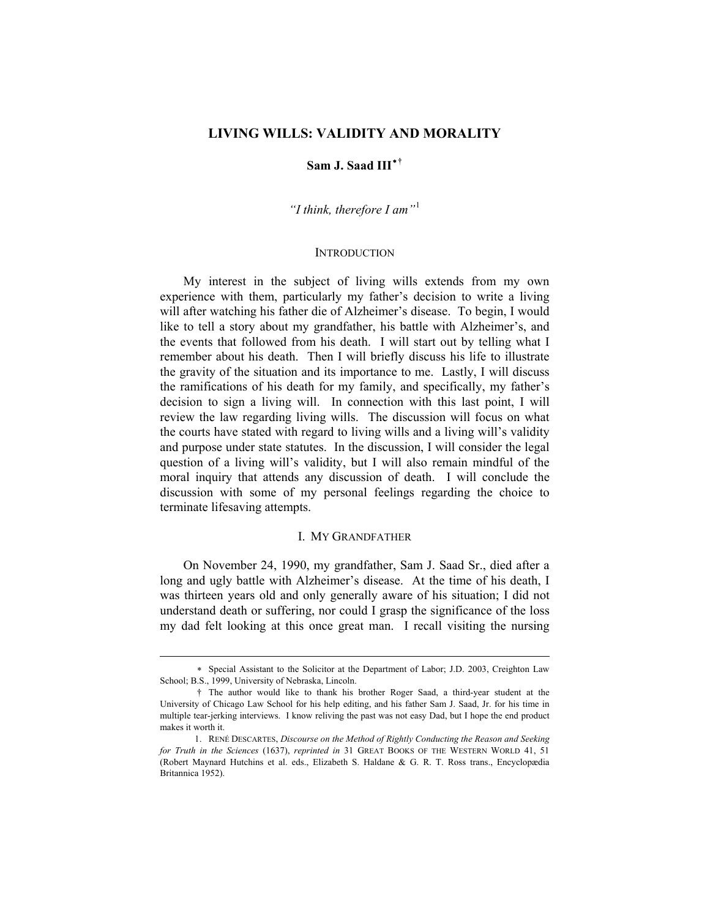# LIVING WILLS: VALIDITY AND MORALITY

**Sam J. Saad III[∗] [†]**

*"I think, therefore I am"*[1]

## INTRODUCTION

My interest in the subject of living wills extends from my own experience with them, particularly my father's decision to write a living will after watching his father die of Alzheimer's disease. To begin, I would like to tell a story about my grandfather, his battle with Alzheimer's, and the events that followed from his death. I will start out by telling what I remember about his death. Then I will briefly discuss his life to illustrate the gravity of the situation and its importance to me. Lastly, I will discuss the ramifications of his death for my family, and specifically, my father's decision to sign a living will. In connection with this last point, I will review the law regarding living wills. The discussion will focus on what the courts have stated with regard to living wills and a living will's validity and purpose under state statutes. In the discussion, I will consider the legal question of a living will's validity, but I will also remain mindful of the moral inquiry that attends any discussion of death. I will conclude the discussion with some of my personal feelings regarding the choice to terminate lifesaving attempts.

## I. MY GRANDFATHER

On November 24, 1990, my grandfather, Sam J. Saad Sr., died after a long and ugly battle with Alzheimer's disease. At the time of his death, I was thirteen years old and only generally aware of his situation; I did not understand death or suffering, nor could I grasp the significance of the loss my dad felt looking at this once great man. I recall visiting the nursing

---

∗ Special Assistant to the Solicitor at the Department of Labor; J.D. 2003, Creighton Law School; B.S., 1999, University of Nebraska, Lincoln.

† The author would like to thank his brother Roger Saad, a third-year student at the University of Chicago Law School for his help editing, and his father Sam J. Saad, Jr. for his time in multiple tear-jerking interviews. I know reliving the past was not easy Dad, but I hope the end product makes it worth it.

1. RENÉ DESCARTES, *Discourse on the Method of Rightly Conducting the Reason and Seeking for Truth in the Sciences* (1637), *reprinted in* 31 GREAT BOOKS OF THE WESTERN WORLD 41, 51 (Robert Maynard Hutchins et al. eds., Elizabeth S. Haldane & G. R. T. Ross trans., Encyclopædia Britannica 1952).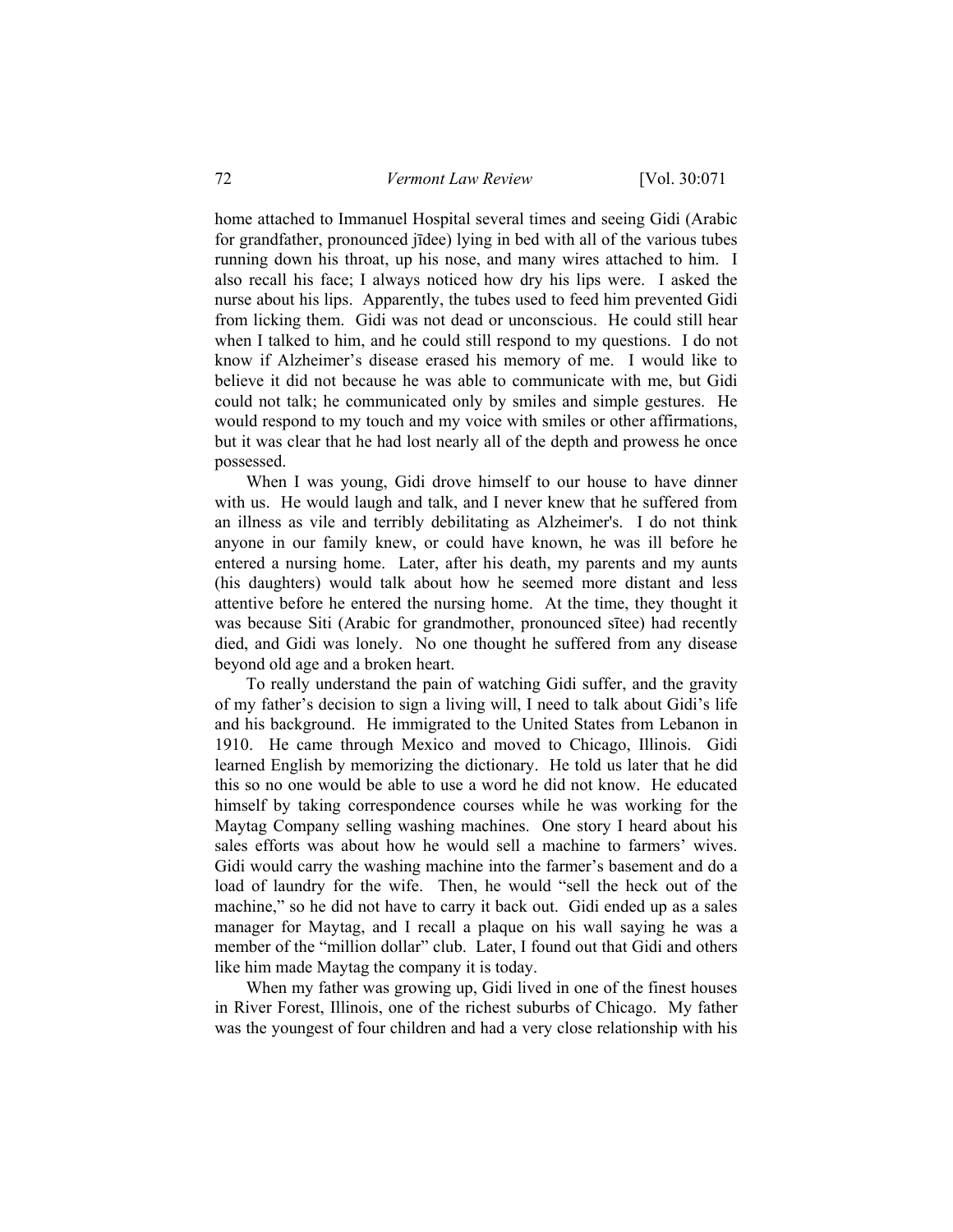home attached to Immanuel Hospital several times and seeing Gidi (Arabic for grandfather, pronounced jīdee) lying in bed with all of the various tubes running down his throat, up his nose, and many wires attached to him. I also recall his face; I always noticed how dry his lips were. I asked the nurse about his lips. Apparently, the tubes used to feed him prevented Gidi from licking them. Gidi was not dead or unconscious. He could still hear when I talked to him, and he could still respond to my questions. I do not know if Alzheimer's disease erased his memory of me. I would like to believe it did not because he was able to communicate with me, but Gidi could not talk; he communicated only by smiles and simple gestures. He would respond to my touch and my voice with smiles or other affirmations, but it was clear that he had lost nearly all of the depth and prowess he once possessed.

When I was young, Gidi drove himself to our house to have dinner with us. He would laugh and talk, and I never knew that he suffered from an illness as vile and terribly debilitating as Alzheimer's. I do not think anyone in our family knew, or could have known, he was ill before he entered a nursing home. Later, after his death, my parents and my aunts (his daughters) would talk about how he seemed more distant and less attentive before he entered the nursing home. At the time, they thought it was because Siti (Arabic for grandmother, pronounced sītee) had recently died, and Gidi was lonely. No one thought he suffered from any disease beyond old age and a broken heart.

To really understand the pain of watching Gidi suffer, and the gravity of my father's decision to sign a living will, I need to talk about Gidi's life and his background. He immigrated to the United States from Lebanon in 1910. He came through Mexico and moved to Chicago, Illinois. Gidi learned English by memorizing the dictionary. He told us later that he did this so no one would be able to use a word he did not know. He educated himself by taking correspondence courses while he was working for the Maytag Company selling washing machines. One story I heard about his sales efforts was about how he would sell a machine to farmers' wives. Gidi would carry the washing machine into the farmer's basement and do a load of laundry for the wife. Then, he would "sell the heck out of the machine," so he did not have to carry it back out. Gidi ended up as a sales manager for Maytag, and I recall a plaque on his wall saying he was a member of the "million dollar" club. Later, I found out that Gidi and others like him made Maytag the company it is today.

When my father was growing up, Gidi lived in one of the finest houses in River Forest, Illinois, one of the richest suburbs of Chicago. My father was the youngest of four children and had a very close relationship with his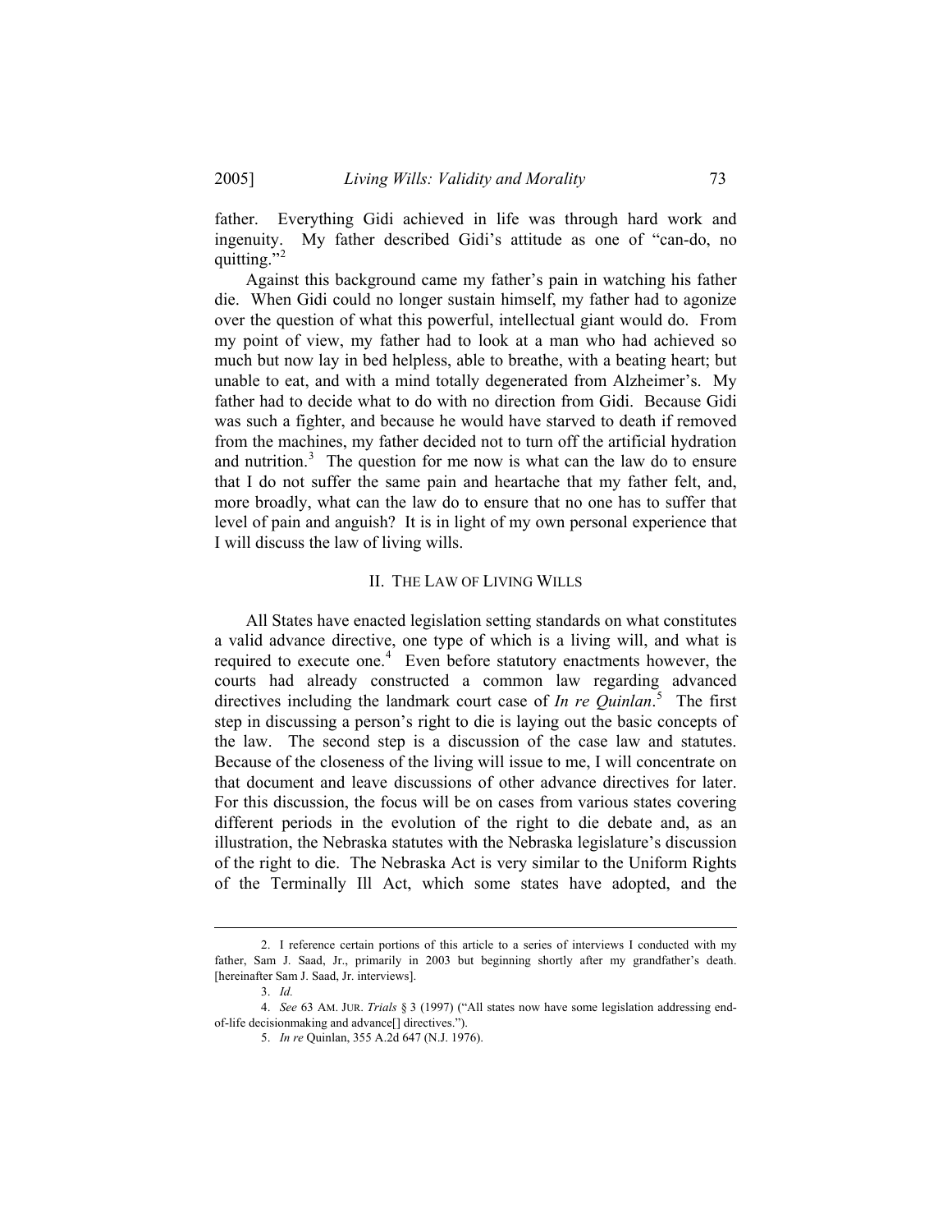father. Everything Gidi achieved in life was through hard work and ingenuity. My father described Gidi's attitude as one of "can-do, no quitting."[2]

Against this background came my father's pain in watching his father die. When Gidi could no longer sustain himself, my father had to agonize over the question of what this powerful, intellectual giant would do. From my point of view, my father had to look at a man who had achieved so much but now lay in bed helpless, able to breathe, with a beating heart; but unable to eat, and with a mind totally degenerated from Alzheimer's. My father had to decide what to do with no direction from Gidi. Because Gidi was such a fighter, and because he would have starved to death if removed from the machines, my father decided not to turn off the artificial hydration and nutrition.[3] The question for me now is what can the law do to ensure that I do not suffer the same pain and heartache that my father felt, and, more broadly, what can the law do to ensure that no one has to suffer that level of pain and anguish? It is in light of my own personal experience that I will discuss the law of living wills.

## II. THE LAW OF LIVING WILLS

All States have enacted legislation setting standards on what constitutes a valid advance directive, one type of which is a living will, and what is required to execute one.[4] Even before statutory enactments however, the courts had already constructed a common law regarding advanced directives including the landmark court case of *In re Quinlan*.[5] The first step in discussing a person's right to die is laying out the basic concepts of the law. The second step is a discussion of the case law and statutes. Because of the closeness of the living will issue to me, I will concentrate on that document and leave discussions of other advance directives for later. For this discussion, the focus will be on cases from various states covering different periods in the evolution of the right to die debate and, as an illustration, the Nebraska statutes with the Nebraska legislature's discussion of the right to die. The Nebraska Act is very similar to the Uniform Rights of the Terminally Ill Act, which some states have adopted, and the

---

2. I reference certain portions of this article to a series of interviews I conducted with my father, Sam J. Saad, Jr., primarily in 2003 but beginning shortly after my grandfather's death. [hereinafter Sam J. Saad, Jr. interviews].

3. *Id.*

4. *See* 63 AM. JUR. *Trials* § 3 (1997) ("All states now have some legislation addressing end-of-life decisionmaking and advance[] directives.").

5. *In re* Quinlan, 355 A.2d 647 (N.J. 1976).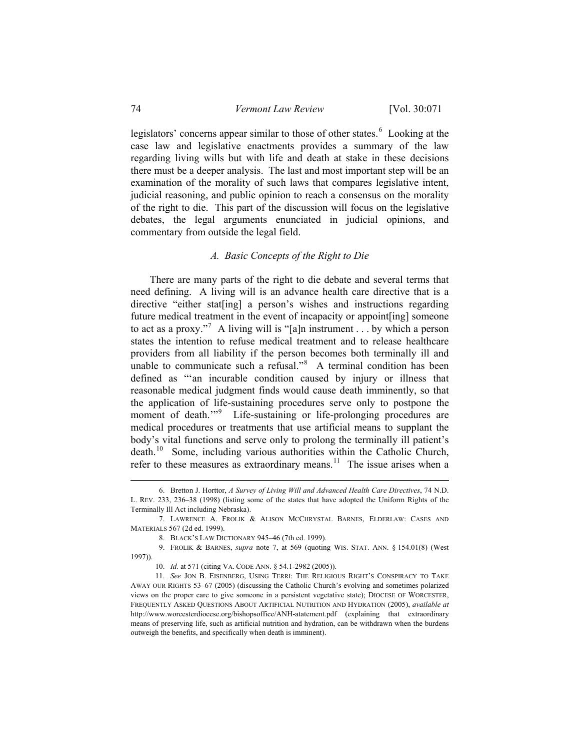legislators' concerns appear similar to those of other states.[6] Looking at the case law and legislative enactments provides a summary of the law regarding living wills but with life and death at stake in these decisions there must be a deeper analysis. The last and most important step will be an examination of the morality of such laws that compares legislative intent, judicial reasoning, and public opinion to reach a consensus on the morality of the right to die. This part of the discussion will focus on the legislative debates, the legal arguments enunciated in judicial opinions, and commentary from outside the legal field.

### *A. Basic Concepts of the Right to Die*

There are many parts of the right to die debate and several terms that need defining. A living will is an advance health care directive that is a directive "either stat[ing] a person's wishes and instructions regarding future medical treatment in the event of incapacity or appoint[ing] someone to act as a proxy."[7] A living will is "[a]n instrument . . . by which a person states the intention to refuse medical treatment and to release healthcare providers from all liability if the person becomes both terminally ill and unable to communicate such a refusal."[8] A terminal condition has been defined as "'an incurable condition caused by injury or illness that reasonable medical judgment finds would cause death imminently, so that the application of life-sustaining procedures serve only to postpone the moment of death.'"[9] Life-sustaining or life-prolonging procedures are medical procedures or treatments that use artificial means to supplant the body's vital functions and serve only to prolong the terminally ill patient's death.[10] Some, including various authorities within the Catholic Church, refer to these measures as extraordinary means.[11] The issue arises when a

---

6. Bretton J. Horttor, *A Survey of Living Will and Advanced Health Care Directives*, 74 N.D. L. REV. 233, 236–38 (1998) (listing some of the states that have adopted the Uniform Rights of the Terminally Ill Act including Nebraska).

7. LAWRENCE A. FROLIK & ALISON MCCHRYSTAL BARNES, ELDERLAW: CASES AND MATERIALS 567 (2d ed. 1999).

8. BLACK'S LAW DICTIONARY 945–46 (7th ed. 1999).

9. FROLIK & BARNES, *supra* note 7, at 569 (quoting WIS. STAT. ANN. § 154.01(8) (West 1997)).

10. *Id.* at 571 (citing VA. CODE ANN. § 54.1-2982 (2005)).

11. *See* JON B. EISENBERG, USING TERRI: THE RELIGIOUS RIGHT'S CONSPIRACY TO TAKE AWAY OUR RIGHTS 53–67 (2005) (discussing the Catholic Church's evolving and sometimes polarized views on the proper care to give someone in a persistent vegetative state); DIOCESE OF WORCESTER, FREQUENTLY ASKED QUESTIONS ABOUT ARTIFICIAL NUTRITION AND HYDRATION (2005), *available at* http://www.worcesterdiocese.org/bishopsoffice/ANH-atatement.pdf (explaining that extraordinary means of preserving life, such as artificial nutrition and hydration, can be withdrawn when the burdens outweigh the benefits, and specifically when death is imminent).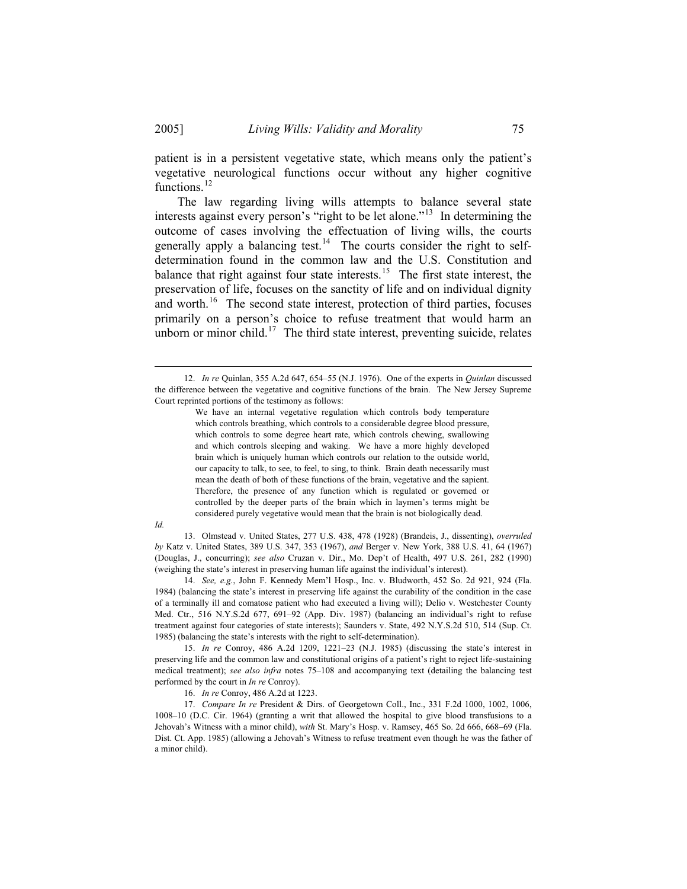patient is in a persistent vegetative state, which means only the patient's vegetative neurological functions occur without any higher cognitive functions.[12]

The law regarding living wills attempts to balance several state interests against every person's "right to be let alone."[13] In determining the outcome of cases involving the effectuation of living wills, the courts generally apply a balancing test.[14] The courts consider the right to self-determination found in the common law and the U.S. Constitution and balance that right against four state interests.[15] The first state interest, the preservation of life, focuses on the sanctity of life and on individual dignity and worth.[16] The second state interest, protection of third parties, focuses primarily on a person's choice to refuse treatment that would harm an unborn or minor child.[17] The third state interest, preventing suicide, relates

---

12. *In re* Quinlan, 355 A.2d 647, 654–55 (N.J. 1976). One of the experts in *Quinlan* discussed the difference between the vegetative and cognitive functions of the brain. The New Jersey Supreme Court reprinted portions of the testimony as follows:

> We have an internal vegetative regulation which controls body temperature which controls breathing, which controls to a considerable degree blood pressure, which controls to some degree heart rate, which controls chewing, swallowing and which controls sleeping and waking. We have a more highly developed brain which is uniquely human which controls our relation to the outside world, our capacity to talk, to see, to feel, to sing, to think. Brain death necessarily must mean the death of both of these functions of the brain, vegetative and the sapient. Therefore, the presence of any function which is regulated or governed or controlled by the deeper parts of the brain which in laymen's terms might be considered purely vegetative would mean that the brain is not biologically dead.

*Id.*

13. Olmstead v. United States, 277 U.S. 438, 478 (1928) (Brandeis, J., dissenting), *overruled by* Katz v. United States, 389 U.S. 347, 353 (1967), *and* Berger v. New York, 388 U.S. 41, 64 (1967) (Douglas, J., concurring); *see also* Cruzan v. Dir., Mo. Dep't of Health, 497 U.S. 261, 282 (1990) (weighing the state's interest in preserving human life against the individual's interest).

14. *See, e.g.*, John F. Kennedy Mem'l Hosp., Inc. v. Bludworth, 452 So. 2d 921, 924 (Fla. 1984) (balancing the state's interest in preserving life against the curability of the condition in the case of a terminally ill and comatose patient who had executed a living will); Delio v. Westchester County Med. Ctr., 516 N.Y.S.2d 677, 691–92 (App. Div. 1987) (balancing an individual's right to refuse treatment against four categories of state interests); Saunders v. State, 492 N.Y.S.2d 510, 514 (Sup. Ct. 1985) (balancing the state's interests with the right to self-determination).

15. *In re* Conroy, 486 A.2d 1209, 1221–23 (N.J. 1985) (discussing the state's interest in preserving life and the common law and constitutional origins of a patient's right to reject life-sustaining medical treatment); *see also infra* notes 75–108 and accompanying text (detailing the balancing test performed by the court in *In re* Conroy).

16. *In re* Conroy, 486 A.2d at 1223.

17. *Compare In re* President & Dirs. of Georgetown Coll., Inc., 331 F.2d 1000, 1002, 1006, 1008–10 (D.C. Cir. 1964) (granting a writ that allowed the hospital to give blood transfusions to a Jehovah's Witness with a minor child), *with* St. Mary's Hosp. v. Ramsey, 465 So. 2d 666, 668–69 (Fla. Dist. Ct. App. 1985) (allowing a Jehovah's Witness to refuse treatment even though he was the father of a minor child).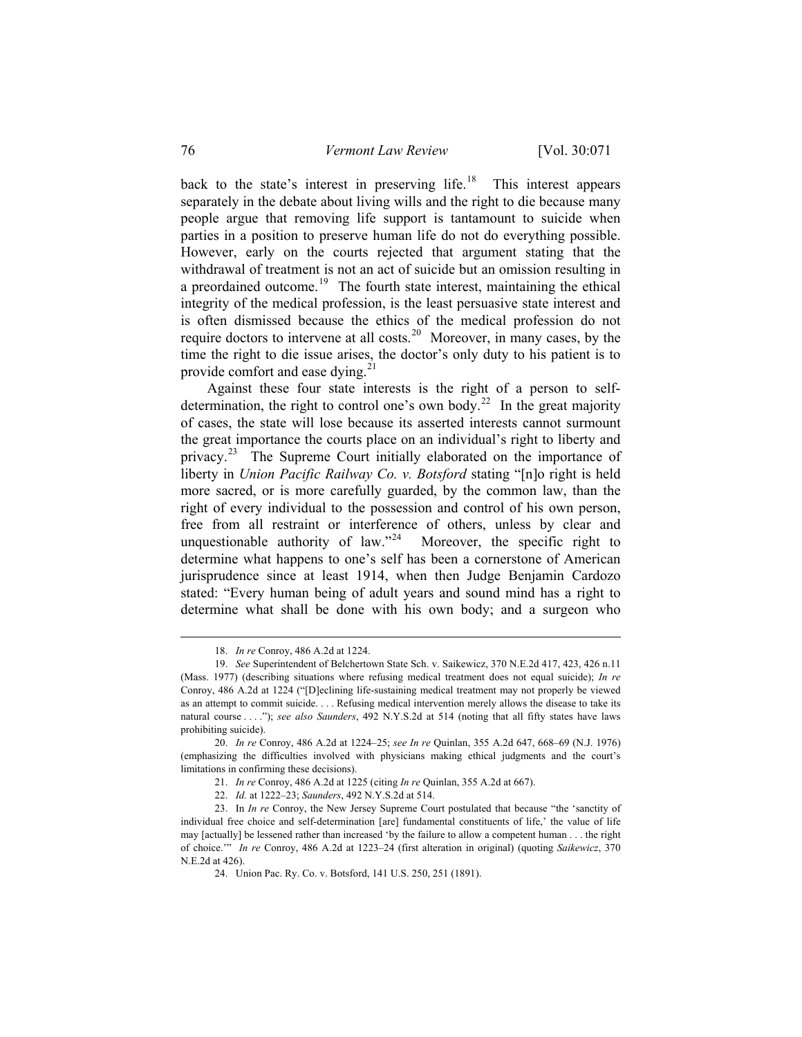back to the state's interest in preserving life.[18] This interest appears separately in the debate about living wills and the right to die because many people argue that removing life support is tantamount to suicide when parties in a position to preserve human life do not do everything possible. However, early on the courts rejected that argument stating that the withdrawal of treatment is not an act of suicide but an omission resulting in a preordained outcome.[19] The fourth state interest, maintaining the ethical integrity of the medical profession, is the least persuasive state interest and is often dismissed because the ethics of the medical profession do not require doctors to intervene at all costs.[20] Moreover, in many cases, by the time the right to die issue arises, the doctor's only duty to his patient is to provide comfort and ease dying.[21]

Against these four state interests is the right of a person to self-determination, the right to control one's own body.[22] In the great majority of cases, the state will lose because its asserted interests cannot surmount the great importance the courts place on an individual's right to liberty and privacy.[23] The Supreme Court initially elaborated on the importance of liberty in *Union Pacific Railway Co. v. Botsford* stating "[n]o right is held more sacred, or is more carefully guarded, by the common law, than the right of every individual to the possession and control of his own person, free from all restraint or interference of others, unless by clear and unquestionable authority of law."[24] Moreover, the specific right to determine what happens to one's self has been a cornerstone of American jurisprudence since at least 1914, when then Judge Benjamin Cardozo stated: "Every human being of adult years and sound mind has a right to determine what shall be done with his own body; and a surgeon who

---

18. *In re* Conroy, 486 A.2d at 1224.

19. *See* Superintendent of Belchertown State Sch. v. Saikewicz, 370 N.E.2d 417, 423, 426 n.11 (Mass. 1977) (describing situations where refusing medical treatment does not equal suicide); *In re* Conroy, 486 A.2d at 1224 ("[D]eclining life-sustaining medical treatment may not properly be viewed as an attempt to commit suicide. . . . Refusing medical intervention merely allows the disease to take its natural course . . . ."); *see also Saunders*, 492 N.Y.S.2d at 514 (noting that all fifty states have laws prohibiting suicide).

20. *In re* Conroy, 486 A.2d at 1224–25; *see In re* Quinlan, 355 A.2d 647, 668–69 (N.J. 1976) (emphasizing the difficulties involved with physicians making ethical judgments and the court's limitations in confirming these decisions).

21. *In re* Conroy, 486 A.2d at 1225 (citing *In re* Quinlan, 355 A.2d at 667).

22. *Id.* at 1222–23; *Saunders*, 492 N.Y.S.2d at 514.

23. In *In re* Conroy, the New Jersey Supreme Court postulated that because "the 'sanctity of individual free choice and self-determination [are] fundamental constituents of life,' the value of life may [actually] be lessened rather than increased 'by the failure to allow a competent human . . . the right of choice.'" *In re* Conroy, 486 A.2d at 1223–24 (first alteration in original) (quoting *Saikewicz*, 370 N.E.2d at 426).

24. Union Pac. Ry. Co. v. Botsford, 141 U.S. 250, 251 (1891).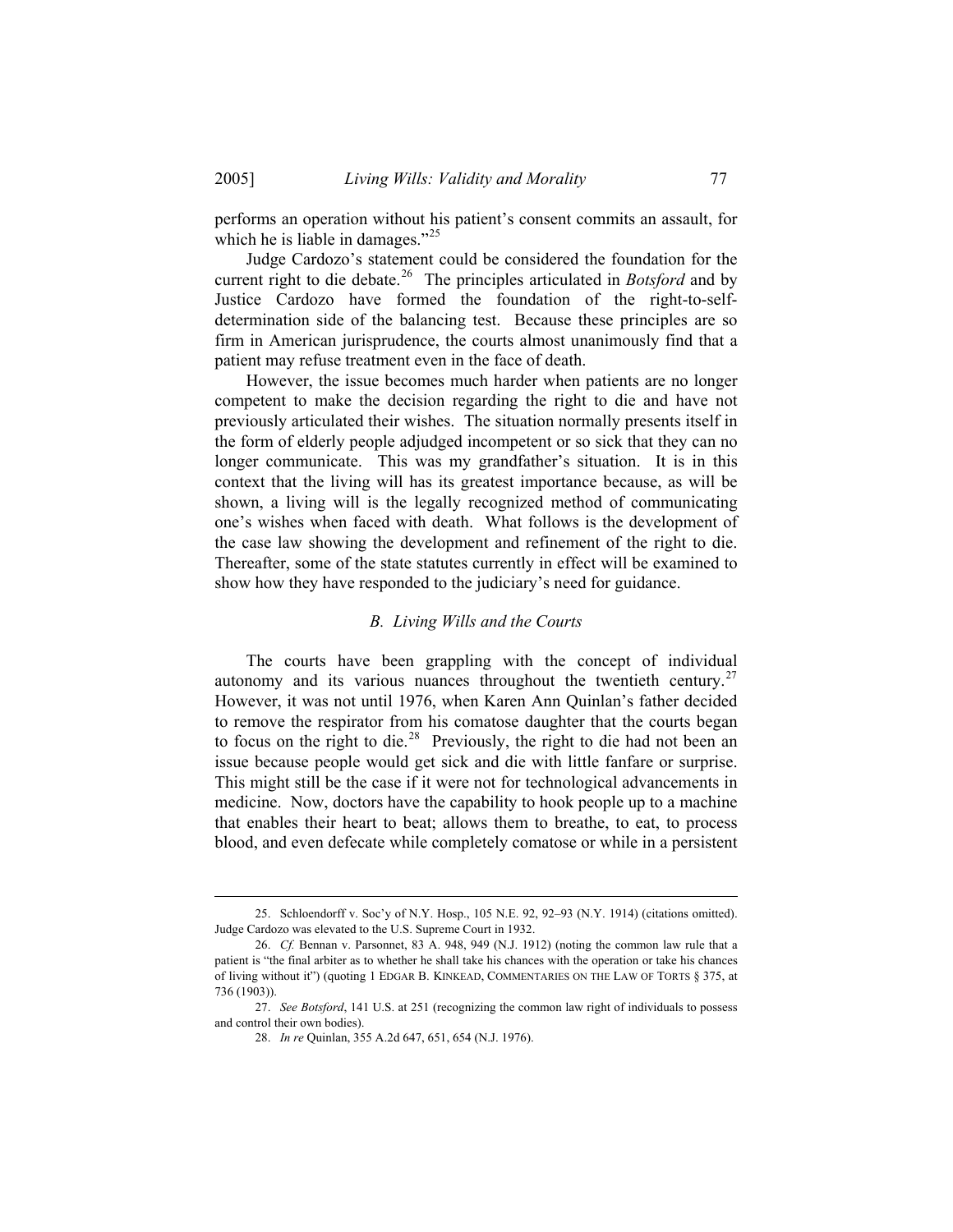performs an operation without his patient's consent commits an assault, for which he is liable in damages."[25]

Judge Cardozo's statement could be considered the foundation for the current right to die debate.[26] The principles articulated in *Botsford* and by Justice Cardozo have formed the foundation of the right-to-self-determination side of the balancing test. Because these principles are so firm in American jurisprudence, the courts almost unanimously find that a patient may refuse treatment even in the face of death.

However, the issue becomes much harder when patients are no longer competent to make the decision regarding the right to die and have not previously articulated their wishes. The situation normally presents itself in the form of elderly people adjudged incompetent or so sick that they can no longer communicate. This was my grandfather's situation. It is in this context that the living will has its greatest importance because, as will be shown, a living will is the legally recognized method of communicating one's wishes when faced with death. What follows is the development of the case law showing the development and refinement of the right to die. Thereafter, some of the state statutes currently in effect will be examined to show how they have responded to the judiciary's need for guidance.

### *B. Living Wills and the Courts*

The courts have been grappling with the concept of individual autonomy and its various nuances throughout the twentieth century.[27] However, it was not until 1976, when Karen Ann Quinlan's father decided to remove the respirator from his comatose daughter that the courts began to focus on the right to die.[28] Previously, the right to die had not been an issue because people would get sick and die with little fanfare or surprise. This might still be the case if it were not for technological advancements in medicine. Now, doctors have the capability to hook people up to a machine that enables their heart to beat; allows them to breathe, to eat, to process blood, and even defecate while completely comatose or while in a persistent

---

25. Schloendorff v. Soc'y of N.Y. Hosp., 105 N.E. 92, 92–93 (N.Y. 1914) (citations omitted). Judge Cardozo was elevated to the U.S. Supreme Court in 1932.

26. *Cf.* Bennan v. Parsonnet, 83 A. 948, 949 (N.J. 1912) (noting the common law rule that a patient is "the final arbiter as to whether he shall take his chances with the operation or take his chances of living without it") (quoting 1 EDGAR B. KINKEAD, COMMENTARIES ON THE LAW OF TORTS § 375, at 736 (1903)).

27. *See Botsford*, 141 U.S. at 251 (recognizing the common law right of individuals to possess and control their own bodies).

28. *In re* Quinlan, 355 A.2d 647, 651, 654 (N.J. 1976).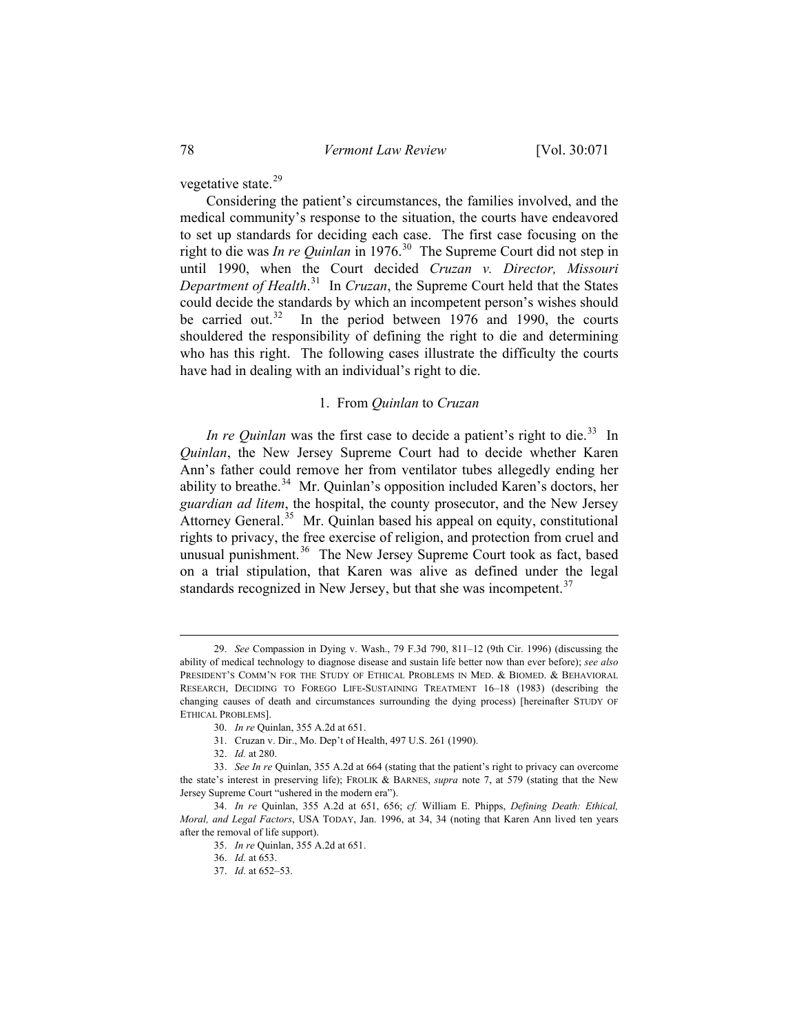vegetative state.[29]

Considering the patient's circumstances, the families involved, and the medical community's response to the situation, the courts have endeavored to set up standards for deciding each case. The first case focusing on the right to die was *In re Quinlan* in 1976.[30] The Supreme Court did not step in until 1990, when the Court decided *Cruzan v. Director, Missouri Department of Health*.[31] In *Cruzan*, the Supreme Court held that the States could decide the standards by which an incompetent person's wishes should be carried out.[32] In the period between 1976 and 1990, the courts shouldered the responsibility of defining the right to die and determining who has this right. The following cases illustrate the difficulty the courts have had in dealing with an individual's right to die.

### 1. From *Quinlan* to *Cruzan*

*In re Quinlan* was the first case to decide a patient's right to die.[33] In *Quinlan*, the New Jersey Supreme Court had to decide whether Karen Ann's father could remove her from ventilator tubes allegedly ending her ability to breathe.[34] Mr. Quinlan's opposition included Karen's doctors, her *guardian ad litem*, the hospital, the county prosecutor, and the New Jersey Attorney General.[35] Mr. Quinlan based his appeal on equity, constitutional rights to privacy, the free exercise of religion, and protection from cruel and unusual punishment.[36] The New Jersey Supreme Court took as fact, based on a trial stipulation, that Karen was alive as defined under the legal standards recognized in New Jersey, but that she was incompetent.[37]

---

29. *See* Compassion in Dying v. Wash., 79 F.3d 790, 811–12 (9th Cir. 1996) (discussing the ability of medical technology to diagnose disease and sustain life better now than ever before); *see also* PRESIDENT'S COMM'N FOR THE STUDY OF ETHICAL PROBLEMS IN MED. & BIOMED. & BEHAVIORAL RESEARCH, DECIDING TO FOREGO LIFE-SUSTAINING TREATMENT 16–18 (1983) (describing the changing causes of death and circumstances surrounding the dying process) [hereinafter STUDY OF ETHICAL PROBLEMS].

30. *In re* Quinlan, 355 A.2d at 651.

31. Cruzan v. Dir., Mo. Dep't of Health, 497 U.S. 261 (1990).

32. *Id.* at 280.

33. *See In re* Quinlan, 355 A.2d at 664 (stating that the patient's right to privacy can overcome the state's interest in preserving life); FROLIK & BARNES, *supra* note 7, at 579 (stating that the New Jersey Supreme Court "ushered in the modern era").

34. *In re* Quinlan, 355 A.2d at 651, 656; *cf.* William E. Phipps, *Defining Death: Ethical, Moral, and Legal Factors*, USA TODAY, Jan. 1996, at 34, 34 (noting that Karen Ann lived ten years after the removal of life support).

35. *In re* Quinlan, 355 A.2d at 651.

36. *Id.* at 653.

37. *Id.* at 652–53.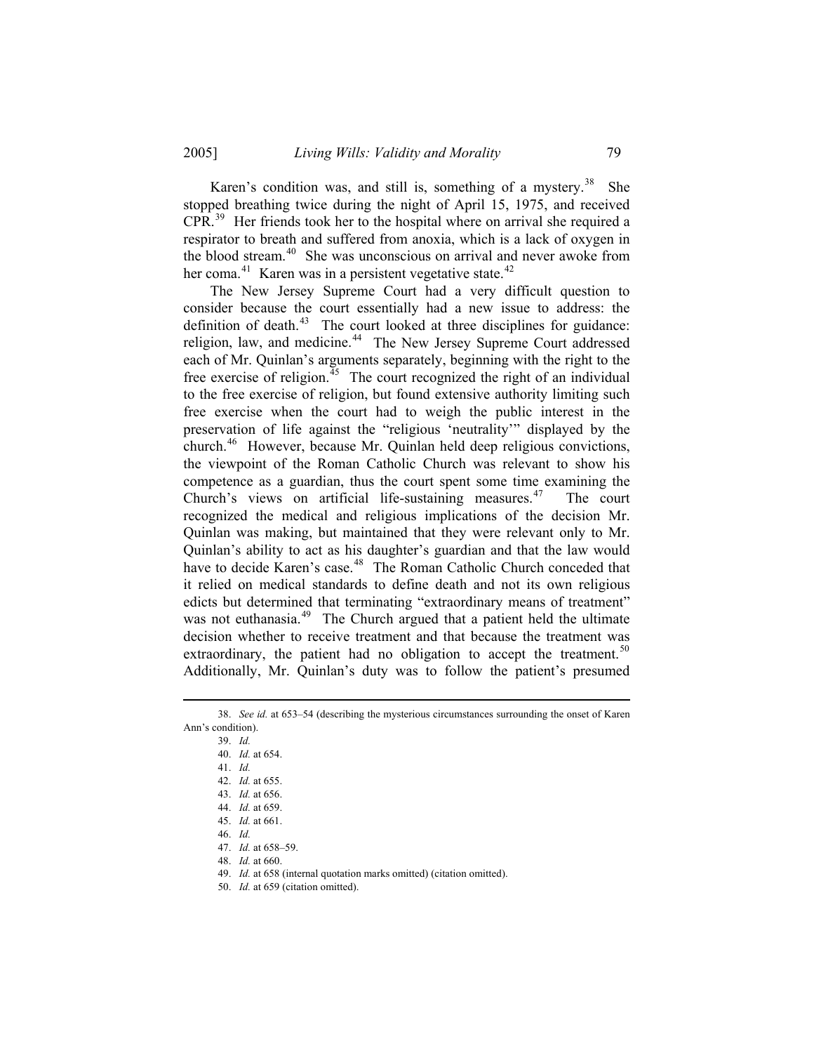Karen's condition was, and still is, something of a mystery.[38] She stopped breathing twice during the night of April 15, 1975, and received CPR.[39] Her friends took her to the hospital where on arrival she required a respirator to breath and suffered from anoxia, which is a lack of oxygen in the blood stream.[40] She was unconscious on arrival and never awoke from her coma.[41] Karen was in a persistent vegetative state.[42]

The New Jersey Supreme Court had a very difficult question to consider because the court essentially had a new issue to address: the definition of death.[43] The court looked at three disciplines for guidance: religion, law, and medicine.[44] The New Jersey Supreme Court addressed each of Mr. Quinlan's arguments separately, beginning with the right to the free exercise of religion.[45] The court recognized the right of an individual to the free exercise of religion, but found extensive authority limiting such free exercise when the court had to weigh the public interest in the preservation of life against the "religious 'neutrality'" displayed by the church.[46] However, because Mr. Quinlan held deep religious convictions, the viewpoint of the Roman Catholic Church was relevant to show his competence as a guardian, thus the court spent some time examining the Church's views on artificial life-sustaining measures.[47] The court recognized the medical and religious implications of the decision Mr. Quinlan was making, but maintained that they were relevant only to Mr. Quinlan's ability to act as his daughter's guardian and that the law would have to decide Karen's case.[48] The Roman Catholic Church conceded that it relied on medical standards to define death and not its own religious edicts but determined that terminating "extraordinary means of treatment" was not euthanasia.[49] The Church argued that a patient held the ultimate decision whether to receive treatment and that because the treatment was extraordinary, the patient had no obligation to accept the treatment.[50] Additionally, Mr. Quinlan's duty was to follow the patient's presumed

---

38. *See id.* at 653–54 (describing the mysterious circumstances surrounding the onset of Karen Ann's condition).

39. *Id.*

40. *Id.* at 654.

41. *Id.*

42. *Id.* at 655.

43. *Id.* at 656.

44. *Id.* at 659.

45. *Id.* at 661.

46. *Id.*

47. *Id.* at 658–59.

48. *Id.* at 660.

49. *Id.* at 658 (internal quotation marks omitted) (citation omitted).

50. *Id.* at 659 (citation omitted).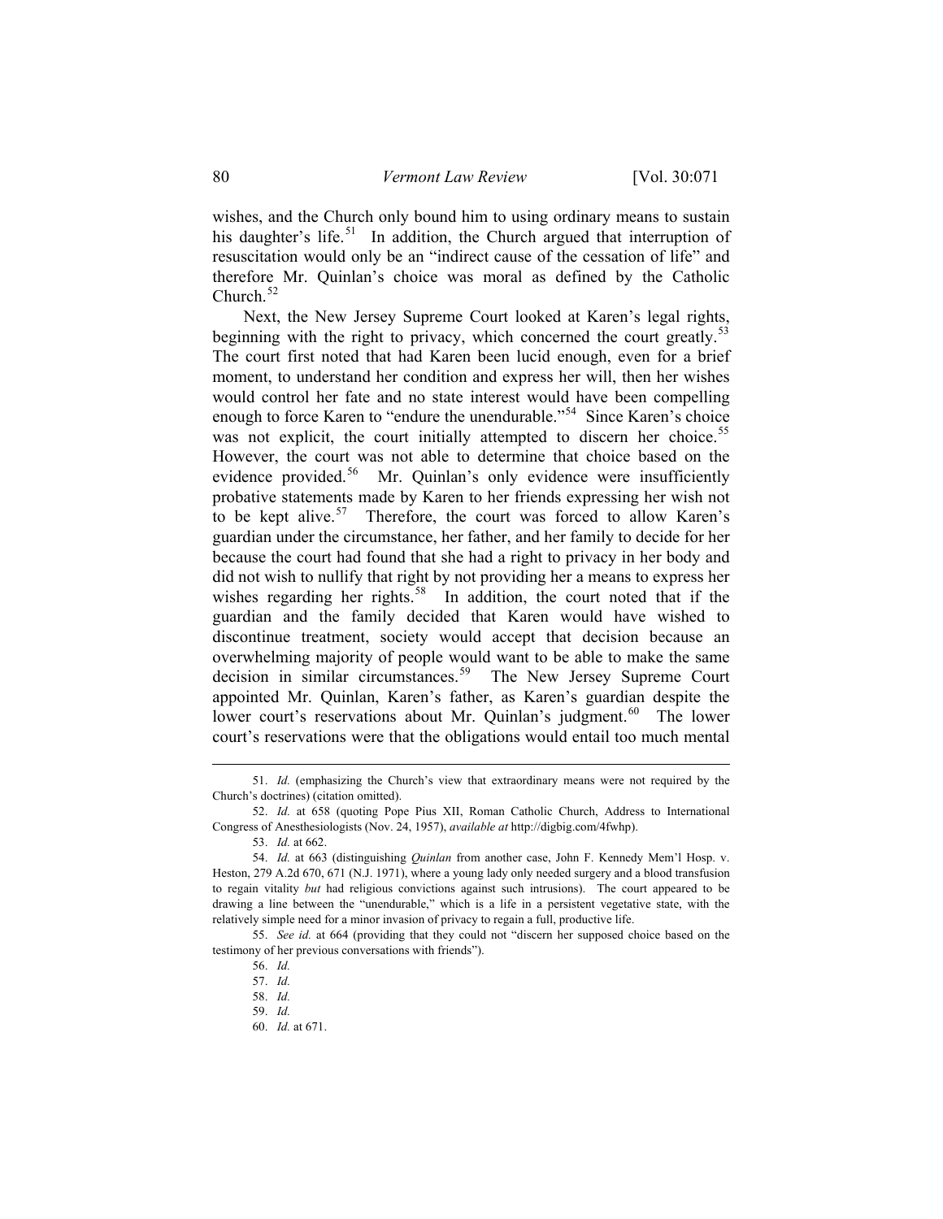wishes, and the Church only bound him to using ordinary means to sustain his daughter's life.[51] In addition, the Church argued that interruption of resuscitation would only be an "indirect cause of the cessation of life" and therefore Mr. Quinlan's choice was moral as defined by the Catholic Church.[52]

Next, the New Jersey Supreme Court looked at Karen's legal rights, beginning with the right to privacy, which concerned the court greatly.[53] The court first noted that had Karen been lucid enough, even for a brief moment, to understand her condition and express her will, then her wishes would control her fate and no state interest would have been compelling enough to force Karen to "endure the unendurable."[54] Since Karen's choice was not explicit, the court initially attempted to discern her choice.[55] However, the court was not able to determine that choice based on the evidence provided.[56] Mr. Quinlan's only evidence were insufficiently probative statements made by Karen to her friends expressing her wish not to be kept alive.[57] Therefore, the court was forced to allow Karen's guardian under the circumstance, her father, and her family to decide for her because the court had found that she had a right to privacy in her body and did not wish to nullify that right by not providing her a means to express her wishes regarding her rights.[58] In addition, the court noted that if the guardian and the family decided that Karen would have wished to discontinue treatment, society would accept that decision because an overwhelming majority of people would want to be able to make the same decision in similar circumstances.[59] The New Jersey Supreme Court appointed Mr. Quinlan, Karen's father, as Karen's guardian despite the lower court's reservations about Mr. Quinlan's judgment.[60] The lower court's reservations were that the obligations would entail too much mental

---

51. *Id.* (emphasizing the Church's view that extraordinary means were not required by the Church's doctrines) (citation omitted).

52. *Id.* at 658 (quoting Pope Pius XII, Roman Catholic Church, Address to International Congress of Anesthesiologists (Nov. 24, 1957), *available at* http://digbig.com/4fwhp).

53. *Id.* at 662.

54. *Id.* at 663 (distinguishing *Quinlan* from another case, John F. Kennedy Mem'l Hosp. v. Heston, 279 A.2d 670, 671 (N.J. 1971), where a young lady only needed surgery and a blood transfusion to regain vitality *but* had religious convictions against such intrusions). The court appeared to be drawing a line between the "unendurable," which is a life in a persistent vegetative state, with the relatively simple need for a minor invasion of privacy to regain a full, productive life.

55. *See id.* at 664 (providing that they could not "discern her supposed choice based on the testimony of her previous conversations with friends").

56. *Id.*

57. *Id.*

58. *Id.*

59. *Id.*

60. *Id.* at 671.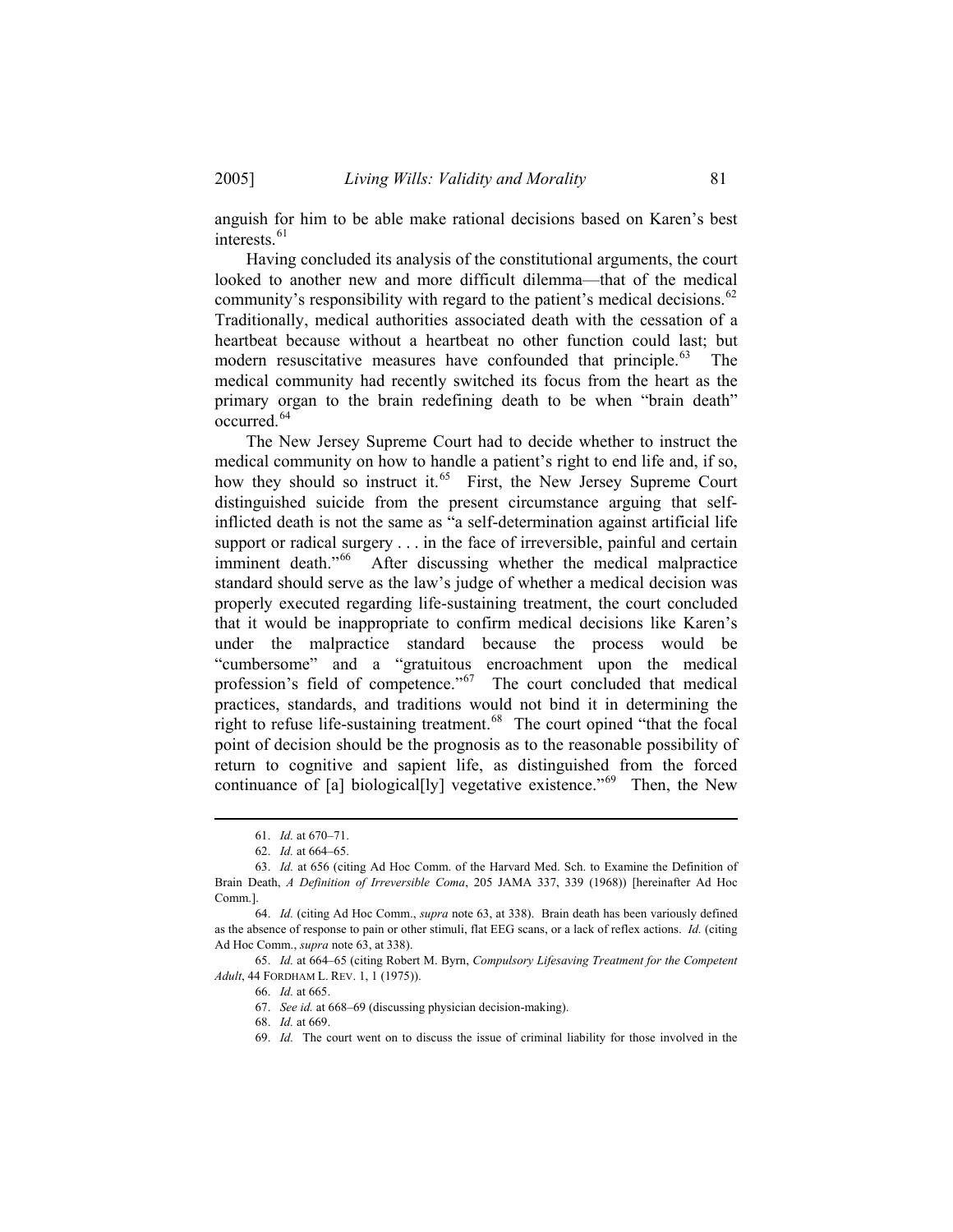anguish for him to be able make rational decisions based on Karen's best interests.[61]

Having concluded its analysis of the constitutional arguments, the court looked to another new and more difficult dilemma—that of the medical community's responsibility with regard to the patient's medical decisions.[62] Traditionally, medical authorities associated death with the cessation of a heartbeat because without a heartbeat no other function could last; but modern resuscitative measures have confounded that principle.[63] The medical community had recently switched its focus from the heart as the primary organ to the brain redefining death to be when "brain death" occurred.[64]

The New Jersey Supreme Court had to decide whether to instruct the medical community on how to handle a patient's right to end life and, if so, how they should so instruct it.[65] First, the New Jersey Supreme Court distinguished suicide from the present circumstance arguing that self-inflicted death is not the same as "a self-determination against artificial life support or radical surgery . . . in the face of irreversible, painful and certain imminent death."[66] After discussing whether the medical malpractice standard should serve as the law's judge of whether a medical decision was properly executed regarding life-sustaining treatment, the court concluded that it would be inappropriate to confirm medical decisions like Karen's under the malpractice standard because the process would be "cumbersome" and a "gratuitous encroachment upon the medical profession's field of competence."[67] The court concluded that medical practices, standards, and traditions would not bind it in determining the right to refuse life-sustaining treatment.[68] The court opined "that the focal point of decision should be the prognosis as to the reasonable possibility of return to cognitive and sapient life, as distinguished from the forced continuance of [a] biological[ly] vegetative existence."[69] Then, the New

---

61. *Id.* at 670–71.

62. *Id.* at 664–65.

63. *Id.* at 656 (citing Ad Hoc Comm. of the Harvard Med. Sch. to Examine the Definition of Brain Death, *A Definition of Irreversible Coma*, 205 JAMA 337, 339 (1968)) [hereinafter Ad Hoc Comm.].

64. *Id.* (citing Ad Hoc Comm., *supra* note 63, at 338). Brain death has been variously defined as the absence of response to pain or other stimuli, flat EEG scans, or a lack of reflex actions. *Id.* (citing Ad Hoc Comm., *supra* note 63, at 338).

65. *Id.* at 664–65 (citing Robert M. Byrn, *Compulsory Lifesaving Treatment for the Competent Adult*, 44 FORDHAM L. REV. 1, 1 (1975)).

66. *Id.* at 665.

67. *See id.* at 668–69 (discussing physician decision-making).

68. *Id.* at 669.

69. *Id.* The court went on to discuss the issue of criminal liability for those involved in the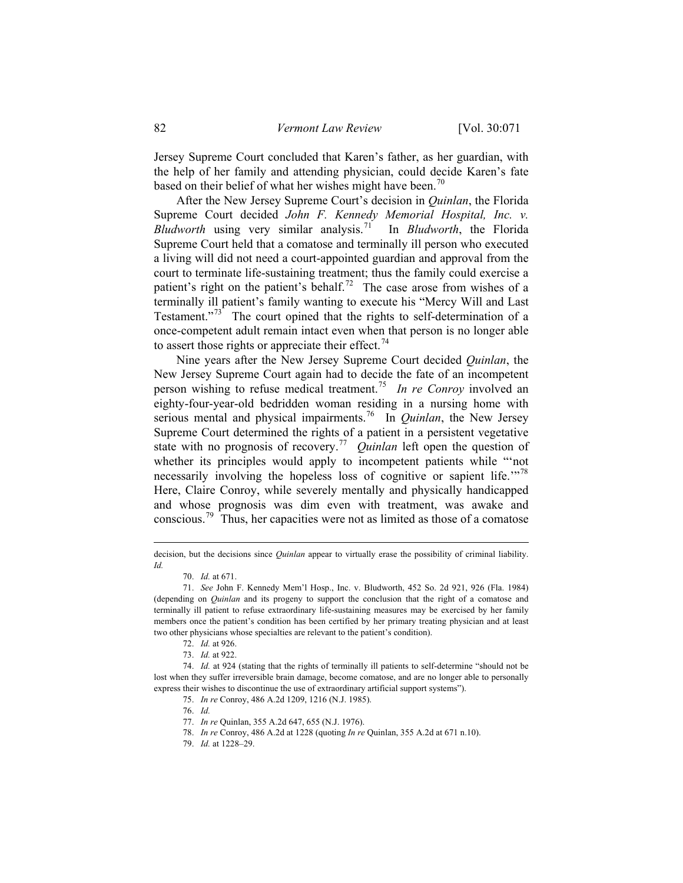Jersey Supreme Court concluded that Karen's father, as her guardian, with the help of her family and attending physician, could decide Karen's fate based on their belief of what her wishes might have been.[70]

After the New Jersey Supreme Court's decision in *Quinlan*, the Florida Supreme Court decided *John F. Kennedy Memorial Hospital, Inc. v. Bludworth* using very similar analysis.[71] In *Bludworth*, the Florida Supreme Court held that a comatose and terminally ill person who executed a living will did not need a court-appointed guardian and approval from the court to terminate life-sustaining treatment; thus the family could exercise a patient's right on the patient's behalf.[72] The case arose from wishes of a terminally ill patient's family wanting to execute his "Mercy Will and Last Testament."[73] The court opined that the rights to self-determination of a once-competent adult remain intact even when that person is no longer able to assert those rights or appreciate their effect.[74]

Nine years after the New Jersey Supreme Court decided *Quinlan*, the New Jersey Supreme Court again had to decide the fate of an incompetent person wishing to refuse medical treatment.[75] *In re Conroy* involved an eighty-four-year-old bedridden woman residing in a nursing home with serious mental and physical impairments.[76] In *Quinlan*, the New Jersey Supreme Court determined the rights of a patient in a persistent vegetative state with no prognosis of recovery.[77] *Quinlan* left open the question of whether its principles would apply to incompetent patients while "'not necessarily involving the hopeless loss of cognitive or sapient life.'"[78] Here, Claire Conroy, while severely mentally and physically handicapped and whose prognosis was dim even with treatment, was awake and conscious.[79] Thus, her capacities were not as limited as those of a comatose

---

decision, but the decisions since *Quinlan* appear to virtually erase the possibility of criminal liability. *Id.*

70. *Id.* at 671.

71. *See* John F. Kennedy Mem'l Hosp., Inc. v. Bludworth, 452 So. 2d 921, 926 (Fla. 1984) (depending on *Quinlan* and its progeny to support the conclusion that the right of a comatose and terminally ill patient to refuse extraordinary life-sustaining measures may be exercised by her family members once the patient's condition has been certified by her primary treating physician and at least two other physicians whose specialties are relevant to the patient's condition).

72. *Id.* at 926.

73. *Id.* at 922.

74. *Id.* at 924 (stating that the rights of terminally ill patients to self-determine "should not be lost when they suffer irreversible brain damage, become comatose, and are no longer able to personally express their wishes to discontinue the use of extraordinary artificial support systems").

75. *In re* Conroy, 486 A.2d 1209, 1216 (N.J. 1985).

76. *Id.*

77. *In re* Quinlan, 355 A.2d 647, 655 (N.J. 1976).

78. *In re* Conroy, 486 A.2d at 1228 (quoting *In re* Quinlan, 355 A.2d at 671 n.10).

79. *Id.* at 1228–29.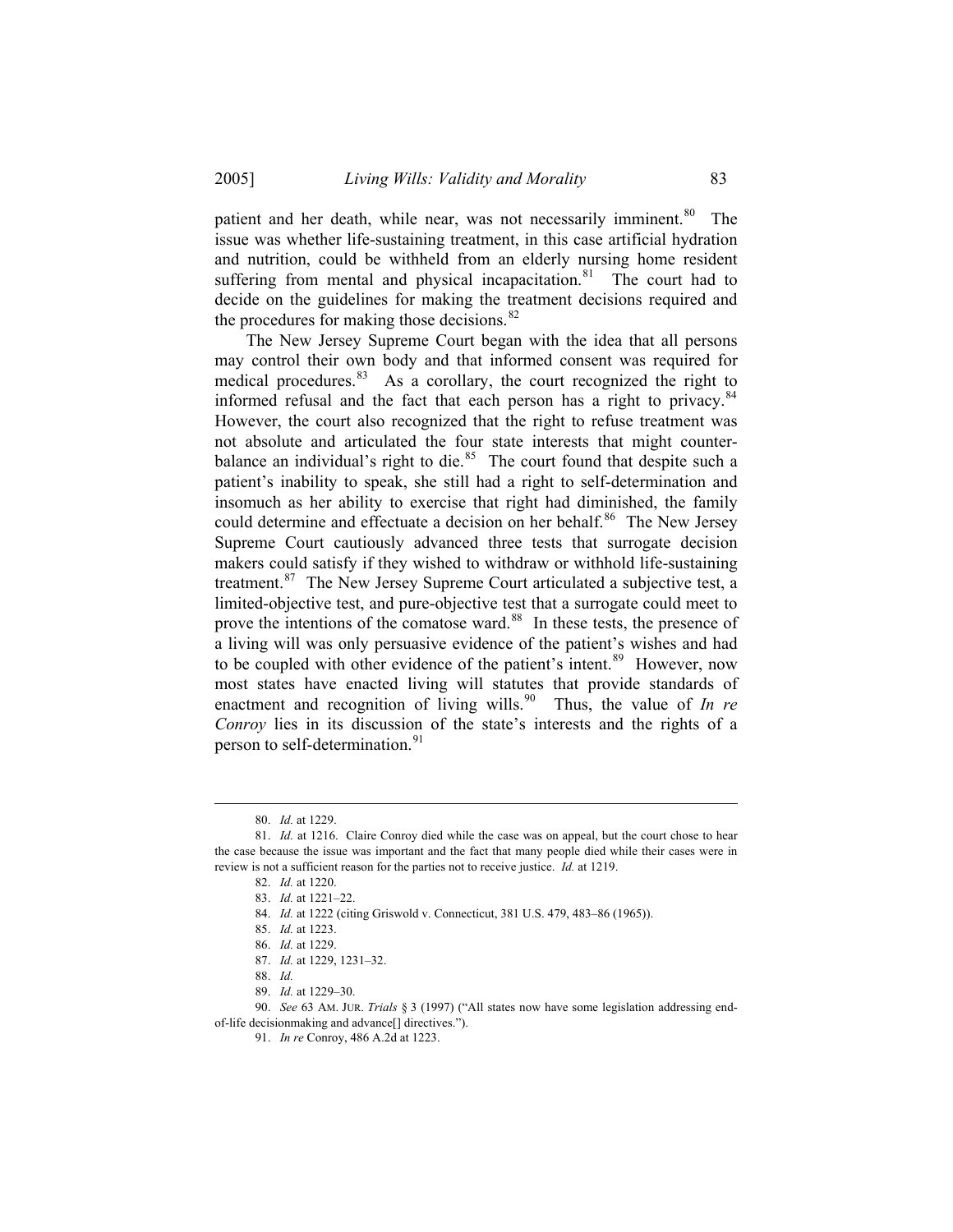patient and her death, while near, was not necessarily imminent.[80] The issue was whether life-sustaining treatment, in this case artificial hydration and nutrition, could be withheld from an elderly nursing home resident suffering from mental and physical incapacitation.[81] The court had to decide on the guidelines for making the treatment decisions required and the procedures for making those decisions.[82]

The New Jersey Supreme Court began with the idea that all persons may control their own body and that informed consent was required for medical procedures.[83] As a corollary, the court recognized the right to informed refusal and the fact that each person has a right to privacy.[84] However, the court also recognized that the right to refuse treatment was not absolute and articulated the four state interests that might counter-balance an individual's right to die.[85] The court found that despite such a patient's inability to speak, she still had a right to self-determination and insomuch as her ability to exercise that right had diminished, the family could determine and effectuate a decision on her behalf.[86] The New Jersey Supreme Court cautiously advanced three tests that surrogate decision makers could satisfy if they wished to withdraw or withhold life-sustaining treatment.[87] The New Jersey Supreme Court articulated a subjective test, a limited-objective test, and pure-objective test that a surrogate could meet to prove the intentions of the comatose ward.[88] In these tests, the presence of a living will was only persuasive evidence of the patient's wishes and had to be coupled with other evidence of the patient's intent.[89] However, now most states have enacted living will statutes that provide standards of enactment and recognition of living wills.[90] Thus, the value of *In re Conroy* lies in its discussion of the state's interests and the rights of a person to self-determination.[91]

---

80. *Id.* at 1229.

81. *Id.* at 1216. Claire Conroy died while the case was on appeal, but the court chose to hear the case because the issue was important and the fact that many people died while their cases were in review is not a sufficient reason for the parties not to receive justice. *Id.* at 1219.

82. *Id.* at 1220.

83. *Id.* at 1221–22.

84. *Id.* at 1222 (citing Griswold v. Connecticut, 381 U.S. 479, 483–86 (1965)).

85. *Id.* at 1223.

86. *Id.* at 1229.

87. *Id.* at 1229, 1231–32.

88. *Id.*

89. *Id.* at 1229–30.

90. *See* 63 AM. JUR. *Trials* § 3 (1997) ("All states now have some legislation addressing end-of-life decisionmaking and advance[] directives.").

91. *In re* Conroy, 486 A.2d at 1223.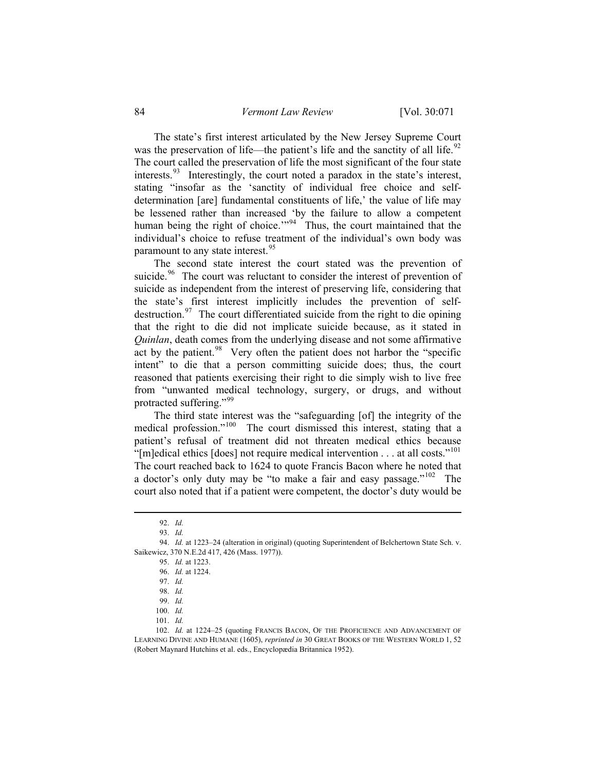The state's first interest articulated by the New Jersey Supreme Court was the preservation of life—the patient's life and the sanctity of all life.[92] The court called the preservation of life the most significant of the four state interests.[93] Interestingly, the court noted a paradox in the state's interest, stating "insofar as the 'sanctity of individual free choice and self-determination [are] fundamental constituents of life,' the value of life may be lessened rather than increased 'by the failure to allow a competent human being the right of choice.'"[94] Thus, the court maintained that the individual's choice to refuse treatment of the individual's own body was paramount to any state interest.[95]

The second state interest the court stated was the prevention of suicide.[96] The court was reluctant to consider the interest of prevention of suicide as independent from the interest of preserving life, considering that the state's first interest implicitly includes the prevention of self-destruction.[97] The court differentiated suicide from the right to die opining that the right to die did not implicate suicide because, as it stated in *Quinlan*, death comes from the underlying disease and not some affirmative act by the patient.[98] Very often the patient does not harbor the "specific intent" to die that a person committing suicide does; thus, the court reasoned that patients exercising their right to die simply wish to live free from "unwanted medical technology, surgery, or drugs, and without protracted suffering."[99]

The third state interest was the "safeguarding [of] the integrity of the medical profession."[100] The court dismissed this interest, stating that a patient's refusal of treatment did not threaten medical ethics because "[m]edical ethics [does] not require medical intervention . . . at all costs."[101] The court reached back to 1624 to quote Francis Bacon where he noted that a doctor's only duty may be "to make a fair and easy passage."[102] The court also noted that if a patient were competent, the doctor's duty would be

---

92. *Id.*

93. *Id.*

94. *Id.* at 1223–24 (alteration in original) (quoting Superintendent of Belchertown State Sch. v. Saikewicz, 370 N.E.2d 417, 426 (Mass. 1977)).

95. *Id.* at 1223.

96. *Id.* at 1224.

97. *Id.*

98. *Id.*

99. *Id.*

100. *Id.*

101. *Id.*

102. *Id.* at 1224–25 (quoting FRANCIS BACON, OF THE PROFICIENCE AND ADVANCEMENT OF LEARNING DIVINE AND HUMANE (1605), *reprinted in* 30 GREAT BOOKS OF THE WESTERN WORLD 1, 52 (Robert Maynard Hutchins et al. eds., Encyclopædia Britannica 1952).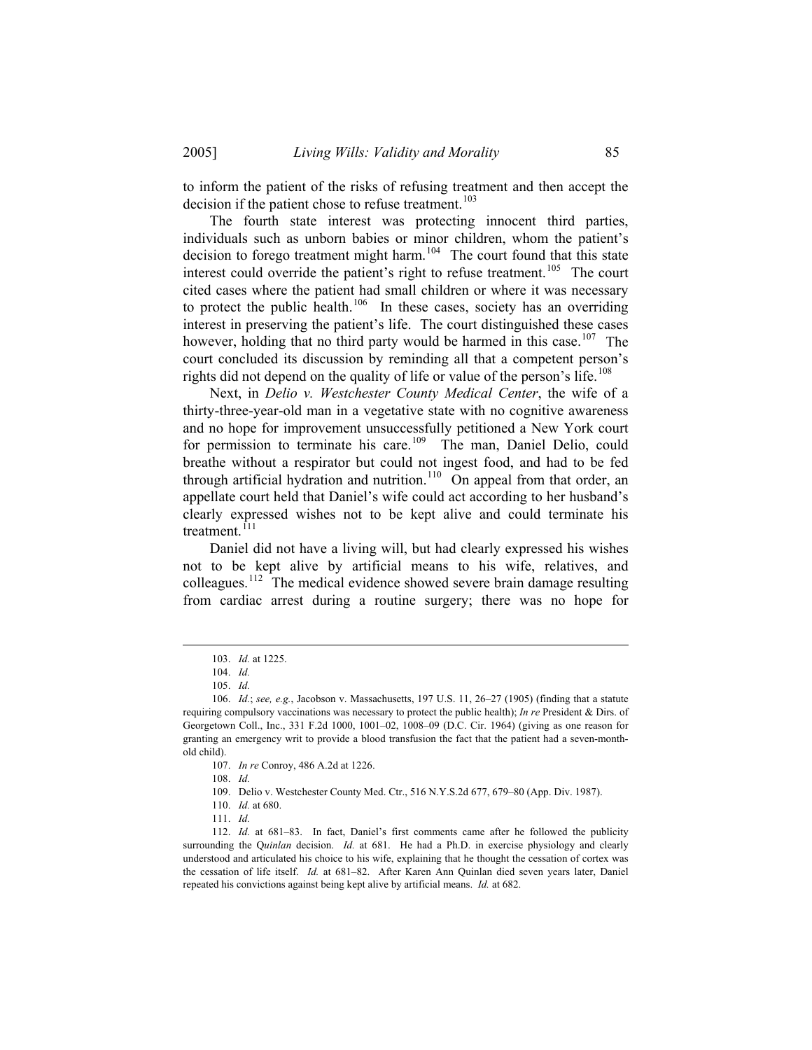to inform the patient of the risks of refusing treatment and then accept the decision if the patient chose to refuse treatment.[103]

The fourth state interest was protecting innocent third parties, individuals such as unborn babies or minor children, whom the patient's decision to forego treatment might harm.[104] The court found that this state interest could override the patient's right to refuse treatment.[105] The court cited cases where the patient had small children or where it was necessary to protect the public health.[106] In these cases, society has an overriding interest in preserving the patient's life. The court distinguished these cases however, holding that no third party would be harmed in this case.[107] The court concluded its discussion by reminding all that a competent person's rights did not depend on the quality of life or value of the person's life.[108]

Next, in *Delio v. Westchester County Medical Center*, the wife of a thirty-three-year-old man in a vegetative state with no cognitive awareness and no hope for improvement unsuccessfully petitioned a New York court for permission to terminate his care.[109] The man, Daniel Delio, could breathe without a respirator but could not ingest food, and had to be fed through artificial hydration and nutrition.[110] On appeal from that order, an appellate court held that Daniel's wife could act according to her husband's clearly expressed wishes not to be kept alive and could terminate his treatment.[111]

Daniel did not have a living will, but had clearly expressed his wishes not to be kept alive by artificial means to his wife, relatives, and colleagues.[112] The medical evidence showed severe brain damage resulting from cardiac arrest during a routine surgery; there was no hope for

---

103. *Id.* at 1225.

104. *Id.*

105. *Id.*

106. *Id.*; *see, e.g.*, Jacobson v. Massachusetts, 197 U.S. 11, 26–27 (1905) (finding that a statute requiring compulsory vaccinations was necessary to protect the public health); *In re* President & Dirs. of Georgetown Coll., Inc., 331 F.2d 1000, 1001–02, 1008–09 (D.C. Cir. 1964) (giving as one reason for granting an emergency writ to provide a blood transfusion the fact that the patient had a seven-month-old child).

107. *In re* Conroy, 486 A.2d at 1226.

108. *Id.*

109. Delio v. Westchester County Med. Ctr., 516 N.Y.S.2d 677, 679–80 (App. Div. 1987).

110. *Id.* at 680.

111. *Id.*

112. *Id.* at 681–83. In fact, Daniel's first comments came after he followed the publicity surrounding the *Quinlan* decision. *Id.* at 681. He had a Ph.D. in exercise physiology and clearly understood and articulated his choice to his wife, explaining that he thought the cessation of cortex was the cessation of life itself. *Id.* at 681–82. After Karen Ann Quinlan died seven years later, Daniel repeated his convictions against being kept alive by artificial means. *Id.* at 682.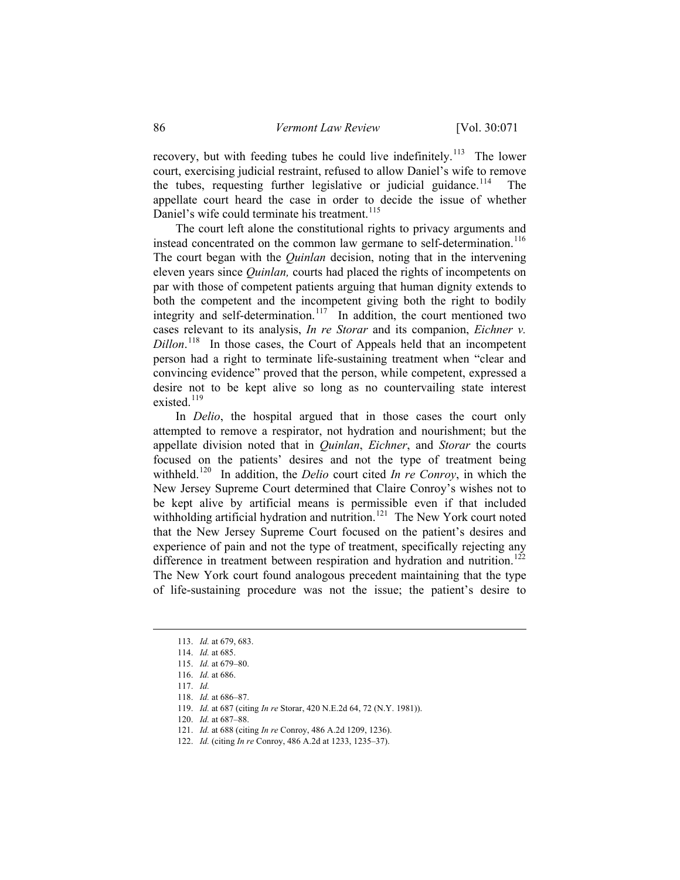recovery, but with feeding tubes he could live indefinitely.[113] The lower court, exercising judicial restraint, refused to allow Daniel's wife to remove the tubes, requesting further legislative or judicial guidance.[114] The appellate court heard the case in order to decide the issue of whether Daniel's wife could terminate his treatment.[115]

The court left alone the constitutional rights to privacy arguments and instead concentrated on the common law germane to self-determination.[116] The court began with the *Quinlan* decision, noting that in the intervening eleven years since *Quinlan,* courts had placed the rights of incompetents on par with those of competent patients arguing that human dignity extends to both the competent and the incompetent giving both the right to bodily integrity and self-determination.[117] In addition, the court mentioned two cases relevant to its analysis, *In re Storar* and its companion, *Eichner v. Dillon*.[118] In those cases, the Court of Appeals held that an incompetent person had a right to terminate life-sustaining treatment when "clear and convincing evidence" proved that the person, while competent, expressed a desire not to be kept alive so long as no countervailing state interest existed.[119]

In *Delio*, the hospital argued that in those cases the court only attempted to remove a respirator, not hydration and nourishment; but the appellate division noted that in *Quinlan*, *Eichner*, and *Storar* the courts focused on the patients' desires and not the type of treatment being withheld.[120] In addition, the *Delio* court cited *In re Conroy*, in which the New Jersey Supreme Court determined that Claire Conroy's wishes not to be kept alive by artificial means is permissible even if that included withholding artificial hydration and nutrition.[121] The New York court noted that the New Jersey Supreme Court focused on the patient's desires and experience of pain and not the type of treatment, specifically rejecting any difference in treatment between respiration and hydration and nutrition.[122] The New York court found analogous precedent maintaining that the type of life-sustaining procedure was not the issue; the patient's desire to

---

113. *Id.* at 679, 683.
114. *Id.* at 685.
115. *Id.* at 679–80.
116. *Id.* at 686.
117. *Id.*
118. *Id.* at 686–87.
119. *Id.* at 687 (citing *In re* Storar, 420 N.E.2d 64, 72 (N.Y. 1981)).
120. *Id.* at 687–88.
121. *Id.* at 688 (citing *In re* Conroy, 486 A.2d 1209, 1236).
122. *Id.* (citing *In re* Conroy, 486 A.2d at 1233, 1235–37).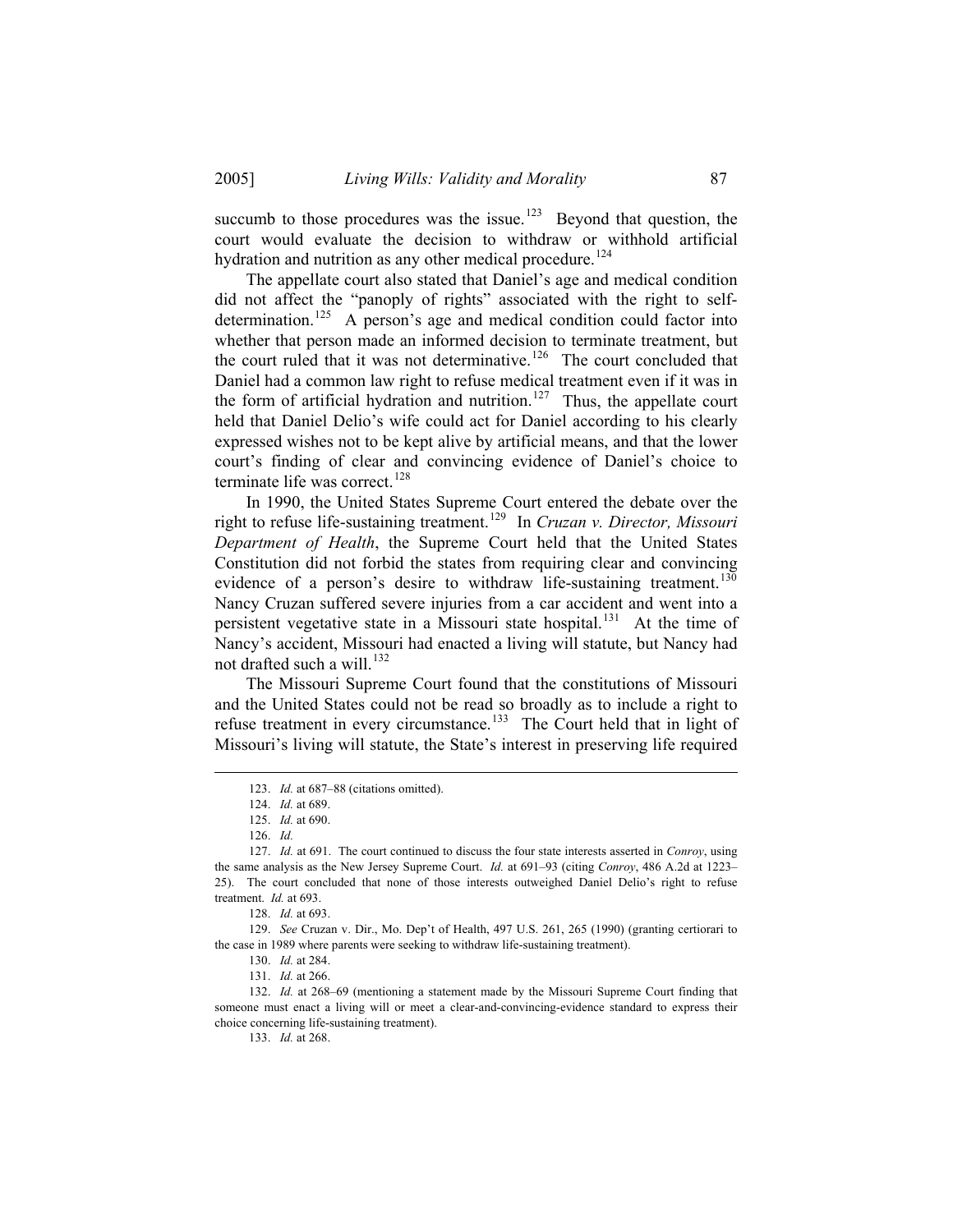succumb to those procedures was the issue.[123] Beyond that question, the court would evaluate the decision to withdraw or withhold artificial hydration and nutrition as any other medical procedure.[124]

The appellate court also stated that Daniel's age and medical condition did not affect the "panoply of rights" associated with the right to self-determination.[125] A person's age and medical condition could factor into whether that person made an informed decision to terminate treatment, but the court ruled that it was not determinative.[126] The court concluded that Daniel had a common law right to refuse medical treatment even if it was in the form of artificial hydration and nutrition.[127] Thus, the appellate court held that Daniel Delio's wife could act for Daniel according to his clearly expressed wishes not to be kept alive by artificial means, and that the lower court's finding of clear and convincing evidence of Daniel's choice to terminate life was correct.[128]

In 1990, the United States Supreme Court entered the debate over the right to refuse life-sustaining treatment.[129] In *Cruzan v. Director, Missouri Department of Health*, the Supreme Court held that the United States Constitution did not forbid the states from requiring clear and convincing evidence of a person's desire to withdraw life-sustaining treatment.[130] Nancy Cruzan suffered severe injuries from a car accident and went into a persistent vegetative state in a Missouri state hospital.[131] At the time of Nancy's accident, Missouri had enacted a living will statute, but Nancy had not drafted such a will.[132]

The Missouri Supreme Court found that the constitutions of Missouri and the United States could not be read so broadly as to include a right to refuse treatment in every circumstance.[133] The Court held that in light of Missouri's living will statute, the State's interest in preserving life required

---

123. *Id.* at 687–88 (citations omitted).

124. *Id.* at 689.

125. *Id.* at 690.

126. *Id.*

127. *Id.* at 691. The court continued to discuss the four state interests asserted in *Conroy*, using the same analysis as the New Jersey Supreme Court. *Id.* at 691–93 (citing *Conroy*, 486 A.2d at 1223–25). The court concluded that none of those interests outweighed Daniel Delio's right to refuse treatment. *Id.* at 693.

128. *Id.* at 693.

129. *See* Cruzan v. Dir., Mo. Dep't of Health, 497 U.S. 261, 265 (1990) (granting certiorari to the case in 1989 where parents were seeking to withdraw life-sustaining treatment).

130. *Id.* at 284.

131. *Id.* at 266.

132. *Id.* at 268–69 (mentioning a statement made by the Missouri Supreme Court finding that someone must enact a living will or meet a clear-and-convincing-evidence standard to express their choice concerning life-sustaining treatment).

133. *Id.* at 268.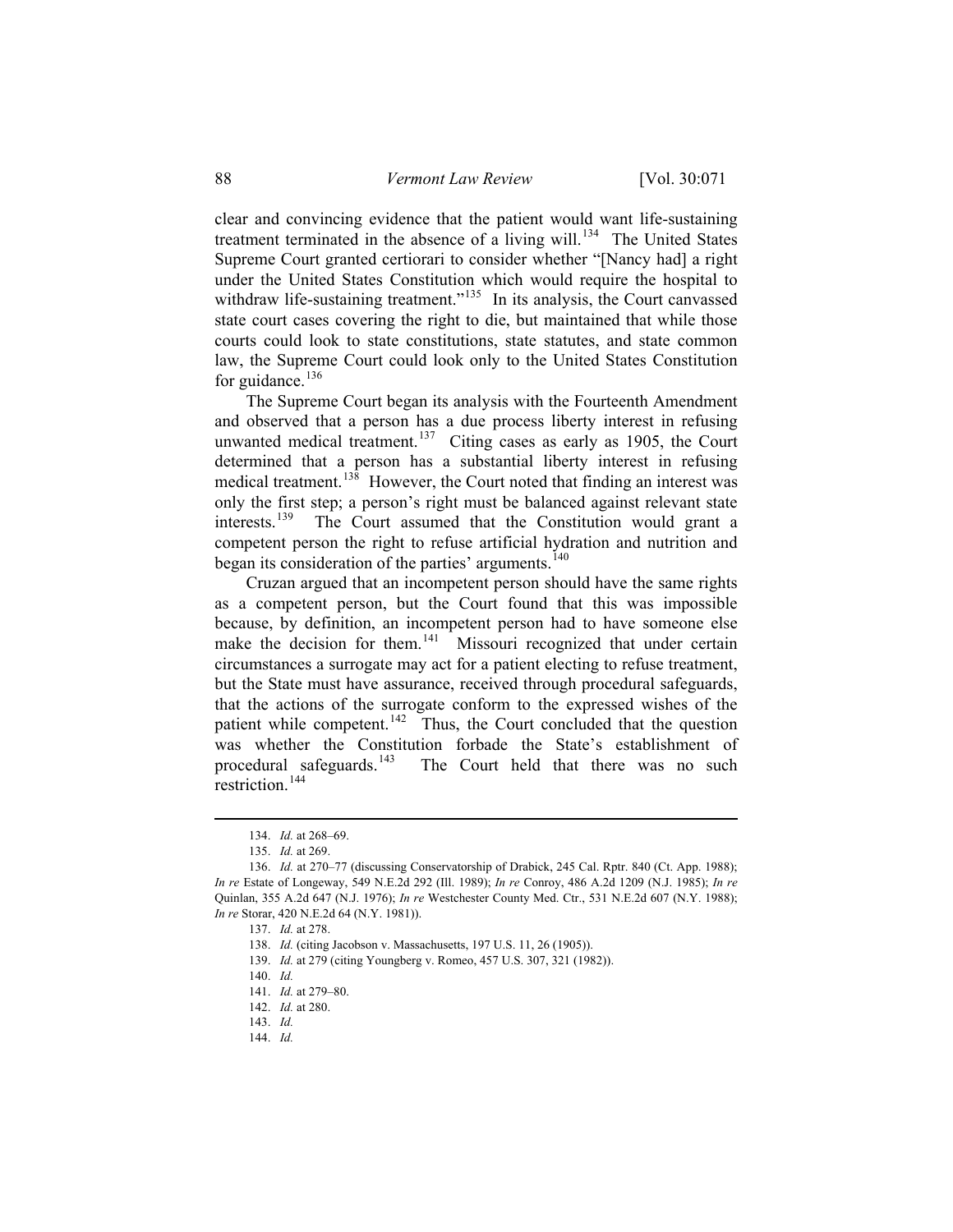clear and convincing evidence that the patient would want life-sustaining treatment terminated in the absence of a living will.[134] The United States Supreme Court granted certiorari to consider whether "[Nancy had] a right under the United States Constitution which would require the hospital to withdraw life-sustaining treatment."[135] In its analysis, the Court canvassed state court cases covering the right to die, but maintained that while those courts could look to state constitutions, state statutes, and state common law, the Supreme Court could look only to the United States Constitution for guidance.[136]

The Supreme Court began its analysis with the Fourteenth Amendment and observed that a person has a due process liberty interest in refusing unwanted medical treatment.[137] Citing cases as early as 1905, the Court determined that a person has a substantial liberty interest in refusing medical treatment.[138] However, the Court noted that finding an interest was only the first step; a person's right must be balanced against relevant state interests.[139] The Court assumed that the Constitution would grant a competent person the right to refuse artificial hydration and nutrition and began its consideration of the parties' arguments.[140]

Cruzan argued that an incompetent person should have the same rights as a competent person, but the Court found that this was impossible because, by definition, an incompetent person had to have someone else make the decision for them.[141] Missouri recognized that under certain circumstances a surrogate may act for a patient electing to refuse treatment, but the State must have assurance, received through procedural safeguards, that the actions of the surrogate conform to the expressed wishes of the patient while competent.[142] Thus, the Court concluded that the question was whether the Constitution forbade the State's establishment of procedural safeguards.[143] The Court held that there was no such restriction.[144]

---

134. *Id.* at 268–69.

135. *Id.* at 269.

136. *Id.* at 270–77 (discussing Conservatorship of Drabick, 245 Cal. Rptr. 840 (Ct. App. 1988); *In re* Estate of Longeway, 549 N.E.2d 292 (Ill. 1989); *In re* Conroy, 486 A.2d 1209 (N.J. 1985); *In re* Quinlan, 355 A.2d 647 (N.J. 1976); *In re* Westchester County Med. Ctr., 531 N.E.2d 607 (N.Y. 1988); *In re* Storar, 420 N.E.2d 64 (N.Y. 1981)).

137. *Id.* at 278.

138. *Id.* (citing Jacobson v. Massachusetts, 197 U.S. 11, 26 (1905)).

139. *Id.* at 279 (citing Youngberg v. Romeo, 457 U.S. 307, 321 (1982)).

140. *Id.*

141. *Id.* at 279–80.

142. *Id.* at 280.

143. *Id.*

144. *Id.*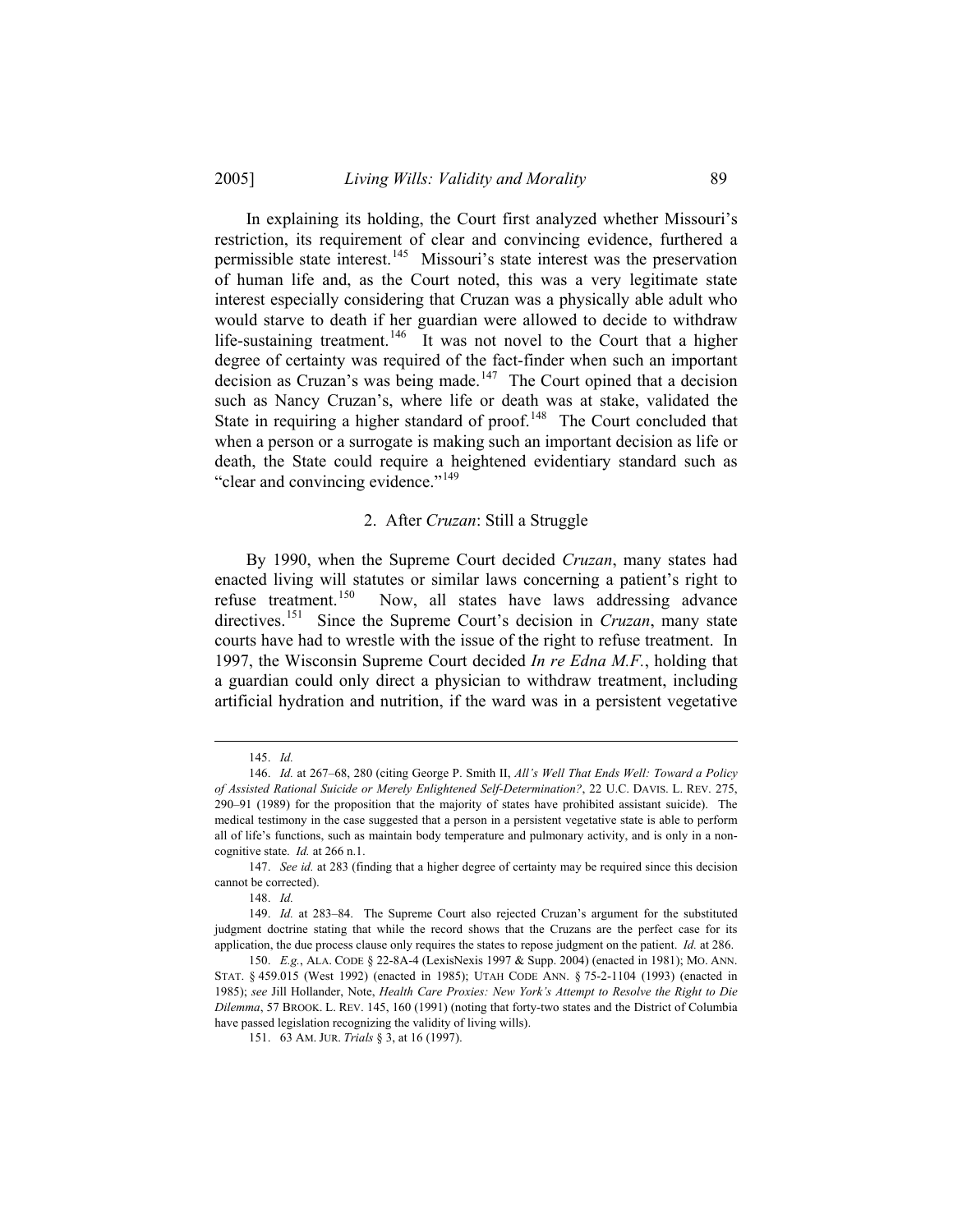In explaining its holding, the Court first analyzed whether Missouri's restriction, its requirement of clear and convincing evidence, furthered a permissible state interest.[145] Missouri's state interest was the preservation of human life and, as the Court noted, this was a very legitimate state interest especially considering that Cruzan was a physically able adult who would starve to death if her guardian were allowed to decide to withdraw life-sustaining treatment.[146] It was not novel to the Court that a higher degree of certainty was required of the fact-finder when such an important decision as Cruzan's was being made.[147] The Court opined that a decision such as Nancy Cruzan's, where life or death was at stake, validated the State in requiring a higher standard of proof.[148] The Court concluded that when a person or a surrogate is making such an important decision as life or death, the State could require a heightened evidentiary standard such as "clear and convincing evidence."[149]

### 2. After *Cruzan*: Still a Struggle

By 1990, when the Supreme Court decided *Cruzan*, many states had enacted living will statutes or similar laws concerning a patient's right to refuse treatment.[150] Now, all states have laws addressing advance directives.[151] Since the Supreme Court's decision in *Cruzan*, many state courts have had to wrestle with the issue of the right to refuse treatment. In 1997, the Wisconsin Supreme Court decided *In re Edna M.F.*, holding that a guardian could only direct a physician to withdraw treatment, including artificial hydration and nutrition, if the ward was in a persistent vegetative

---

145. *Id.*

146. *Id.* at 267–68, 280 (citing George P. Smith II, *All's Well That Ends Well: Toward a Policy of Assisted Rational Suicide or Merely Enlightened Self-Determination?*, 22 U.C. DAVIS. L. REV. 275, 290–91 (1989) for the proposition that the majority of states have prohibited assistant suicide). The medical testimony in the case suggested that a person in a persistent vegetative state is able to perform all of life's functions, such as maintain body temperature and pulmonary activity, and is only in a non-cognitive state. *Id.* at 266 n.1.

147. *See id.* at 283 (finding that a higher degree of certainty may be required since this decision cannot be corrected).

148. *Id.*

149. *Id.* at 283–84. The Supreme Court also rejected Cruzan's argument for the substituted judgment doctrine stating that while the record shows that the Cruzans are the perfect case for its application, the due process clause only requires the states to repose judgment on the patient. *Id.* at 286.

150. *E.g.*, ALA. CODE § 22-8A-4 (LexisNexis 1997 & Supp. 2004) (enacted in 1981); MO. ANN. STAT. § 459.015 (West 1992) (enacted in 1985); UTAH CODE ANN. § 75-2-1104 (1993) (enacted in 1985); *see* Jill Hollander, Note, *Health Care Proxies: New York's Attempt to Resolve the Right to Die Dilemma*, 57 BROOK. L. REV. 145, 160 (1991) (noting that forty-two states and the District of Columbia have passed legislation recognizing the validity of living wills).

151. 63 AM. JUR. *Trials* § 3, at 16 (1997).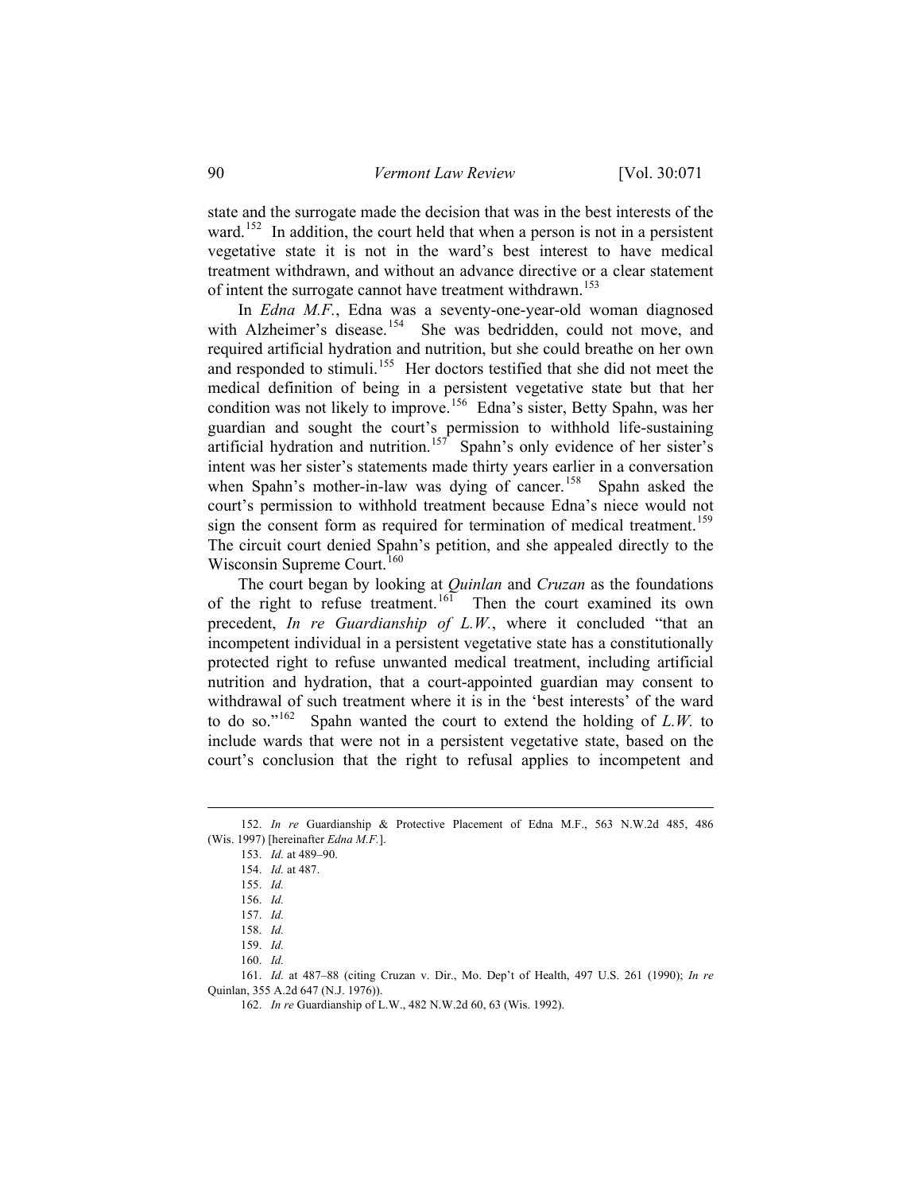state and the surrogate made the decision that was in the best interests of the ward.[152] In addition, the court held that when a person is not in a persistent vegetative state it is not in the ward's best interest to have medical treatment withdrawn, and without an advance directive or a clear statement of intent the surrogate cannot have treatment withdrawn.[153]

In *Edna M.F.*, Edna was a seventy-one-year-old woman diagnosed with Alzheimer's disease.[154] She was bedridden, could not move, and required artificial hydration and nutrition, but she could breathe on her own and responded to stimuli.[155] Her doctors testified that she did not meet the medical definition of being in a persistent vegetative state but that her condition was not likely to improve.[156] Edna's sister, Betty Spahn, was her guardian and sought the court's permission to withhold life-sustaining artificial hydration and nutrition.[157] Spahn's only evidence of her sister's intent was her sister's statements made thirty years earlier in a conversation when Spahn's mother-in-law was dying of cancer.[158] Spahn asked the court's permission to withhold treatment because Edna's niece would not sign the consent form as required for termination of medical treatment.[159] The circuit court denied Spahn's petition, and she appealed directly to the Wisconsin Supreme Court.[160]

The court began by looking at *Quinlan* and *Cruzan* as the foundations of the right to refuse treatment.[161] Then the court examined its own precedent, *In re Guardianship of L.W.*, where it concluded "that an incompetent individual in a persistent vegetative state has a constitutionally protected right to refuse unwanted medical treatment, including artificial nutrition and hydration, that a court-appointed guardian may consent to withdrawal of such treatment where it is in the 'best interests' of the ward to do so."[162] Spahn wanted the court to extend the holding of *L.W.* to include wards that were not in a persistent vegetative state, based on the court's conclusion that the right to refusal applies to incompetent and

---

152. *In re* Guardianship & Protective Placement of Edna M.F., 563 N.W.2d 485, 486 (Wis. 1997) [hereinafter *Edna M.F.*].

153. *Id.* at 489–90.

154. *Id.* at 487.

155. *Id.*

156. *Id.*

157. *Id.*

158. *Id.*

159. *Id.*

160. *Id.*

161. *Id.* at 487–88 (citing Cruzan v. Dir., Mo. Dep't of Health, 497 U.S. 261 (1990); *In re* Quinlan, 355 A.2d 647 (N.J. 1976)).

162. *In re* Guardianship of L.W., 482 N.W.2d 60, 63 (Wis. 1992).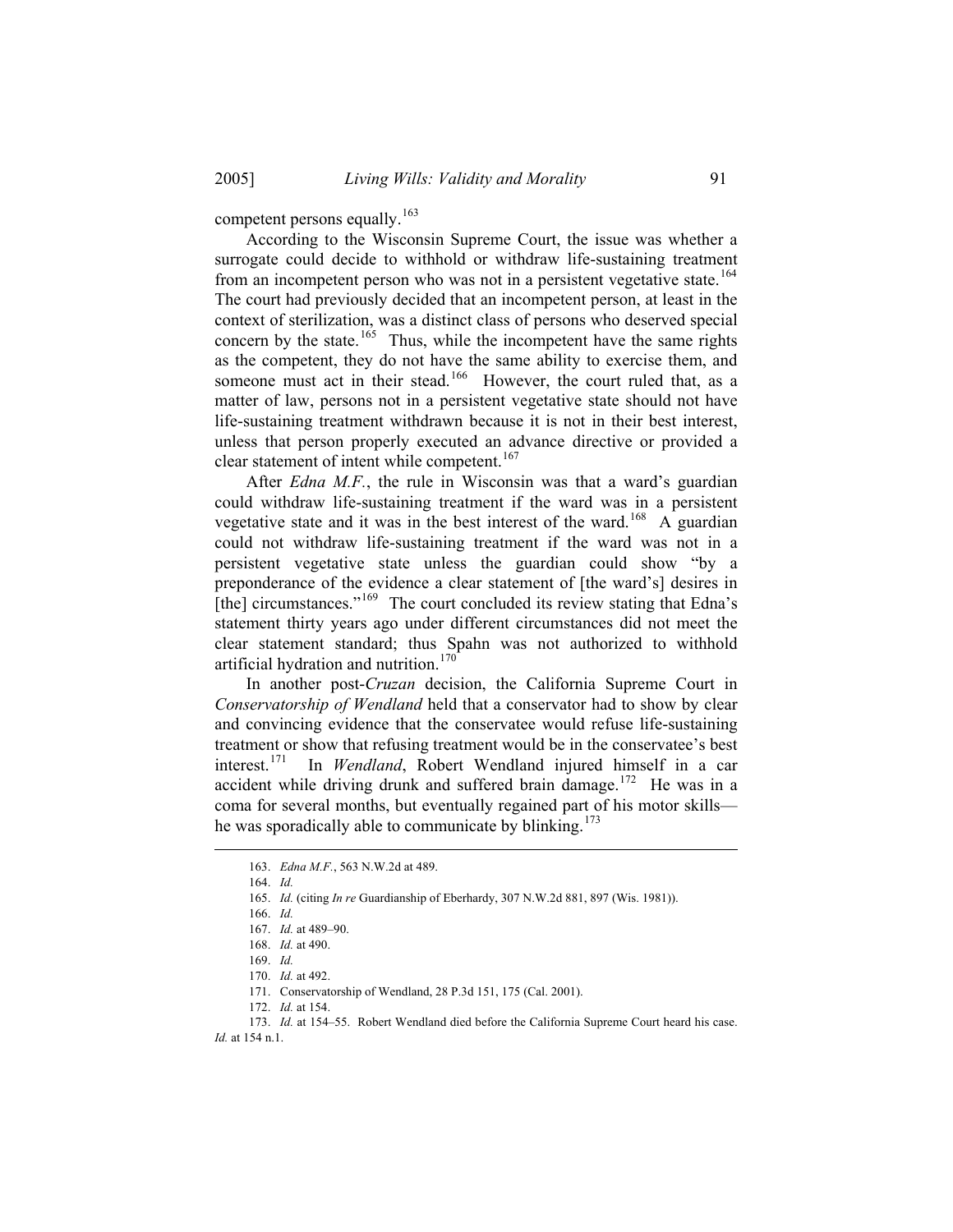competent persons equally.[163]

According to the Wisconsin Supreme Court, the issue was whether a surrogate could decide to withhold or withdraw life-sustaining treatment from an incompetent person who was not in a persistent vegetative state.[164] The court had previously decided that an incompetent person, at least in the context of sterilization, was a distinct class of persons who deserved special concern by the state.[165] Thus, while the incompetent have the same rights as the competent, they do not have the same ability to exercise them, and someone must act in their stead.[166] However, the court ruled that, as a matter of law, persons not in a persistent vegetative state should not have life-sustaining treatment withdrawn because it is not in their best interest, unless that person properly executed an advance directive or provided a clear statement of intent while competent.[167]

After *Edna M.F.*, the rule in Wisconsin was that a ward's guardian could withdraw life-sustaining treatment if the ward was in a persistent vegetative state and it was in the best interest of the ward.[168] A guardian could not withdraw life-sustaining treatment if the ward was not in a persistent vegetative state unless the guardian could show "by a preponderance of the evidence a clear statement of [the ward's] desires in [the] circumstances."[169] The court concluded its review stating that Edna's statement thirty years ago under different circumstances did not meet the clear statement standard; thus Spahn was not authorized to withhold artificial hydration and nutrition.[170]

In another post-*Cruzan* decision, the California Supreme Court in *Conservatorship of Wendland* held that a conservator had to show by clear and convincing evidence that the conservatee would refuse life-sustaining treatment or show that refusing treatment would be in the conservatee's best interest.[171] In *Wendland*, Robert Wendland injured himself in a car accident while driving drunk and suffered brain damage.[172] He was in a coma for several months, but eventually regained part of his motor skills—he was sporadically able to communicate by blinking.[173]

---

163. *Edna M.F.*, 563 N.W.2d at 489.

164. *Id.*

165. *Id.* (citing *In re* Guardianship of Eberhardy, 307 N.W.2d 881, 897 (Wis. 1981)).

166. *Id.*

167. *Id.* at 489–90.

168. *Id.* at 490.

169. *Id.*

170. *Id.* at 492.

171. Conservatorship of Wendland, 28 P.3d 151, 175 (Cal. 2001).

172. *Id.* at 154.

173. *Id.* at 154–55. Robert Wendland died before the California Supreme Court heard his case. *Id.* at 154 n.1.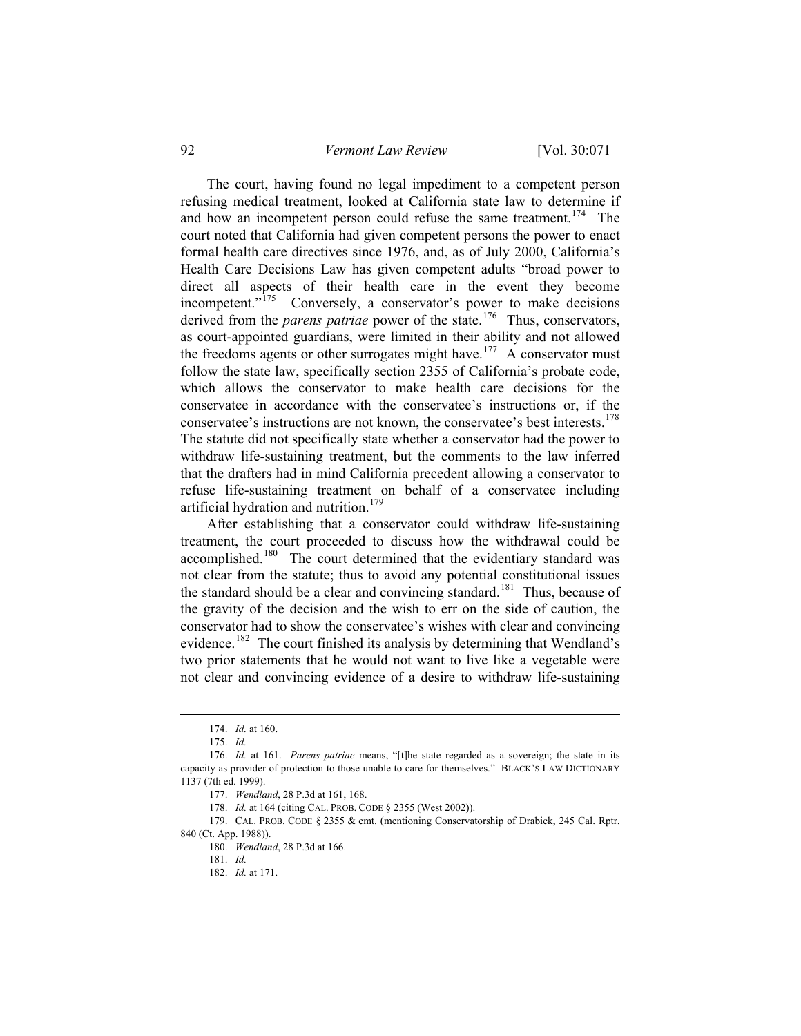The court, having found no legal impediment to a competent person refusing medical treatment, looked at California state law to determine if and how an incompetent person could refuse the same treatment.[174] The court noted that California had given competent persons the power to enact formal health care directives since 1976, and, as of July 2000, California's Health Care Decisions Law has given competent adults "broad power to direct all aspects of their health care in the event they become incompetent."[175] Conversely, a conservator's power to make decisions derived from the *parens patriae* power of the state.[176] Thus, conservators, as court-appointed guardians, were limited in their ability and not allowed the freedoms agents or other surrogates might have.[177] A conservator must follow the state law, specifically section 2355 of California's probate code, which allows the conservator to make health care decisions for the conservatee in accordance with the conservatee's instructions or, if the conservatee's instructions are not known, the conservatee's best interests.[178] The statute did not specifically state whether a conservator had the power to withdraw life-sustaining treatment, but the comments to the law inferred that the drafters had in mind California precedent allowing a conservator to refuse life-sustaining treatment on behalf of a conservatee including artificial hydration and nutrition.[179]

After establishing that a conservator could withdraw life-sustaining treatment, the court proceeded to discuss how the withdrawal could be accomplished.[180] The court determined that the evidentiary standard was not clear from the statute; thus to avoid any potential constitutional issues the standard should be a clear and convincing standard.[181] Thus, because of the gravity of the decision and the wish to err on the side of caution, the conservator had to show the conservatee's wishes with clear and convincing evidence.[182] The court finished its analysis by determining that Wendland's two prior statements that he would not want to live like a vegetable were not clear and convincing evidence of a desire to withdraw life-sustaining

---

174. *Id.* at 160.

175. *Id.*

176. *Id.* at 161. *Parens patriae* means, "[t]he state regarded as a sovereign; the state in its capacity as provider of protection to those unable to care for themselves." BLACK'S LAW DICTIONARY 1137 (7th ed. 1999).

177. *Wendland*, 28 P.3d at 161, 168.

178. *Id.* at 164 (citing CAL. PROB. CODE § 2355 (West 2002)).

179. CAL. PROB. CODE § 2355 & cmt. (mentioning Conservatorship of Drabick, 245 Cal. Rptr. 840 (Ct. App. 1988)).

180. *Wendland*, 28 P.3d at 166.

181. *Id.*

182. *Id.* at 171.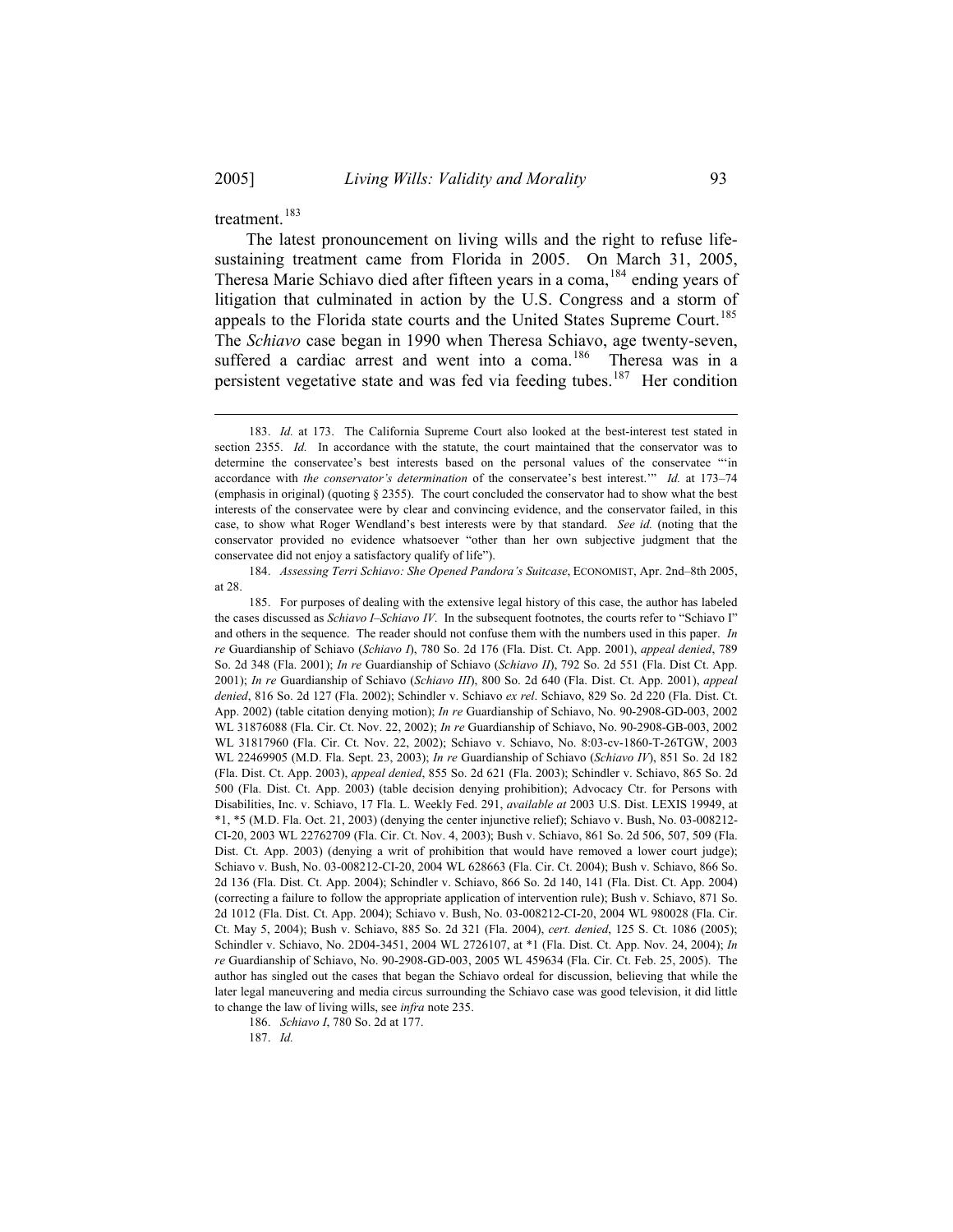treatment.[183]

The latest pronouncement on living wills and the right to refuse life-sustaining treatment came from Florida in 2005. On March 31, 2005, Theresa Marie Schiavo died after fifteen years in a coma,[184] ending years of litigation that culminated in action by the U.S. Congress and a storm of appeals to the Florida state courts and the United States Supreme Court.[185] The *Schiavo* case began in 1990 when Theresa Schiavo, age twenty-seven, suffered a cardiac arrest and went into a coma.[186] Theresa was in a persistent vegetative state and was fed via feeding tubes.[187] Her condition

---

183. *Id.* at 173. The California Supreme Court also looked at the best-interest test stated in section 2355. *Id.* In accordance with the statute, the court maintained that the conservator was to determine the conservatee's best interests based on the personal values of the conservatee "'in accordance with *the conservator's determination* of the conservatee's best interest.'" *Id.* at 173–74 (emphasis in original) (quoting § 2355). The court concluded the conservator had to show what the best interests of the conservatee were by clear and convincing evidence, and the conservator failed, in this case, to show what Roger Wendland's best interests were by that standard. *See id.* (noting that the conservator provided no evidence whatsoever "other than her own subjective judgment that the conservatee did not enjoy a satisfactory qualify of life").

184. *Assessing Terri Schiavo: She Opened Pandora's Suitcase*, ECONOMIST, Apr. 2nd–8th 2005, at 28.

185. For purposes of dealing with the extensive legal history of this case, the author has labeled the cases discussed as *Schiavo I*–*Schiavo IV*. In the subsequent footnotes, the courts refer to "Schiavo I" and others in the sequence. The reader should not confuse them with the numbers used in this paper. *In re* Guardianship of Schiavo (*Schiavo I*), 780 So. 2d 176 (Fla. Dist. Ct. App. 2001), *appeal denied*, 789 So. 2d 348 (Fla. 2001); *In re* Guardianship of Schiavo (*Schiavo II*), 792 So. 2d 551 (Fla. Dist Ct. App. 2001); *In re* Guardianship of Schiavo (*Schiavo III*), 800 So. 2d 640 (Fla. Dist. Ct. App. 2001), *appeal denied*, 816 So. 2d 127 (Fla. 2002); Schindler v. Schiavo *ex rel*. Schiavo, 829 So. 2d 220 (Fla. Dist. Ct. App. 2002) (table citation denying motion); *In re* Guardianship of Schiavo, No. 90-2908-GD-003, 2002 WL 31876088 (Fla. Cir. Ct. Nov. 22, 2002); *In re* Guardianship of Schiavo, No. 90-2908-GB-003, 2002 WL 31817960 (Fla. Cir. Ct. Nov. 22, 2002); Schiavo v. Schiavo, No. 8:03-cv-1860-T-26TGW, 2003 WL 22469905 (M.D. Fla. Sept. 23, 2003); *In re* Guardianship of Schiavo (*Schiavo IV*), 851 So. 2d 182 (Fla. Dist. Ct. App. 2003), *appeal denied*, 855 So. 2d 621 (Fla. 2003); Schindler v. Schiavo, 865 So. 2d 500 (Fla. Dist. Ct. App. 2003) (table decision denying prohibition); Advocacy Ctr. for Persons with Disabilities, Inc. v. Schiavo, 17 Fla. L. Weekly Fed. 291, *available at* 2003 U.S. Dist. LEXIS 19949, at *1, *5 (M.D. Fla. Oct. 21, 2003) (denying the center injunctive relief); Schiavo v. Bush, No. 03-008212-CI-20, 2003 WL 22762709 (Fla. Cir. Ct. Nov. 4, 2003); Bush v. Schiavo, 861 So. 2d 506, 507, 509 (Fla. Dist. Ct. App. 2003) (denying a writ of prohibition that would have removed a lower court judge); Schiavo v. Bush, No. 03-008212-CI-20, 2004 WL 628663 (Fla. Cir. Ct. 2004); Bush v. Schiavo, 866 So. 2d 136 (Fla. Dist. Ct. App. 2004); Schindler v. Schiavo, 866 So. 2d 140, 141 (Fla. Dist. Ct. App. 2004) (correcting a failure to follow the appropriate application of intervention rule); Bush v. Schiavo, 871 So. 2d 1012 (Fla. Dist. Ct. App. 2004); Schiavo v. Bush, No. 03-008212-CI-20, 2004 WL 980028 (Fla. Cir. Ct. May 5, 2004); Bush v. Schiavo, 885 So. 2d 321 (Fla. 2004), *cert. denied*, 125 S. Ct. 1086 (2005); Schindler v. Schiavo, No. 2D04-3451, 2004 WL 2726107, at *1 (Fla. Dist. Ct. App. Nov. 24, 2004); *In re* Guardianship of Schiavo, No. 90-2908-GD-003, 2005 WL 459634 (Fla. Cir. Ct. Feb. 25, 2005). The author has singled out the cases that began the Schiavo ordeal for discussion, believing that while the later legal maneuvering and media circus surrounding the Schiavo case was good television, it did little to change the law of living wills, see *infra* note 235.

186. *Schiavo I*, 780 So. 2d at 177.

187. *Id.*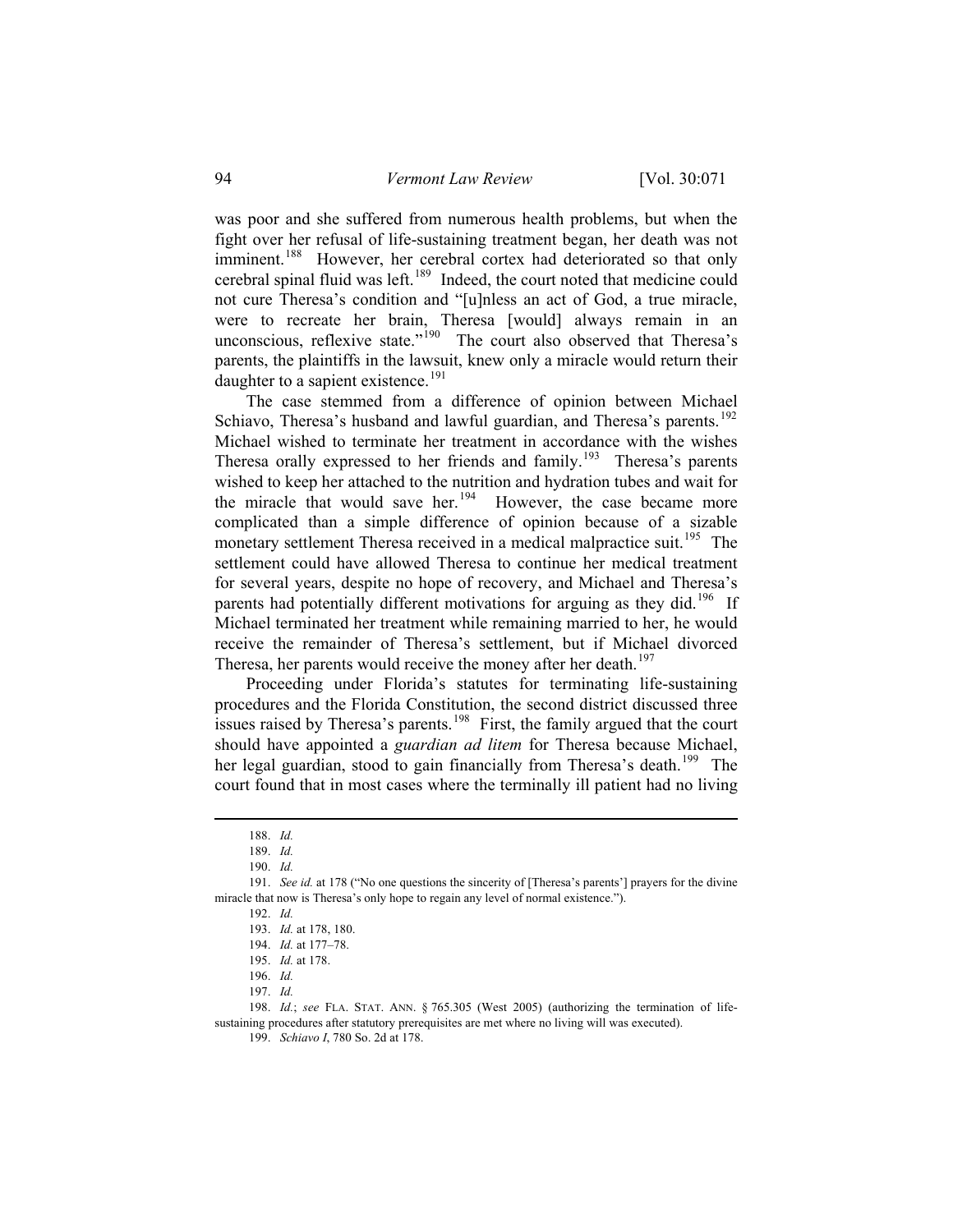was poor and she suffered from numerous health problems, but when the fight over her refusal of life-sustaining treatment began, her death was not imminent.[188] However, her cerebral cortex had deteriorated so that only cerebral spinal fluid was left.[189] Indeed, the court noted that medicine could not cure Theresa's condition and "[u]nless an act of God, a true miracle, were to recreate her brain, Theresa [would] always remain in an unconscious, reflexive state."[190] The court also observed that Theresa's parents, the plaintiffs in the lawsuit, knew only a miracle would return their daughter to a sapient existence.[191]

The case stemmed from a difference of opinion between Michael Schiavo, Theresa's husband and lawful guardian, and Theresa's parents.[192] Michael wished to terminate her treatment in accordance with the wishes Theresa orally expressed to her friends and family.[193] Theresa's parents wished to keep her attached to the nutrition and hydration tubes and wait for the miracle that would save her.[194] However, the case became more complicated than a simple difference of opinion because of a sizable monetary settlement Theresa received in a medical malpractice suit.[195] The settlement could have allowed Theresa to continue her medical treatment for several years, despite no hope of recovery, and Michael and Theresa's parents had potentially different motivations for arguing as they did.[196] If Michael terminated her treatment while remaining married to her, he would receive the remainder of Theresa's settlement, but if Michael divorced Theresa, her parents would receive the money after her death.[197]

Proceeding under Florida's statutes for terminating life-sustaining procedures and the Florida Constitution, the second district discussed three issues raised by Theresa's parents.[198] First, the family argued that the court should have appointed a *guardian ad litem* for Theresa because Michael, her legal guardian, stood to gain financially from Theresa's death.[199] The court found that in most cases where the terminally ill patient had no living

---

188. *Id.*

189. *Id.*

190. *Id.*

191. *See id.* at 178 ("No one questions the sincerity of [Theresa's parents'] prayers for the divine miracle that now is Theresa's only hope to regain any level of normal existence.").

192. *Id.*

193. *Id.* at 178, 180.

194. *Id.* at 177–78.

195. *Id.* at 178.

196. *Id.*

197. *Id.*

198. *Id.*; *see* FLA. STAT. ANN. § 765.305 (West 2005) (authorizing the termination of life-sustaining procedures after statutory prerequisites are met where no living will was executed).

199. *Schiavo I*, 780 So. 2d at 178.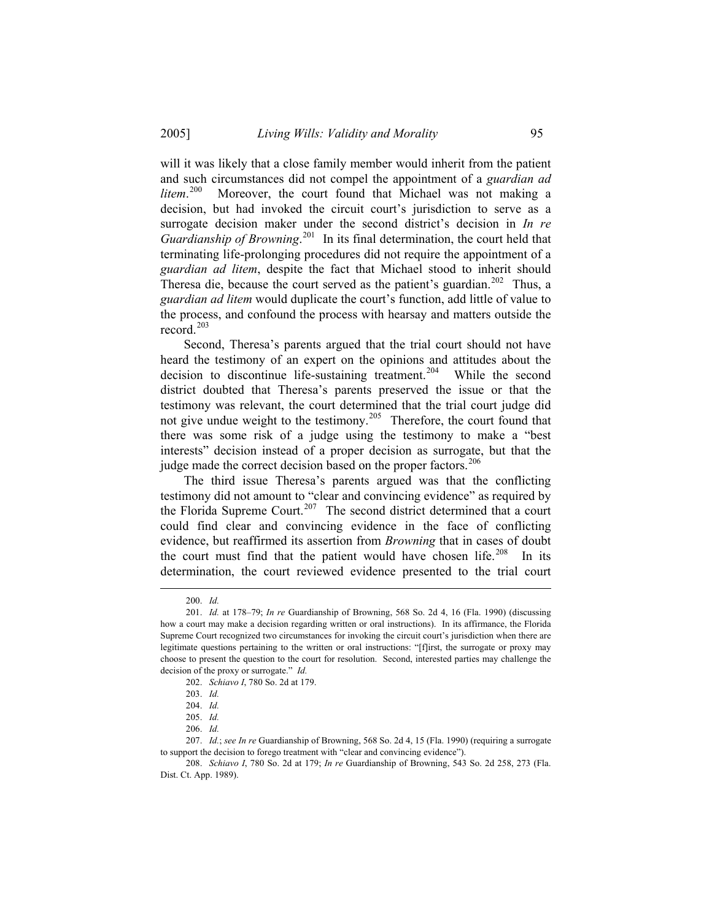will it was likely that a close family member would inherit from the patient and such circumstances did not compel the appointment of a *guardian ad litem*.[200] Moreover, the court found that Michael was not making a decision, but had invoked the circuit court's jurisdiction to serve as a surrogate decision maker under the second district's decision in *In re Guardianship of Browning*.[201] In its final determination, the court held that terminating life-prolonging procedures did not require the appointment of a *guardian ad litem*, despite the fact that Michael stood to inherit should Theresa die, because the court served as the patient's guardian.[202] Thus, a *guardian ad litem* would duplicate the court's function, add little of value to the process, and confound the process with hearsay and matters outside the record.[203]

Second, Theresa's parents argued that the trial court should not have heard the testimony of an expert on the opinions and attitudes about the decision to discontinue life-sustaining treatment.[204] While the second district doubted that Theresa's parents preserved the issue or that the testimony was relevant, the court determined that the trial court judge did not give undue weight to the testimony.[205] Therefore, the court found that there was some risk of a judge using the testimony to make a "best interests" decision instead of a proper decision as surrogate, but that the judge made the correct decision based on the proper factors.[206]

The third issue Theresa's parents argued was that the conflicting testimony did not amount to "clear and convincing evidence" as required by the Florida Supreme Court.[207] The second district determined that a court could find clear and convincing evidence in the face of conflicting evidence, but reaffirmed its assertion from *Browning* that in cases of doubt the court must find that the patient would have chosen life.[208] In its determination, the court reviewed evidence presented to the trial court

---

200. *Id.*

201. *Id.* at 178–79; *In re* Guardianship of Browning, 568 So. 2d 4, 16 (Fla. 1990) (discussing how a court may make a decision regarding written or oral instructions). In its affirmance, the Florida Supreme Court recognized two circumstances for invoking the circuit court's jurisdiction when there are legitimate questions pertaining to the written or oral instructions: "[f]irst, the surrogate or proxy may choose to present the question to the court for resolution. Second, interested parties may challenge the decision of the proxy or surrogate." *Id.*

202. *Schiavo I*, 780 So. 2d at 179.

203. *Id.*

204. *Id.*

205. *Id.*

206. *Id.*

207. *Id.*; *see In re* Guardianship of Browning, 568 So. 2d 4, 15 (Fla. 1990) (requiring a surrogate to support the decision to forego treatment with "clear and convincing evidence").

208. *Schiavo I*, 780 So. 2d at 179; *In re* Guardianship of Browning, 543 So. 2d 258, 273 (Fla. Dist. Ct. App. 1989).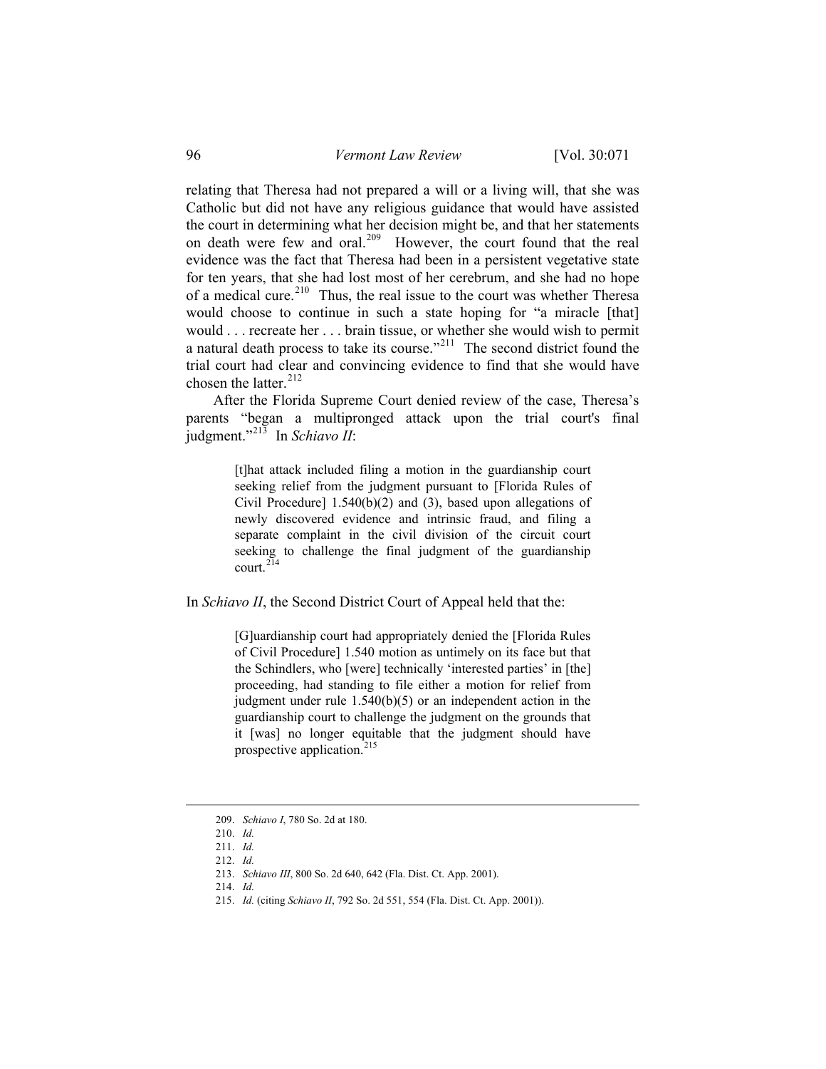relating that Theresa had not prepared a will or a living will, that she was Catholic but did not have any religious guidance that would have assisted the court in determining what her decision might be, and that her statements on death were few and oral.[209] However, the court found that the real evidence was the fact that Theresa had been in a persistent vegetative state for ten years, that she had lost most of her cerebrum, and she had no hope of a medical cure.[210] Thus, the real issue to the court was whether Theresa would choose to continue in such a state hoping for "a miracle [that] would . . . recreate her . . . brain tissue, or whether she would wish to permit a natural death process to take its course."[211] The second district found the trial court had clear and convincing evidence to find that she would have chosen the latter.[212]

After the Florida Supreme Court denied review of the case, Theresa's parents "began a multipronged attack upon the trial court's final judgment."[213] In *Schiavo II*:

> [t]hat attack included filing a motion in the guardianship court seeking relief from the judgment pursuant to [Florida Rules of Civil Procedure] 1.540(b)(2) and (3), based upon allegations of newly discovered evidence and intrinsic fraud, and filing a separate complaint in the civil division of the circuit court seeking to challenge the final judgment of the guardianship court.[214]

In *Schiavo II*, the Second District Court of Appeal held that the:

> [G]uardianship court had appropriately denied the [Florida Rules of Civil Procedure] 1.540 motion as untimely on its face but that the Schindlers, who [were] technically 'interested parties' in [the] proceeding, had standing to file either a motion for relief from judgment under rule 1.540(b)(5) or an independent action in the guardianship court to challenge the judgment on the grounds that it [was] no longer equitable that the judgment should have prospective application.[215]

---

209. *Schiavo I*, 780 So. 2d at 180.

210. *Id.*

211. *Id.*

212. *Id.*

213. *Schiavo III*, 800 So. 2d 640, 642 (Fla. Dist. Ct. App. 2001).

214. *Id.*

215. *Id.* (citing *Schiavo II*, 792 So. 2d 551, 554 (Fla. Dist. Ct. App. 2001)).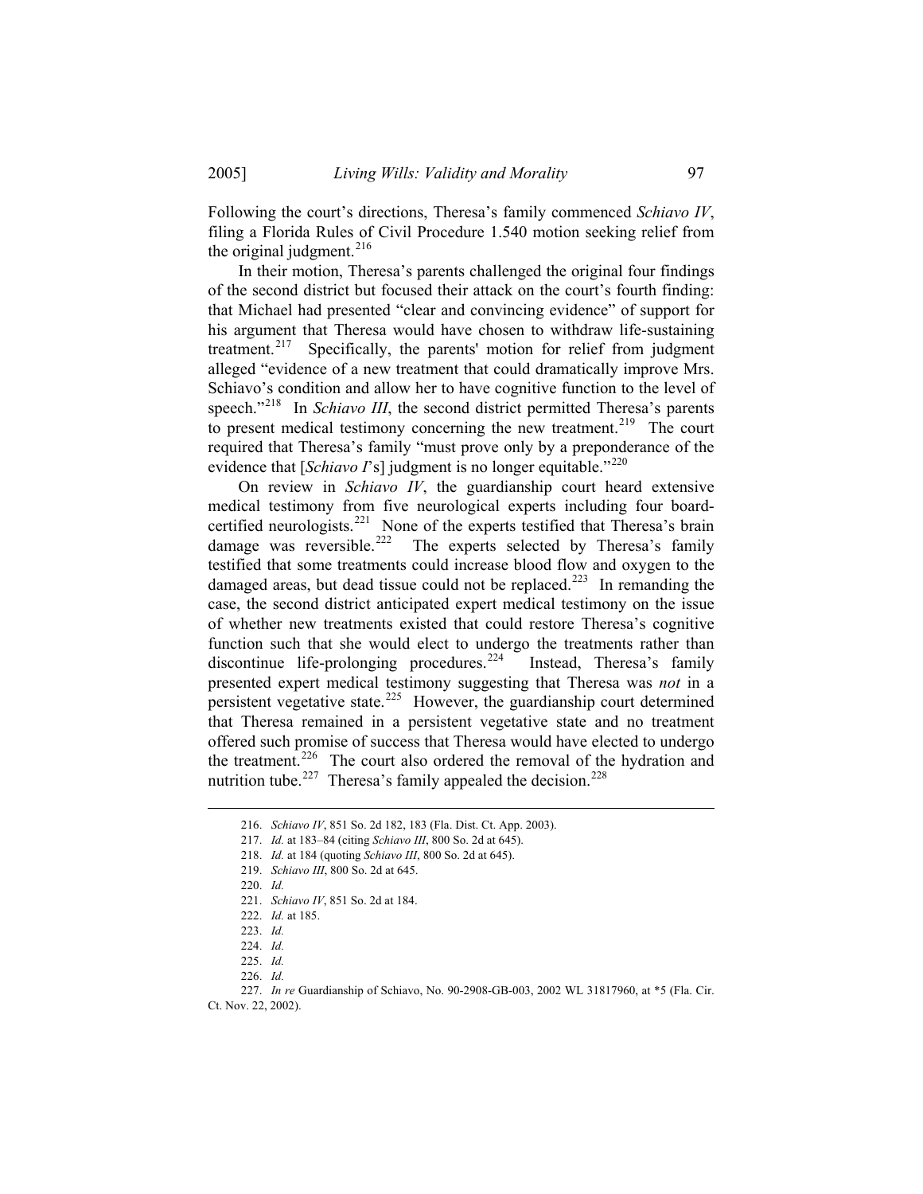Following the court's directions, Theresa's family commenced *Schiavo IV*, filing a Florida Rules of Civil Procedure 1.540 motion seeking relief from the original judgment.[216]

In their motion, Theresa's parents challenged the original four findings of the second district but focused their attack on the court's fourth finding: that Michael had presented "clear and convincing evidence" of support for his argument that Theresa would have chosen to withdraw life-sustaining treatment.[217] Specifically, the parents' motion for relief from judgment alleged "evidence of a new treatment that could dramatically improve Mrs. Schiavo's condition and allow her to have cognitive function to the level of speech."[218] In *Schiavo III*, the second district permitted Theresa's parents to present medical testimony concerning the new treatment.[219] The court required that Theresa's family "must prove only by a preponderance of the evidence that [*Schiavo I*'s] judgment is no longer equitable."[220]

On review in *Schiavo IV*, the guardianship court heard extensive medical testimony from five neurological experts including four board-certified neurologists.[221] None of the experts testified that Theresa's brain damage was reversible.[222] The experts selected by Theresa's family testified that some treatments could increase blood flow and oxygen to the damaged areas, but dead tissue could not be replaced.[223] In remanding the case, the second district anticipated expert medical testimony on the issue of whether new treatments existed that could restore Theresa's cognitive function such that she would elect to undergo the treatments rather than discontinue life-prolonging procedures.[224] Instead, Theresa's family presented expert medical testimony suggesting that Theresa was *not* in a persistent vegetative state.[225] However, the guardianship court determined that Theresa remained in a persistent vegetative state and no treatment offered such promise of success that Theresa would have elected to undergo the treatment.[226] The court also ordered the removal of the hydration and nutrition tube.[227] Theresa's family appealed the decision.[228]

---

216. *Schiavo IV*, 851 So. 2d 182, 183 (Fla. Dist. Ct. App. 2003).

217. *Id.* at 183–84 (citing *Schiavo III*, 800 So. 2d at 645).

218. *Id.* at 184 (quoting *Schiavo III*, 800 So. 2d at 645).

219. *Schiavo III*, 800 So. 2d at 645.

220. *Id.*

221. *Schiavo IV*, 851 So. 2d at 184.

222. *Id.* at 185.

223. *Id.*

224. *Id.*

225. *Id.*

226. *Id.*

227. *In re* Guardianship of Schiavo, No. 90-2908-GB-003, 2002 WL 31817960, at *5 (Fla. Cir. Ct. Nov. 22, 2002).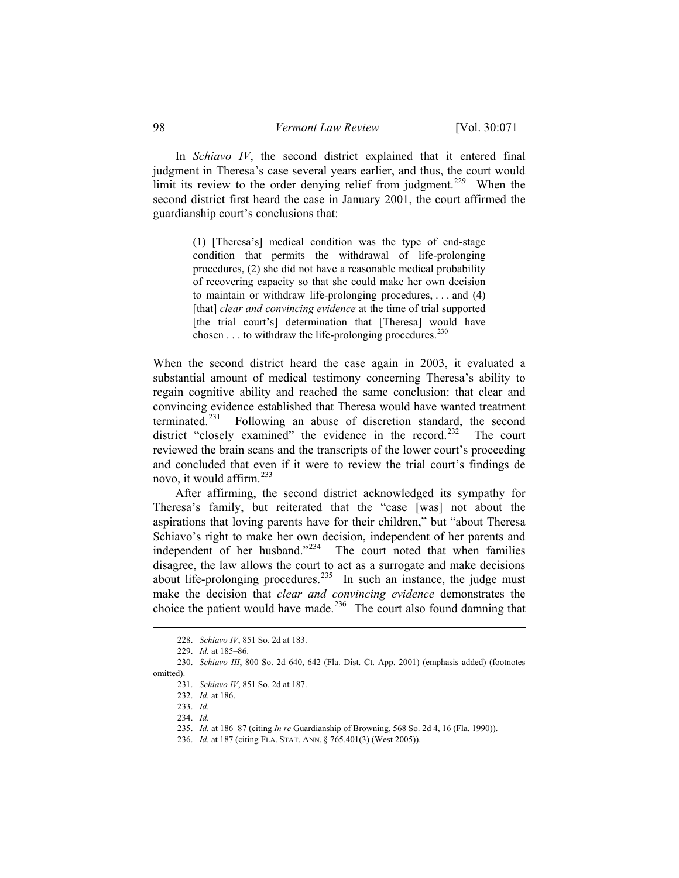In *Schiavo IV*, the second district explained that it entered final judgment in Theresa's case several years earlier, and thus, the court would limit its review to the order denying relief from judgment.[229] When the second district first heard the case in January 2001, the court affirmed the guardianship court's conclusions that:

> (1) [Theresa's] medical condition was the type of end-stage condition that permits the withdrawal of life-prolonging procedures, (2) she did not have a reasonable medical probability of recovering capacity so that she could make her own decision to maintain or withdraw life-prolonging procedures, . . . and (4) [that] *clear and convincing evidence* at the time of trial supported [the trial court's] determination that [Theresa] would have chosen . . . to withdraw the life-prolonging procedures.[230]

When the second district heard the case again in 2003, it evaluated a substantial amount of medical testimony concerning Theresa's ability to regain cognitive ability and reached the same conclusion: that clear and convincing evidence established that Theresa would have wanted treatment terminated.[231] Following an abuse of discretion standard, the second district "closely examined" the evidence in the record.[232] The court reviewed the brain scans and the transcripts of the lower court's proceeding and concluded that even if it were to review the trial court's findings de novo, it would affirm.[233]

After affirming, the second district acknowledged its sympathy for Theresa's family, but reiterated that the "case [was] not about the aspirations that loving parents have for their children," but "about Theresa Schiavo's right to make her own decision, independent of her parents and independent of her husband."[234] The court noted that when families disagree, the law allows the court to act as a surrogate and make decisions about life-prolonging procedures.[235] In such an instance, the judge must make the decision that *clear and convincing evidence* demonstrates the choice the patient would have made.[236] The court also found damning that

---

228. *Schiavo IV*, 851 So. 2d at 183.

229. *Id.* at 185–86.

230. *Schiavo III*, 800 So. 2d 640, 642 (Fla. Dist. Ct. App. 2001) (emphasis added) (footnotes omitted).

231. *Schiavo IV*, 851 So. 2d at 187.

232. *Id.* at 186.

233. *Id.*

234. *Id.*

235. *Id.* at 186–87 (citing *In re* Guardianship of Browning, 568 So. 2d 4, 16 (Fla. 1990)).

236. *Id.* at 187 (citing FLA. STAT. ANN. § 765.401(3) (West 2005)).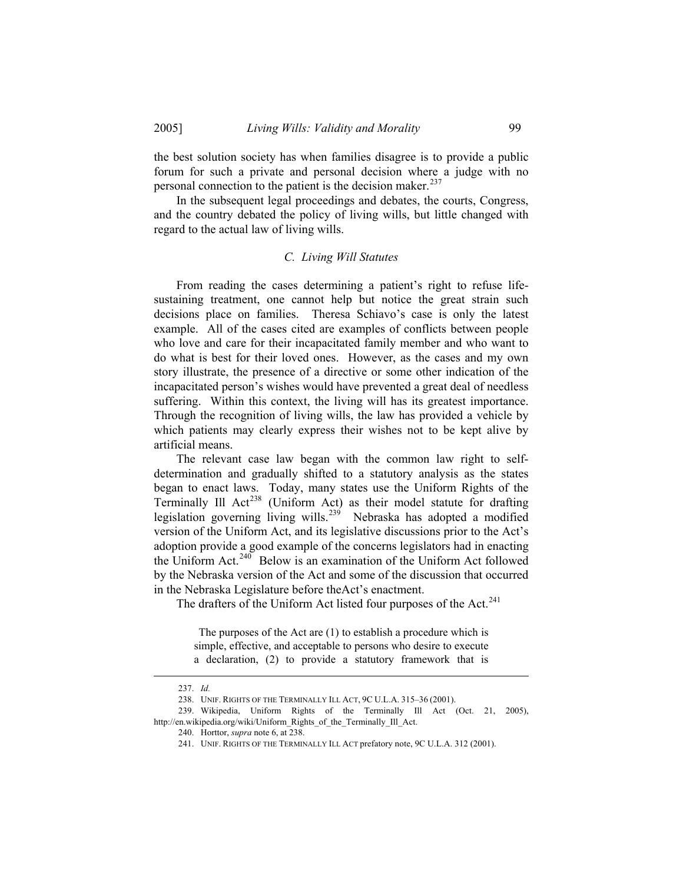the best solution society has when families disagree is to provide a public forum for such a private and personal decision where a judge with no personal connection to the patient is the decision maker.[237]

In the subsequent legal proceedings and debates, the courts, Congress, and the country debated the policy of living wills, but little changed with regard to the actual law of living wills.

### *C. Living Will Statutes*

From reading the cases determining a patient's right to refuse life-sustaining treatment, one cannot help but notice the great strain such decisions place on families. Theresa Schiavo's case is only the latest example. All of the cases cited are examples of conflicts between people who love and care for their incapacitated family member and who want to do what is best for their loved ones. However, as the cases and my own story illustrate, the presence of a directive or some other indication of the incapacitated person's wishes would have prevented a great deal of needless suffering. Within this context, the living will has its greatest importance. Through the recognition of living wills, the law has provided a vehicle by which patients may clearly express their wishes not to be kept alive by artificial means.

The relevant case law began with the common law right to self-determination and gradually shifted to a statutory analysis as the states began to enact laws. Today, many states use the Uniform Rights of the Terminally Ill Act[238] (Uniform Act) as their model statute for drafting legislation governing living wills.[239] Nebraska has adopted a modified version of the Uniform Act, and its legislative discussions prior to the Act's adoption provide a good example of the concerns legislators had in enacting the Uniform Act.[240] Below is an examination of the Uniform Act followed by the Nebraska version of the Act and some of the discussion that occurred in the Nebraska Legislature before theAct's enactment.

The drafters of the Uniform Act listed four purposes of the Act.[241]

> The purposes of the Act are (1) to establish a procedure which is simple, effective, and acceptable to persons who desire to execute a declaration, (2) to provide a statutory framework that is

---

237. *Id.*

238. UNIF. RIGHTS OF THE TERMINALLY ILL ACT, 9C U.L.A. 315–36 (2001).

239. Wikipedia, Uniform Rights of the Terminally Ill Act (Oct. 21, 2005), http://en.wikipedia.org/wiki/Uniform_Rights_of_the_Terminally_Ill_Act.

240. Horttor, *supra* note 6, at 238.

241. UNIF. RIGHTS OF THE TERMINALLY ILL ACT prefatory note, 9C U.L.A. 312 (2001).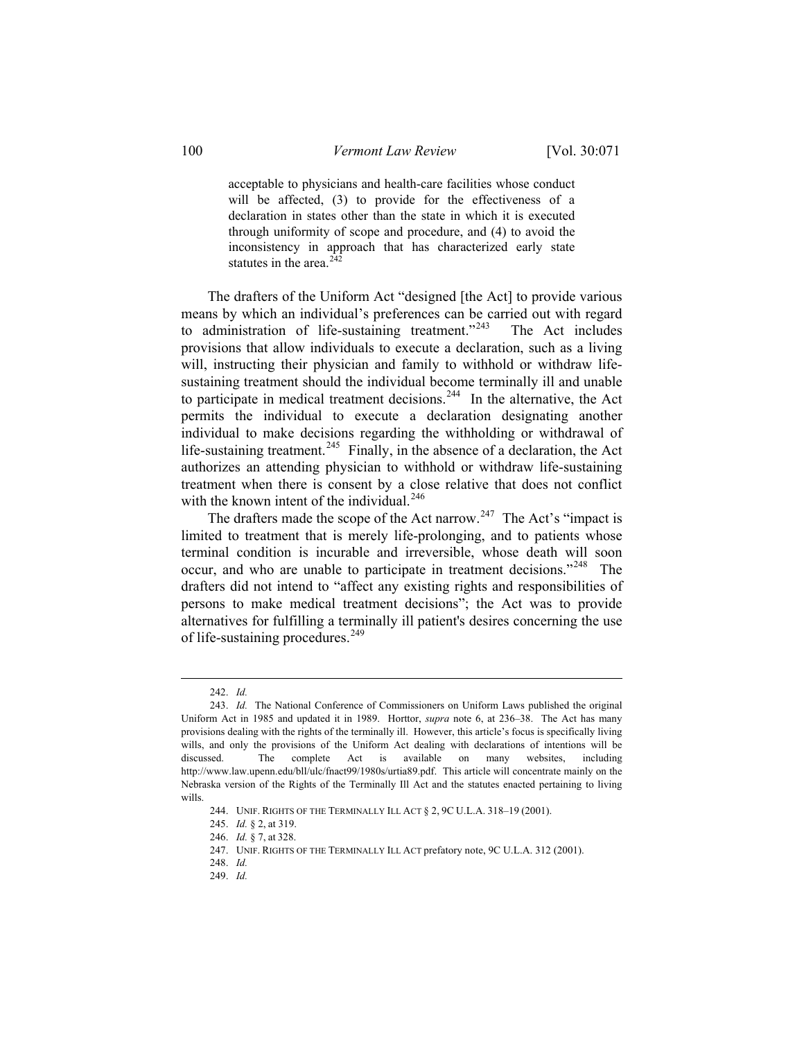> acceptable to physicians and health-care facilities whose conduct will be affected, (3) to provide for the effectiveness of a declaration in states other than the state in which it is executed through uniformity of scope and procedure, and (4) to avoid the inconsistency in approach that has characterized early state statutes in the area.[242]

The drafters of the Uniform Act "designed [the Act] to provide various means by which an individual's preferences can be carried out with regard to administration of life-sustaining treatment."[243] The Act includes provisions that allow individuals to execute a declaration, such as a living will, instructing their physician and family to withhold or withdraw life-sustaining treatment should the individual become terminally ill and unable to participate in medical treatment decisions.[244] In the alternative, the Act permits the individual to execute a declaration designating another individual to make decisions regarding the withholding or withdrawal of life-sustaining treatment.[245] Finally, in the absence of a declaration, the Act authorizes an attending physician to withhold or withdraw life-sustaining treatment when there is consent by a close relative that does not conflict with the known intent of the individual.[246]

The drafters made the scope of the Act narrow.[247] The Act's "impact is limited to treatment that is merely life-prolonging, and to patients whose terminal condition is incurable and irreversible, whose death will soon occur, and who are unable to participate in treatment decisions."[248] The drafters did not intend to "affect any existing rights and responsibilities of persons to make medical treatment decisions"; the Act was to provide alternatives for fulfilling a terminally ill patient's desires concerning the use of life-sustaining procedures.[249]

---

242. *Id.*

243. *Id.* The National Conference of Commissioners on Uniform Laws published the original Uniform Act in 1985 and updated it in 1989. Horttor, *supra* note 6, at 236–38. The Act has many provisions dealing with the rights of the terminally ill. However, this article's focus is specifically living wills, and only the provisions of the Uniform Act dealing with declarations of intentions will be discussed. The complete Act is available on many websites, including http://www.law.upenn.edu/bll/ulc/fnact99/1980s/urtia89.pdf. This article will concentrate mainly on the Nebraska version of the Rights of the Terminally Ill Act and the statutes enacted pertaining to living wills.

244. UNIF. RIGHTS OF THE TERMINALLY ILL ACT § 2, 9C U.L.A. 318–19 (2001).

245. *Id.* § 2, at 319.

246. *Id.* § 7, at 328.

247. UNIF. RIGHTS OF THE TERMINALLY ILL ACT prefatory note, 9C U.L.A. 312 (2001).

248. *Id.*

249. *Id.*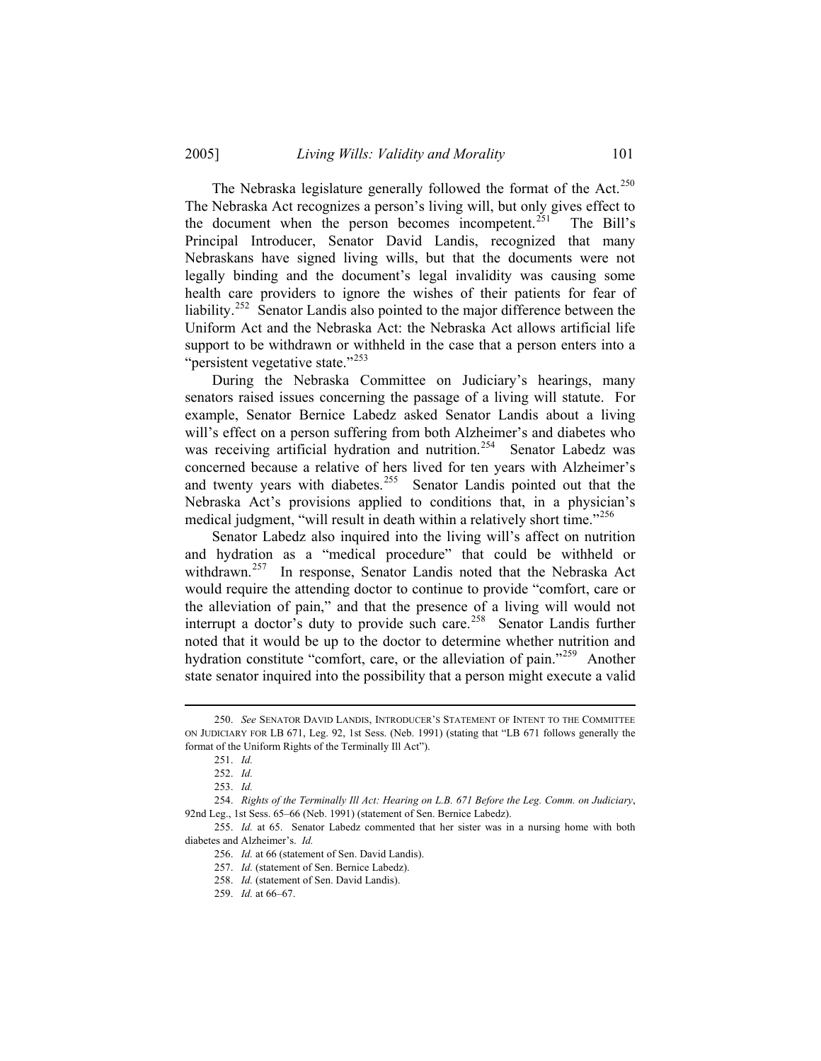The Nebraska legislature generally followed the format of the Act.[250] The Nebraska Act recognizes a person's living will, but only gives effect to the document when the person becomes incompetent.[251] The Bill's Principal Introducer, Senator David Landis, recognized that many Nebraskans have signed living wills, but that the documents were not legally binding and the document's legal invalidity was causing some health care providers to ignore the wishes of their patients for fear of liability.[252] Senator Landis also pointed to the major difference between the Uniform Act and the Nebraska Act: the Nebraska Act allows artificial life support to be withdrawn or withheld in the case that a person enters into a "persistent vegetative state."[253]

During the Nebraska Committee on Judiciary's hearings, many senators raised issues concerning the passage of a living will statute. For example, Senator Bernice Labedz asked Senator Landis about a living will's effect on a person suffering from both Alzheimer's and diabetes who was receiving artificial hydration and nutrition.[254] Senator Labedz was concerned because a relative of hers lived for ten years with Alzheimer's and twenty years with diabetes.[255] Senator Landis pointed out that the Nebraska Act's provisions applied to conditions that, in a physician's medical judgment, "will result in death within a relatively short time."[256]

Senator Labedz also inquired into the living will's affect on nutrition and hydration as a "medical procedure" that could be withheld or withdrawn.[257] In response, Senator Landis noted that the Nebraska Act would require the attending doctor to continue to provide "comfort, care or the alleviation of pain," and that the presence of a living will would not interrupt a doctor's duty to provide such care.[258] Senator Landis further noted that it would be up to the doctor to determine whether nutrition and hydration constitute "comfort, care, or the alleviation of pain."[259] Another state senator inquired into the possibility that a person might execute a valid

---

250. *See* SENATOR DAVID LANDIS, INTRODUCER'S STATEMENT OF INTENT TO THE COMMITTEE ON JUDICIARY FOR LB 671, Leg. 92, 1st Sess. (Neb. 1991) (stating that "LB 671 follows generally the format of the Uniform Rights of the Terminally Ill Act").

251. *Id.*

252. *Id.*

253. *Id.*

254. *Rights of the Terminally Ill Act: Hearing on L.B. 671 Before the Leg. Comm. on Judiciary*, 92nd Leg., 1st Sess. 65–66 (Neb. 1991) (statement of Sen. Bernice Labedz).

255. *Id.* at 65. Senator Labedz commented that her sister was in a nursing home with both diabetes and Alzheimer's. *Id.*

256. *Id.* at 66 (statement of Sen. David Landis).

257. *Id.* (statement of Sen. Bernice Labedz).

258. *Id.* (statement of Sen. David Landis).

259. *Id.* at 66–67.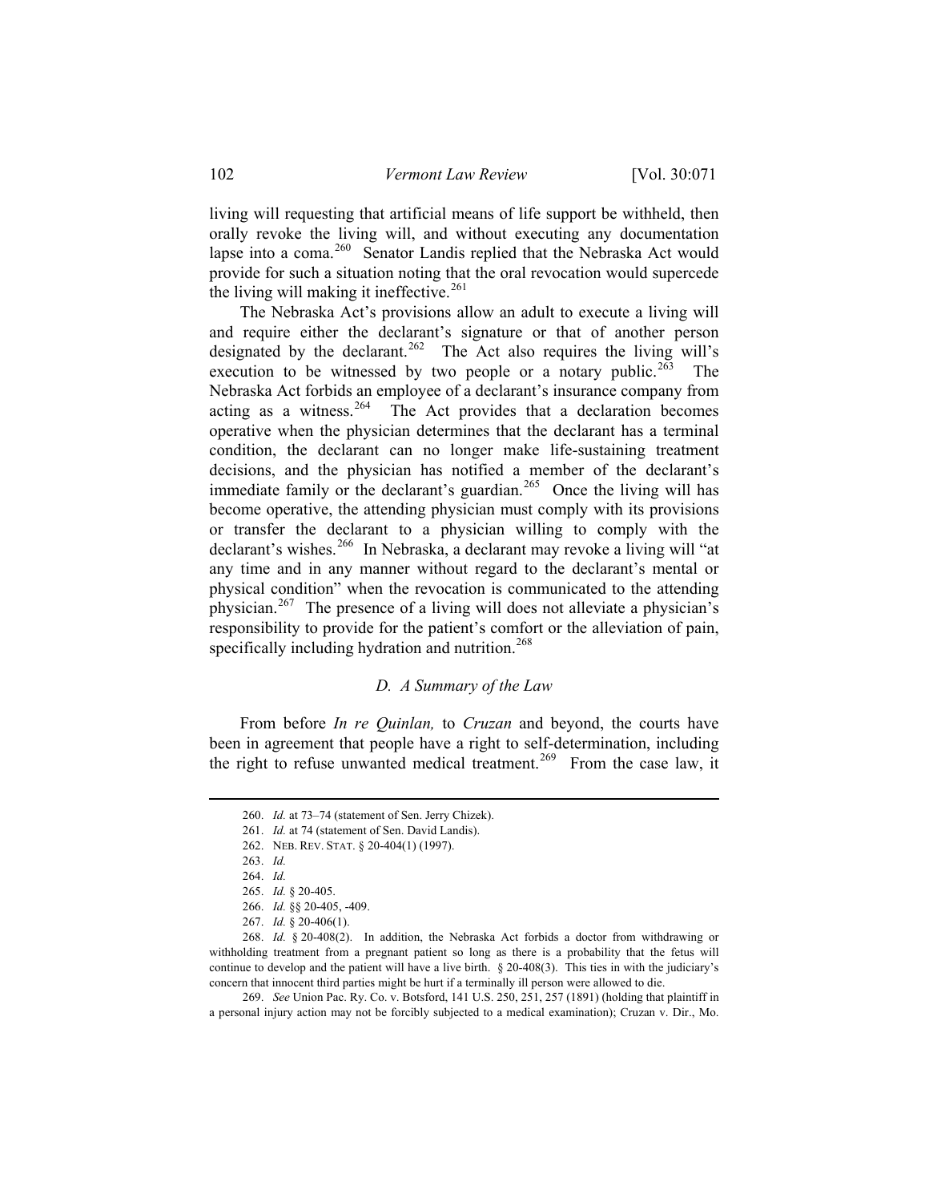living will requesting that artificial means of life support be withheld, then orally revoke the living will, and without executing any documentation lapse into a coma.[260] Senator Landis replied that the Nebraska Act would provide for such a situation noting that the oral revocation would supercede the living will making it ineffective.[261]

The Nebraska Act's provisions allow an adult to execute a living will and require either the declarant's signature or that of another person designated by the declarant.[262] The Act also requires the living will's execution to be witnessed by two people or a notary public.[263] The Nebraska Act forbids an employee of a declarant's insurance company from acting as a witness.[264] The Act provides that a declaration becomes operative when the physician determines that the declarant has a terminal condition, the declarant can no longer make life-sustaining treatment decisions, and the physician has notified a member of the declarant's immediate family or the declarant's guardian.[265] Once the living will has become operative, the attending physician must comply with its provisions or transfer the declarant to a physician willing to comply with the declarant's wishes.[266] In Nebraska, a declarant may revoke a living will "at any time and in any manner without regard to the declarant's mental or physical condition" when the revocation is communicated to the attending physician.[267] The presence of a living will does not alleviate a physician's responsibility to provide for the patient's comfort or the alleviation of pain, specifically including hydration and nutrition.[268]

### *D. A Summary of the Law*

From before *In re Quinlan,* to *Cruzan* and beyond, the courts have been in agreement that people have a right to self-determination, including the right to refuse unwanted medical treatment.[269] From the case law, it

---

260. *Id.* at 73–74 (statement of Sen. Jerry Chizek).

261. *Id.* at 74 (statement of Sen. David Landis).

262. NEB. REV. STAT. § 20-404(1) (1997).

263. *Id.*

264. *Id.*

265. *Id.* § 20-405.

266. *Id.* §§ 20-405, -409.

267. *Id.* § 20-406(1).

268. *Id.* § 20-408(2). In addition, the Nebraska Act forbids a doctor from withdrawing or withholding treatment from a pregnant patient so long as there is a probability that the fetus will continue to develop and the patient will have a live birth. § 20-408(3). This ties in with the judiciary's concern that innocent third parties might be hurt if a terminally ill person were allowed to die.

269. *See* Union Pac. Ry. Co. v. Botsford, 141 U.S. 250, 251, 257 (1891) (holding that plaintiff in a personal injury action may not be forcibly subjected to a medical examination); Cruzan v. Dir., Mo.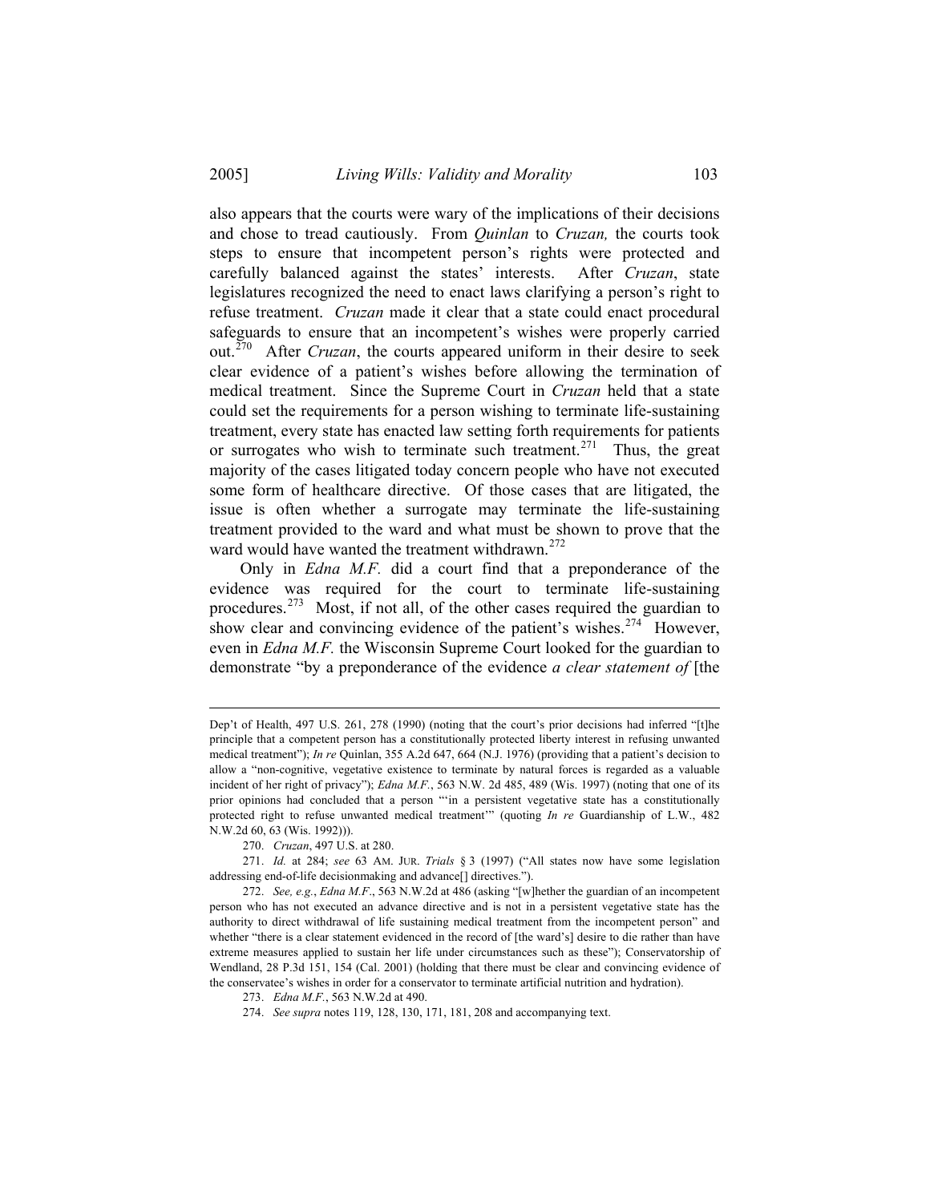also appears that the courts were wary of the implications of their decisions and chose to tread cautiously. From *Quinlan* to *Cruzan,* the courts took steps to ensure that incompetent person's rights were protected and carefully balanced against the states' interests. After *Cruzan*, state legislatures recognized the need to enact laws clarifying a person's right to refuse treatment. *Cruzan* made it clear that a state could enact procedural safeguards to ensure that an incompetent's wishes were properly carried out.[270] After *Cruzan*, the courts appeared uniform in their desire to seek clear evidence of a patient's wishes before allowing the termination of medical treatment. Since the Supreme Court in *Cruzan* held that a state could set the requirements for a person wishing to terminate life-sustaining treatment, every state has enacted law setting forth requirements for patients or surrogates who wish to terminate such treatment.[271] Thus, the great majority of the cases litigated today concern people who have not executed some form of healthcare directive. Of those cases that are litigated, the issue is often whether a surrogate may terminate the life-sustaining treatment provided to the ward and what must be shown to prove that the ward would have wanted the treatment withdrawn.[272]

Only in *Edna M.F.* did a court find that a preponderance of the evidence was required for the court to terminate life-sustaining procedures.[273] Most, if not all, of the other cases required the guardian to show clear and convincing evidence of the patient's wishes.[274] However, even in *Edna M.F.* the Wisconsin Supreme Court looked for the guardian to demonstrate "by a preponderance of the evidence *a clear statement of* [the

---

Dep't of Health, 497 U.S. 261, 278 (1990) (noting that the court's prior decisions had inferred "[t]he principle that a competent person has a constitutionally protected liberty interest in refusing unwanted medical treatment"); *In re* Quinlan, 355 A.2d 647, 664 (N.J. 1976) (providing that a patient's decision to allow a "non-cognitive, vegetative existence to terminate by natural forces is regarded as a valuable incident of her right of privacy"); *Edna M.F.*, 563 N.W. 2d 485, 489 (Wis. 1997) (noting that one of its prior opinions had concluded that a person "'in a persistent vegetative state has a constitutionally protected right to refuse unwanted medical treatment'" (quoting *In re* Guardianship of L.W., 482 N.W.2d 60, 63 (Wis. 1992))).

270. *Cruzan*, 497 U.S. at 280.

271. *Id.* at 284; *see* 63 AM. JUR. *Trials* § 3 (1997) ("All states now have some legislation addressing end-of-life decisionmaking and advance[] directives.").

272. *See, e.g.*, *Edna M.F.*, 563 N.W.2d at 486 (asking "[w]hether the guardian of an incompetent person who has not executed an advance directive and is not in a persistent vegetative state has the authority to direct withdrawal of life sustaining medical treatment from the incompetent person" and whether "there is a clear statement evidenced in the record of [the ward's] desire to die rather than have extreme measures applied to sustain her life under circumstances such as these"); Conservatorship of Wendland, 28 P.3d 151, 154 (Cal. 2001) (holding that there must be clear and convincing evidence of the conservatee's wishes in order for a conservator to terminate artificial nutrition and hydration).

273. *Edna M.F.*, 563 N.W.2d at 490.

274. *See supra* notes 119, 128, 130, 171, 181, 208 and accompanying text.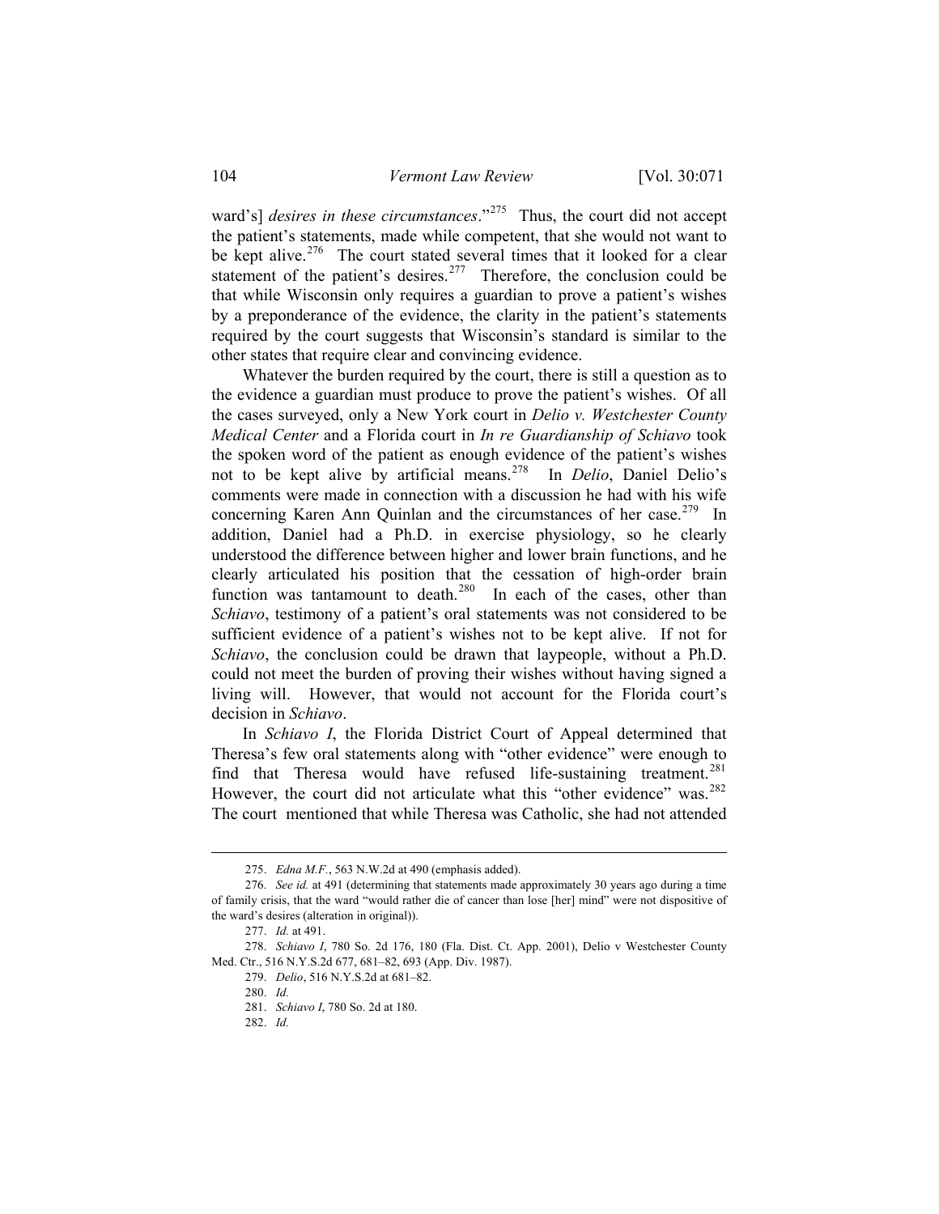ward's] *desires in these circumstances*."[275] Thus, the court did not accept the patient's statements, made while competent, that she would not want to be kept alive.[276] The court stated several times that it looked for a clear statement of the patient's desires.[277] Therefore, the conclusion could be that while Wisconsin only requires a guardian to prove a patient's wishes by a preponderance of the evidence, the clarity in the patient's statements required by the court suggests that Wisconsin's standard is similar to the other states that require clear and convincing evidence.

Whatever the burden required by the court, there is still a question as to the evidence a guardian must produce to prove the patient's wishes. Of all the cases surveyed, only a New York court in *Delio v. Westchester County Medical Center* and a Florida court in *In re Guardianship of Schiavo* took the spoken word of the patient as enough evidence of the patient's wishes not to be kept alive by artificial means.[278] In *Delio*, Daniel Delio's comments were made in connection with a discussion he had with his wife concerning Karen Ann Quinlan and the circumstances of her case.[279] In addition, Daniel had a Ph.D. in exercise physiology, so he clearly understood the difference between higher and lower brain functions, and he clearly articulated his position that the cessation of high-order brain function was tantamount to death.[280] In each of the cases, other than *Schiavo*, testimony of a patient's oral statements was not considered to be sufficient evidence of a patient's wishes not to be kept alive. If not for *Schiavo*, the conclusion could be drawn that laypeople, without a Ph.D. could not meet the burden of proving their wishes without having signed a living will. However, that would not account for the Florida court's decision in *Schiavo*.

In *Schiavo I*, the Florida District Court of Appeal determined that Theresa's few oral statements along with "other evidence" were enough to find that Theresa would have refused life-sustaining treatment.[281] However, the court did not articulate what this "other evidence" was.[282] The court mentioned that while Theresa was Catholic, she had not attended

---

275. *Edna M.F.*, 563 N.W.2d at 490 (emphasis added).

276. *See id.* at 491 (determining that statements made approximately 30 years ago during a time of family crisis, that the ward "would rather die of cancer than lose [her] mind" were not dispositive of the ward's desires (alteration in original)).

277. *Id.* at 491.

278. *Schiavo I*, 780 So. 2d 176, 180 (Fla. Dist. Ct. App. 2001), Delio v Westchester County Med. Ctr., 516 N.Y.S.2d 677, 681–82, 693 (App. Div. 1987).

279. *Delio*, 516 N.Y.S.2d at 681–82.

280. *Id.*

281. *Schiavo I*, 780 So. 2d at 180.

282. *Id.*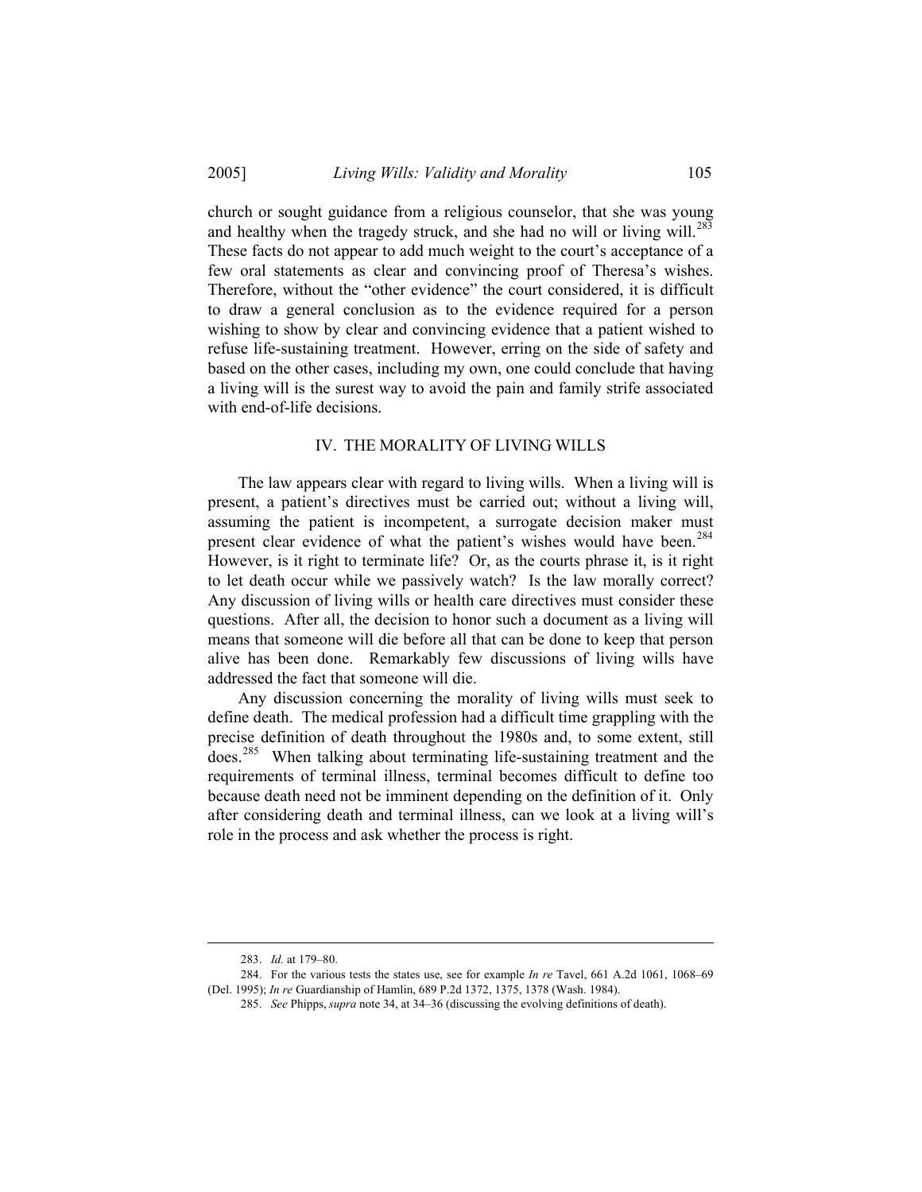church or sought guidance from a religious counselor, that she was young and healthy when the tragedy struck, and she had no will or living will.[283] These facts do not appear to add much weight to the court's acceptance of a few oral statements as clear and convincing proof of Theresa's wishes. Therefore, without the "other evidence" the court considered, it is difficult to draw a general conclusion as to the evidence required for a person wishing to show by clear and convincing evidence that a patient wished to refuse life-sustaining treatment. However, erring on the side of safety and based on the other cases, including my own, one could conclude that having a living will is the surest way to avoid the pain and family strife associated with end-of-life decisions.

## IV. THE MORALITY OF LIVING WILLS

The law appears clear with regard to living wills. When a living will is present, a patient's directives must be carried out; without a living will, assuming the patient is incompetent, a surrogate decision maker must present clear evidence of what the patient's wishes would have been.[284] However, is it right to terminate life? Or, as the courts phrase it, is it right to let death occur while we passively watch? Is the law morally correct? Any discussion of living wills or health care directives must consider these questions. After all, the decision to honor such a document as a living will means that someone will die before all that can be done to keep that person alive has been done. Remarkably few discussions of living wills have addressed the fact that someone will die.

Any discussion concerning the morality of living wills must seek to define death. The medical profession had a difficult time grappling with the precise definition of death throughout the 1980s and, to some extent, still does.[285] When talking about terminating life-sustaining treatment and the requirements of terminal illness, terminal becomes difficult to define too because death need not be imminent depending on the definition of it. Only after considering death and terminal illness, can we look at a living will's role in the process and ask whether the process is right.

---

283. *Id.* at 179–80.

284. For the various tests the states use, see for example *In re* Tavel, 661 A.2d 1061, 1068–69 (Del. 1995); *In re* Guardianship of Hamlin, 689 P.2d 1372, 1375, 1378 (Wash. 1984).

285. *See* Phipps, *supra* note 34, at 34–36 (discussing the evolving definitions of death).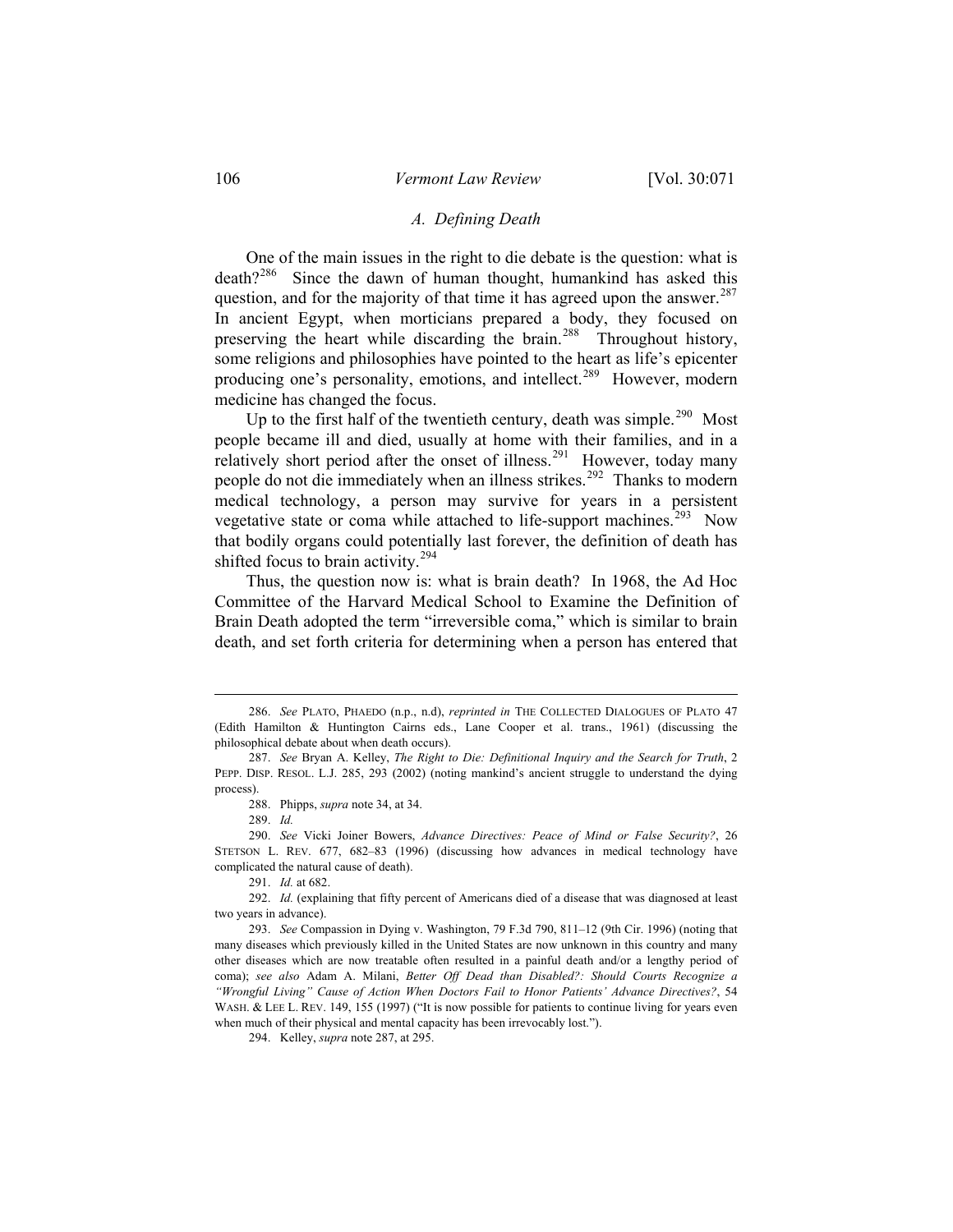### *A. Defining Death*

One of the main issues in the right to die debate is the question: what is death?[286] Since the dawn of human thought, humankind has asked this question, and for the majority of that time it has agreed upon the answer.[287] In ancient Egypt, when morticians prepared a body, they focused on preserving the heart while discarding the brain.[288] Throughout history, some religions and philosophies have pointed to the heart as life's epicenter producing one's personality, emotions, and intellect.[289] However, modern medicine has changed the focus.

Up to the first half of the twentieth century, death was simple.[290] Most people became ill and died, usually at home with their families, and in a relatively short period after the onset of illness.[291] However, today many people do not die immediately when an illness strikes.[292] Thanks to modern medical technology, a person may survive for years in a persistent vegetative state or coma while attached to life-support machines.[293] Now that bodily organs could potentially last forever, the definition of death has shifted focus to brain activity.[294]

Thus, the question now is: what is brain death? In 1968, the Ad Hoc Committee of the Harvard Medical School to Examine the Definition of Brain Death adopted the term "irreversible coma," which is similar to brain death, and set forth criteria for determining when a person has entered that

---

286. *See* PLATO, PHAEDO (n.p., n.d), *reprinted in* THE COLLECTED DIALOGUES OF PLATO 47 (Edith Hamilton & Huntington Cairns eds., Lane Cooper et al. trans., 1961) (discussing the philosophical debate about when death occurs).

287. *See* Bryan A. Kelley, *The Right to Die: Definitional Inquiry and the Search for Truth*, 2 PEPP. DISP. RESOL. L.J. 285, 293 (2002) (noting mankind's ancient struggle to understand the dying process).

288. Phipps, *supra* note 34, at 34.

289. *Id.*

290. *See* Vicki Joiner Bowers, *Advance Directives: Peace of Mind or False Security?*, 26 STETSON L. REV. 677, 682–83 (1996) (discussing how advances in medical technology have complicated the natural cause of death).

291. *Id.* at 682.

292. *Id.* (explaining that fifty percent of Americans died of a disease that was diagnosed at least two years in advance).

293. *See* Compassion in Dying v. Washington, 79 F.3d 790, 811–12 (9th Cir. 1996) (noting that many diseases which previously killed in the United States are now unknown in this country and many other diseases which are now treatable often resulted in a painful death and/or a lengthy period of coma); *see also* Adam A. Milani, *Better Off Dead than Disabled?: Should Courts Recognize a "Wrongful Living" Cause of Action When Doctors Fail to Honor Patients' Advance Directives?*, 54 WASH. & LEE L. REV. 149, 155 (1997) ("It is now possible for patients to continue living for years even when much of their physical and mental capacity has been irrevocably lost.").

294. Kelley, *supra* note 287, at 295.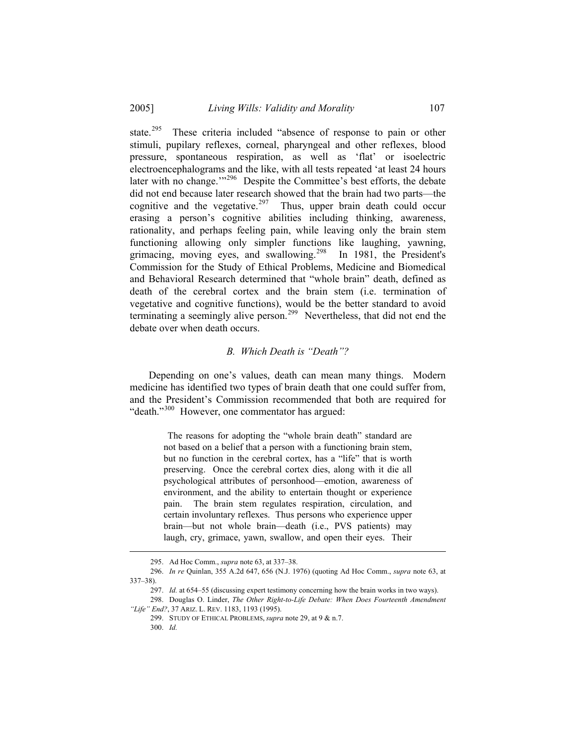state.[295] These criteria included "absence of response to pain or other stimuli, pupilary reflexes, corneal, pharyngeal and other reflexes, blood pressure, spontaneous respiration, as well as 'flat' or isoelectric electroencephalograms and the like, with all tests repeated 'at least 24 hours later with no change.'"[296] Despite the Committee's best efforts, the debate did not end because later research showed that the brain had two parts—the cognitive and the vegetative.[297] Thus, upper brain death could occur erasing a person's cognitive abilities including thinking, awareness, rationality, and perhaps feeling pain, while leaving only the brain stem functioning allowing only simpler functions like laughing, yawning, grimacing, moving eyes, and swallowing.[298] In 1981, the President's Commission for the Study of Ethical Problems, Medicine and Biomedical and Behavioral Research determined that "whole brain" death, defined as death of the cerebral cortex and the brain stem (i.e. termination of vegetative and cognitive functions), would be the better standard to avoid terminating a seemingly alive person.[299] Nevertheless, that did not end the debate over when death occurs.

### *B. Which Death is "Death"?*

Depending on one's values, death can mean many things. Modern medicine has identified two types of brain death that one could suffer from, and the President's Commission recommended that both are required for "death."[300] However, one commentator has argued:

> The reasons for adopting the "whole brain death" standard are not based on a belief that a person with a functioning brain stem, but no function in the cerebral cortex, has a "life" that is worth preserving. Once the cerebral cortex dies, along with it die all psychological attributes of personhood—emotion, awareness of environment, and the ability to entertain thought or experience pain. The brain stem regulates respiration, circulation, and certain involuntary reflexes. Thus persons who experience upper brain—but not whole brain—death (i.e., PVS patients) may laugh, cry, grimace, yawn, swallow, and open their eyes. Their

---

295. Ad Hoc Comm., *supra* note 63, at 337–38.

296. *In re* Quinlan, 355 A.2d 647, 656 (N.J. 1976) (quoting Ad Hoc Comm., *supra* note 63, at 337–38).

297. *Id.* at 654–55 (discussing expert testimony concerning how the brain works in two ways).

298. Douglas O. Linder, *The Other Right-to-Life Debate: When Does Fourteenth Amendment "Life" End?*, 37 ARIZ. L. REV. 1183, 1193 (1995).

299. STUDY OF ETHICAL PROBLEMS, *supra* note 29, at 9 & n.7.

300. *Id.*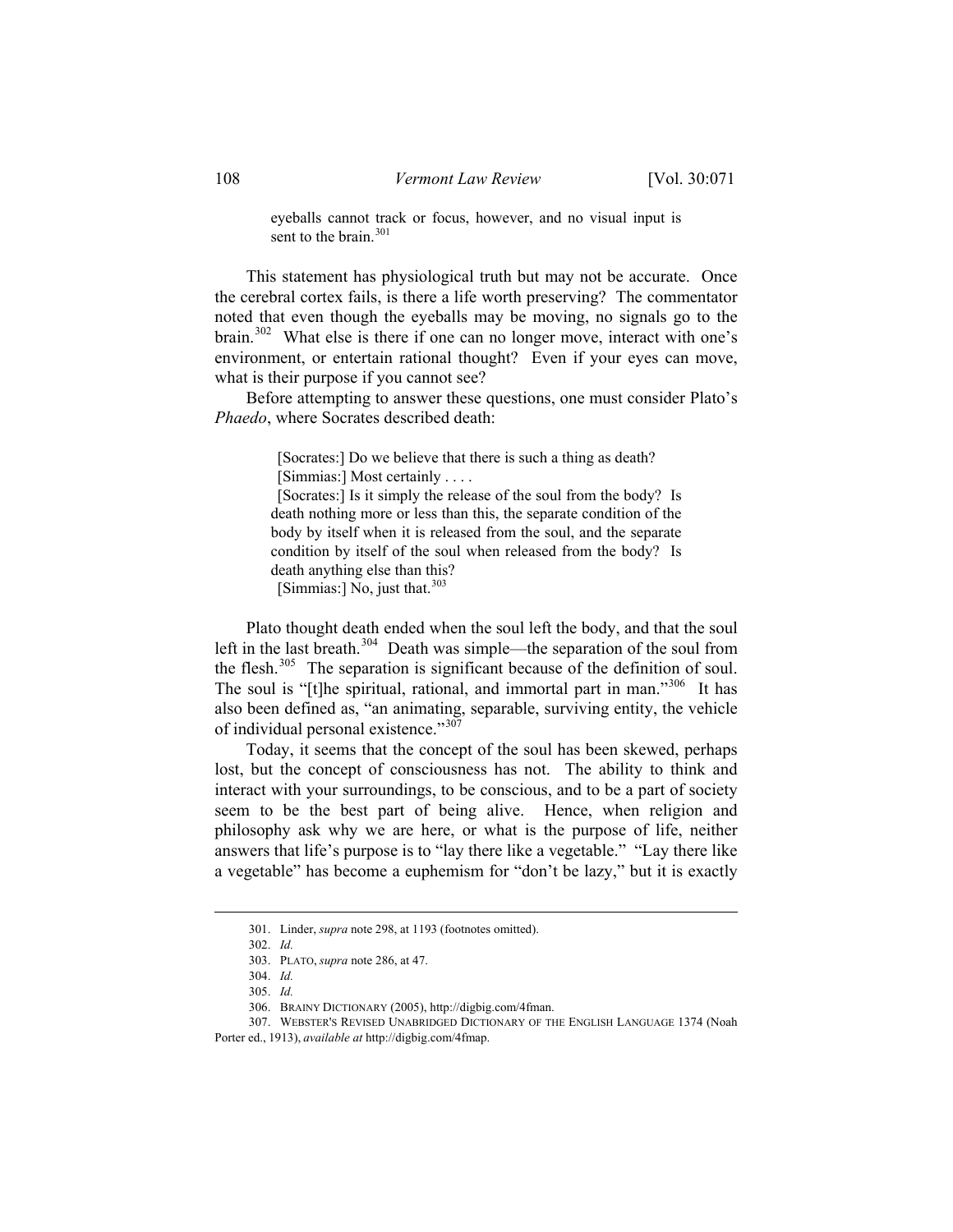> eyeballs cannot track or focus, however, and no visual input is sent to the brain.[301]

This statement has physiological truth but may not be accurate. Once the cerebral cortex fails, is there a life worth preserving? The commentator noted that even though the eyeballs may be moving, no signals go to the brain.[302] What else is there if one can no longer move, interact with one's environment, or entertain rational thought? Even if your eyes can move, what is their purpose if you cannot see?

Before attempting to answer these questions, one must consider Plato's *Phaedo*, where Socrates described death:

> [Socrates:] Do we believe that there is such a thing as death?
> [Simmias:] Most certainly . . . .
> [Socrates:] Is it simply the release of the soul from the body? Is death nothing more or less than this, the separate condition of the body by itself when it is released from the soul, and the separate condition by itself of the soul when released from the body? Is death anything else than this?
> [Simmias:] No, just that.[303]

Plato thought death ended when the soul left the body, and that the soul left in the last breath.[304] Death was simple—the separation of the soul from the flesh.[305] The separation is significant because of the definition of soul. The soul is "[t]he spiritual, rational, and immortal part in man."[306] It has also been defined as, "an animating, separable, surviving entity, the vehicle of individual personal existence."[307]

Today, it seems that the concept of the soul has been skewed, perhaps lost, but the concept of consciousness has not. The ability to think and interact with your surroundings, to be conscious, and to be a part of society seem to be the best part of being alive. Hence, when religion and philosophy ask why we are here, or what is the purpose of life, neither answers that life's purpose is to "lay there like a vegetable." "Lay there like a vegetable" has become a euphemism for "don't be lazy," but it is exactly

---

301. Linder, *supra* note 298, at 1193 (footnotes omitted).

302. *Id.*

303. PLATO, *supra* note 286, at 47.

304. *Id.*

305. *Id.*

306. BRAINY DICTIONARY (2005), http://digbig.com/4fman.

307. WEBSTER'S REVISED UNABRIDGED DICTIONARY OF THE ENGLISH LANGUAGE 1374 (Noah Porter ed., 1913), *available at* http://digbig.com/4fmap.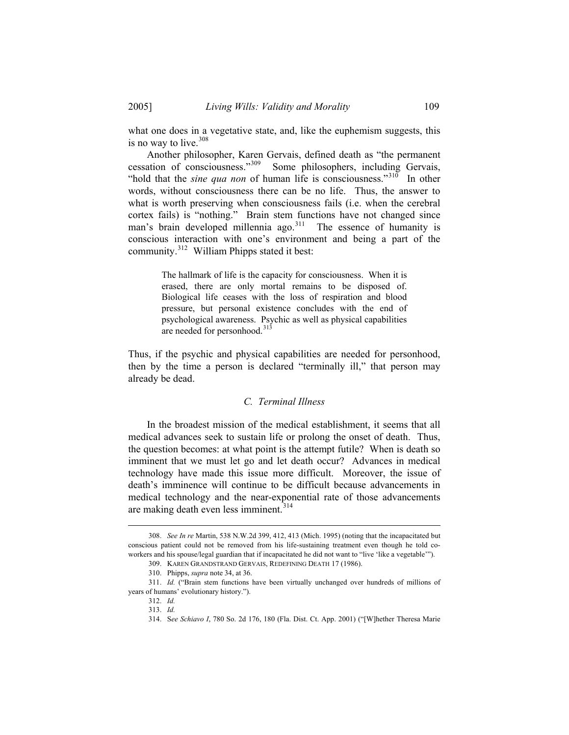what one does in a vegetative state, and, like the euphemism suggests, this is no way to live.[308]

Another philosopher, Karen Gervais, defined death as "the permanent cessation of consciousness."[309] Some philosophers, including Gervais, "hold that the *sine qua non* of human life is consciousness."[310] In other words, without consciousness there can be no life. Thus, the answer to what is worth preserving when consciousness fails (i.e. when the cerebral cortex fails) is "nothing." Brain stem functions have not changed since man's brain developed millennia ago.[311] The essence of humanity is conscious interaction with one's environment and being a part of the community.[312] William Phipps stated it best:

> The hallmark of life is the capacity for consciousness. When it is erased, there are only mortal remains to be disposed of. Biological life ceases with the loss of respiration and blood pressure, but personal existence concludes with the end of psychological awareness. Psychic as well as physical capabilities are needed for personhood.[313]

Thus, if the psychic and physical capabilities are needed for personhood, then by the time a person is declared "terminally ill," that person may already be dead.

### *C. Terminal Illness*

In the broadest mission of the medical establishment, it seems that all medical advances seek to sustain life or prolong the onset of death. Thus, the question becomes: at what point is the attempt futile? When is death so imminent that we must let go and let death occur? Advances in medical technology have made this issue more difficult. Moreover, the issue of death's imminence will continue to be difficult because advancements in medical technology and the near-exponential rate of those advancements are making death even less imminent.[314]

---

308. *See In re* Martin, 538 N.W.2d 399, 412, 413 (Mich. 1995) (noting that the incapacitated but conscious patient could not be removed from his life-sustaining treatment even though he told co-workers and his spouse/legal guardian that if incapacitated he did not want to "live 'like a vegetable'").

309. KAREN GRANDSTRAND GERVAIS, REDEFINING DEATH 17 (1986).

310. Phipps, *supra* note 34, at 36.

311. *Id.* ("Brain stem functions have been virtually unchanged over hundreds of millions of years of humans' evolutionary history.").

312. *Id.*

313. *Id.*

314. S*ee Schiavo I*, 780 So. 2d 176, 180 (Fla. Dist. Ct. App. 2001) ("[W]hether Theresa Marie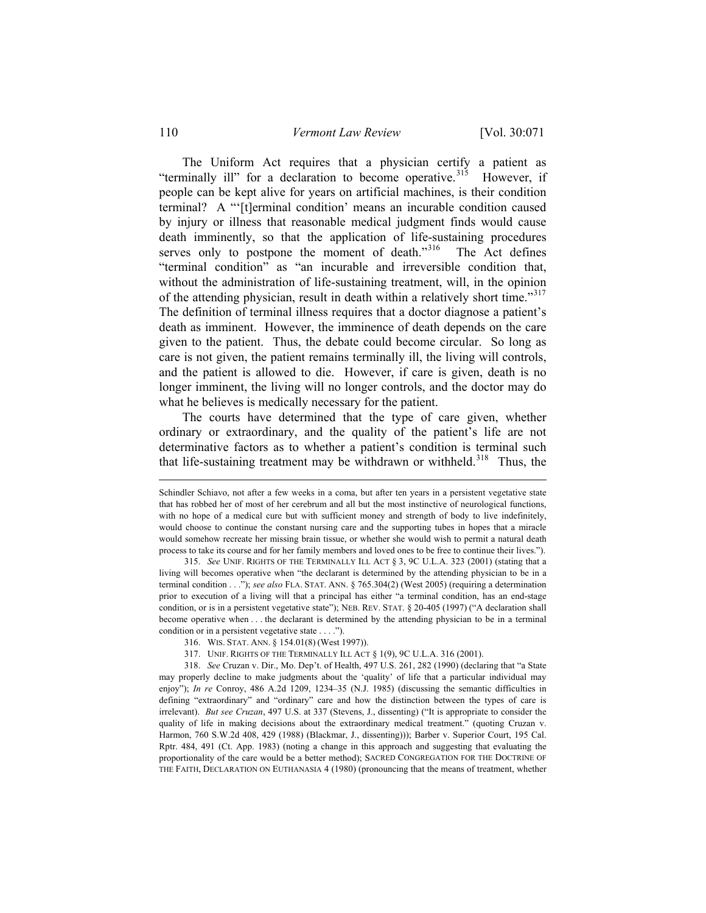The Uniform Act requires that a physician certify a patient as "terminally ill" for a declaration to become operative.[315] However, if people can be kept alive for years on artificial machines, is their condition terminal? A "'[t]erminal condition' means an incurable condition caused by injury or illness that reasonable medical judgment finds would cause death imminently, so that the application of life-sustaining procedures serves only to postpone the moment of death."[316] The Act defines "terminal condition" as "an incurable and irreversible condition that, without the administration of life-sustaining treatment, will, in the opinion of the attending physician, result in death within a relatively short time."[317] The definition of terminal illness requires that a doctor diagnose a patient's death as imminent. However, the imminence of death depends on the care given to the patient. Thus, the debate could become circular. So long as care is not given, the patient remains terminally ill, the living will controls, and the patient is allowed to die. However, if care is given, death is no longer imminent, the living will no longer controls, and the doctor may do what he believes is medically necessary for the patient.

The courts have determined that the type of care given, whether ordinary or extraordinary, and the quality of the patient's life are not determinative factors as to whether a patient's condition is terminal such that life-sustaining treatment may be withdrawn or withheld.[318] Thus, the

---

Schindler Schiavo, not after a few weeks in a coma, but after ten years in a persistent vegetative state that has robbed her of most of her cerebrum and all but the most instinctive of neurological functions, with no hope of a medical cure but with sufficient money and strength of body to live indefinitely, would choose to continue the constant nursing care and the supporting tubes in hopes that a miracle would somehow recreate her missing brain tissue, or whether she would wish to permit a natural death process to take its course and for her family members and loved ones to be free to continue their lives.").

315. *See* UNIF. RIGHTS OF THE TERMINALLY ILL ACT § 3, 9C U.L.A. 323 (2001) (stating that a living will becomes operative when "the declarant is determined by the attending physician to be in a terminal condition . . ."); *see also* FLA. STAT. ANN. § 765.304(2) (West 2005) (requiring a determination prior to execution of a living will that a principal has either "a terminal condition, has an end-stage condition, or is in a persistent vegetative state"); NEB. REV. STAT. § 20-405 (1997) ("A declaration shall become operative when . . . the declarant is determined by the attending physician to be in a terminal condition or in a persistent vegetative state . . . .").

316. WIS. STAT. ANN. § 154.01(8) (West 1997)).

317. UNIF. RIGHTS OF THE TERMINALLY ILL ACT § 1(9), 9C U.L.A. 316 (2001).

318. *See* Cruzan v. Dir., Mo. Dep't. of Health, 497 U.S. 261, 282 (1990) (declaring that "a State may properly decline to make judgments about the 'quality' of life that a particular individual may enjoy"); *In re* Conroy, 486 A.2d 1209, 1234–35 (N.J. 1985) (discussing the semantic difficulties in defining "extraordinary" and "ordinary" care and how the distinction between the types of care is irrelevant). *But see Cruzan*, 497 U.S. at 337 (Stevens, J., dissenting) ("It is appropriate to consider the quality of life in making decisions about the extraordinary medical treatment." (quoting Cruzan v. Harmon, 760 S.W.2d 408, 429 (1988) (Blackmar, J., dissenting))); Barber v. Superior Court, 195 Cal. Rptr. 484, 491 (Ct. App. 1983) (noting a change in this approach and suggesting that evaluating the proportionality of the care would be a better method); SACRED CONGREGATION FOR THE DOCTRINE OF THE FAITH, DECLARATION ON EUTHANASIA 4 (1980) (pronouncing that the means of treatment, whether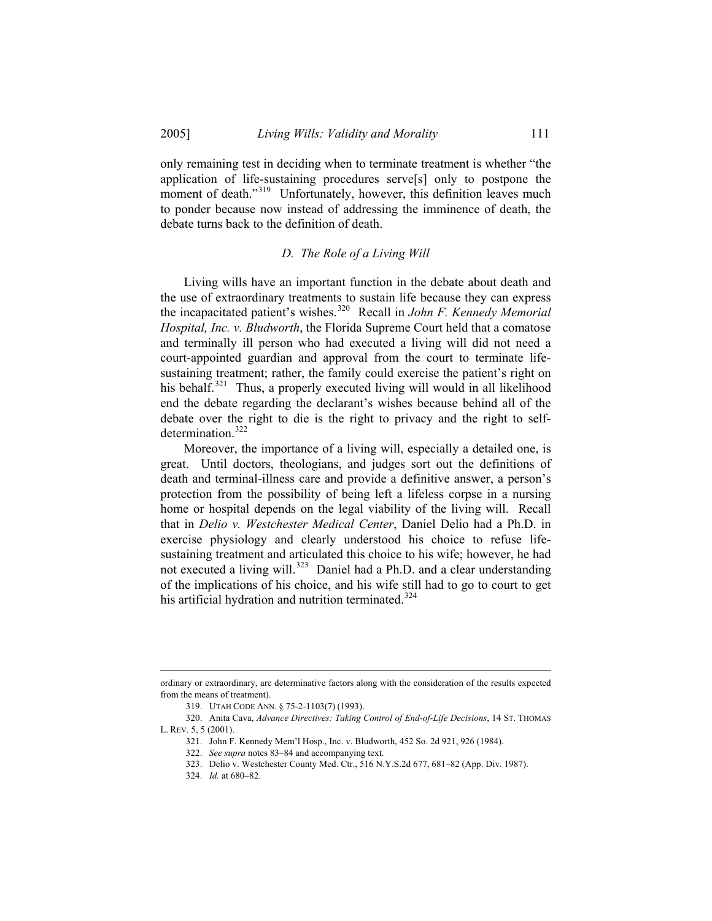only remaining test in deciding when to terminate treatment is whether "the application of life-sustaining procedures serve[s] only to postpone the moment of death."[319] Unfortunately, however, this definition leaves much to ponder because now instead of addressing the imminence of death, the debate turns back to the definition of death.

### *D. The Role of a Living Will*

Living wills have an important function in the debate about death and the use of extraordinary treatments to sustain life because they can express the incapacitated patient's wishes.[320] Recall in *John F. Kennedy Memorial Hospital, Inc. v. Bludworth*, the Florida Supreme Court held that a comatose and terminally ill person who had executed a living will did not need a court-appointed guardian and approval from the court to terminate life-sustaining treatment; rather, the family could exercise the patient's right on his behalf.[321] Thus, a properly executed living will would in all likelihood end the debate regarding the declarant's wishes because behind all of the debate over the right to die is the right to privacy and the right to self-determination.[322]

Moreover, the importance of a living will, especially a detailed one, is great. Until doctors, theologians, and judges sort out the definitions of death and terminal-illness care and provide a definitive answer, a person's protection from the possibility of being left a lifeless corpse in a nursing home or hospital depends on the legal viability of the living will. Recall that in *Delio v. Westchester Medical Center*, Daniel Delio had a Ph.D. in exercise physiology and clearly understood his choice to refuse life-sustaining treatment and articulated this choice to his wife; however, he had not executed a living will.[323] Daniel had a Ph.D. and a clear understanding of the implications of his choice, and his wife still had to go to court to get his artificial hydration and nutrition terminated.[324]

---

ordinary or extraordinary, are determinative factors along with the consideration of the results expected from the means of treatment).

319. UTAH CODE ANN. § 75-2-1103(7) (1993).

320. Anita Cava, *Advance Directives: Taking Control of End-of-Life Decisions*, 14 ST. THOMAS L. REV. 5, 5 (2001).

321. John F. Kennedy Mem'l Hosp., Inc. v. Bludworth, 452 So. 2d 921, 926 (1984).

322. *See supra* notes 83–84 and accompanying text.

323. Delio v. Westchester County Med. Ctr., 516 N.Y.S.2d 677, 681–82 (App. Div. 1987).

324. *Id.* at 680–82.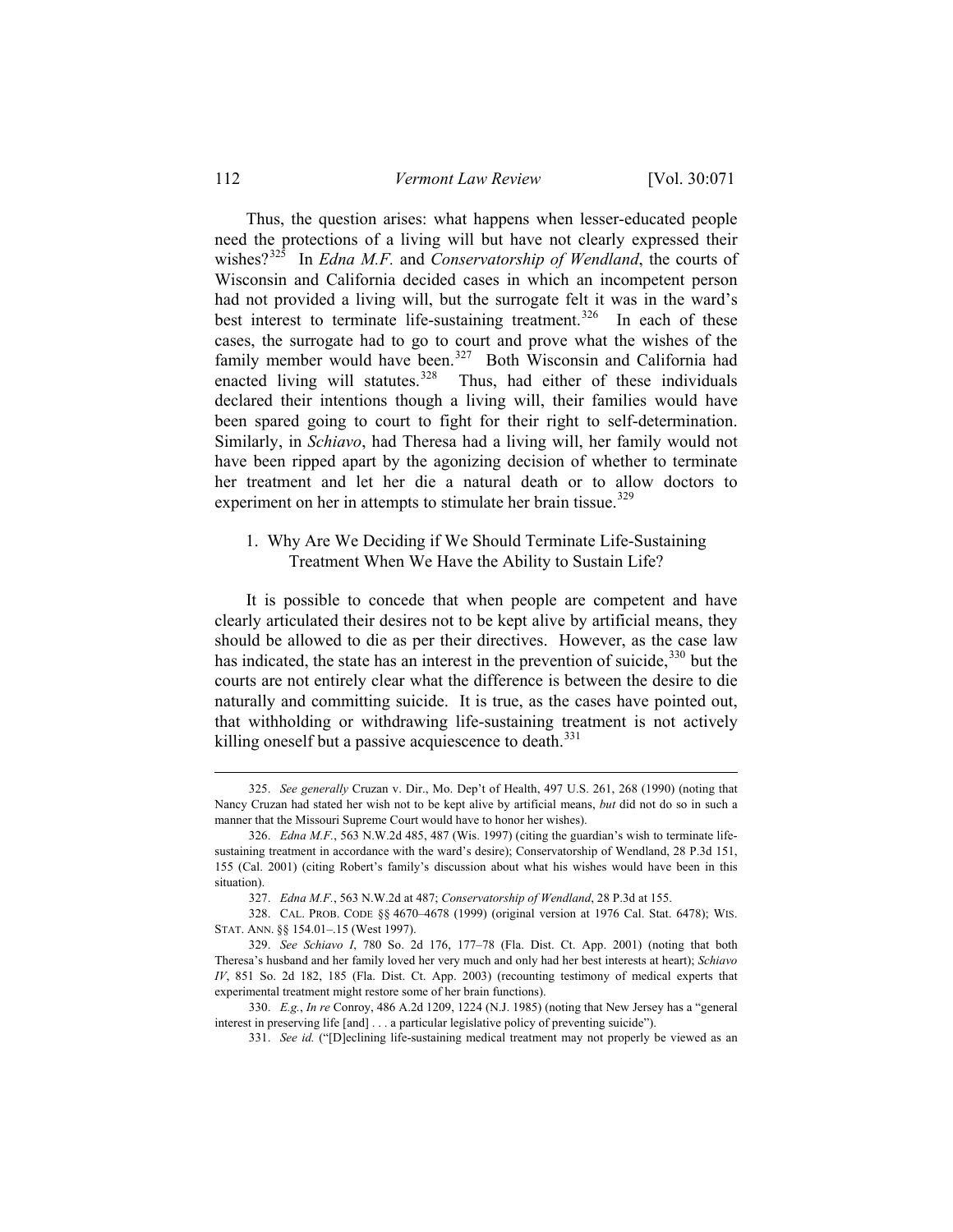Thus, the question arises: what happens when lesser-educated people need the protections of a living will but have not clearly expressed their wishes?[325] In *Edna M.F.* and *Conservatorship of Wendland*, the courts of Wisconsin and California decided cases in which an incompetent person had not provided a living will, but the surrogate felt it was in the ward's best interest to terminate life-sustaining treatment.[326] In each of these cases, the surrogate had to go to court and prove what the wishes of the family member would have been.[327] Both Wisconsin and California had enacted living will statutes.[328] Thus, had either of these individuals declared their intentions though a living will, their families would have been spared going to court to fight for their right to self-determination. Similarly, in *Schiavo*, had Theresa had a living will, her family would not have been ripped apart by the agonizing decision of whether to terminate her treatment and let her die a natural death or to allow doctors to experiment on her in attempts to stimulate her brain tissue.[329]

### 1. Why Are We Deciding if We Should Terminate Life-Sustaining Treatment When We Have the Ability to Sustain Life?

It is possible to concede that when people are competent and have clearly articulated their desires not to be kept alive by artificial means, they should be allowed to die as per their directives. However, as the case law has indicated, the state has an interest in the prevention of suicide,[330] but the courts are not entirely clear what the difference is between the desire to die naturally and committing suicide. It is true, as the cases have pointed out, that withholding or withdrawing life-sustaining treatment is not actively killing oneself but a passive acquiescence to death.[331]

---

325. *See generally* Cruzan v. Dir., Mo. Dep't of Health, 497 U.S. 261, 268 (1990) (noting that Nancy Cruzan had stated her wish not to be kept alive by artificial means, *but* did not do so in such a manner that the Missouri Supreme Court would have to honor her wishes).

326. *Edna M.F.*, 563 N.W.2d 485, 487 (Wis. 1997) (citing the guardian's wish to terminate life-sustaining treatment in accordance with the ward's desire); Conservatorship of Wendland, 28 P.3d 151, 155 (Cal. 2001) (citing Robert's family's discussion about what his wishes would have been in this situation).

327. *Edna M.F.*, 563 N.W.2d at 487; *Conservatorship of Wendland*, 28 P.3d at 155.

328. CAL. PROB. CODE §§ 4670–4678 (1999) (original version at 1976 Cal. Stat. 6478); WIS. STAT. ANN. §§ 154.01–.15 (West 1997).

329. *See Schiavo I*, 780 So. 2d 176, 177–78 (Fla. Dist. Ct. App. 2001) (noting that both Theresa's husband and her family loved her very much and only had her best interests at heart); *Schiavo IV*, 851 So. 2d 182, 185 (Fla. Dist. Ct. App. 2003) (recounting testimony of medical experts that experimental treatment might restore some of her brain functions).

330. *E.g.*, *In re* Conroy, 486 A.2d 1209, 1224 (N.J. 1985) (noting that New Jersey has a "general interest in preserving life [and] . . . a particular legislative policy of preventing suicide").

331. *See id.* ("[D]eclining life-sustaining medical treatment may not properly be viewed as an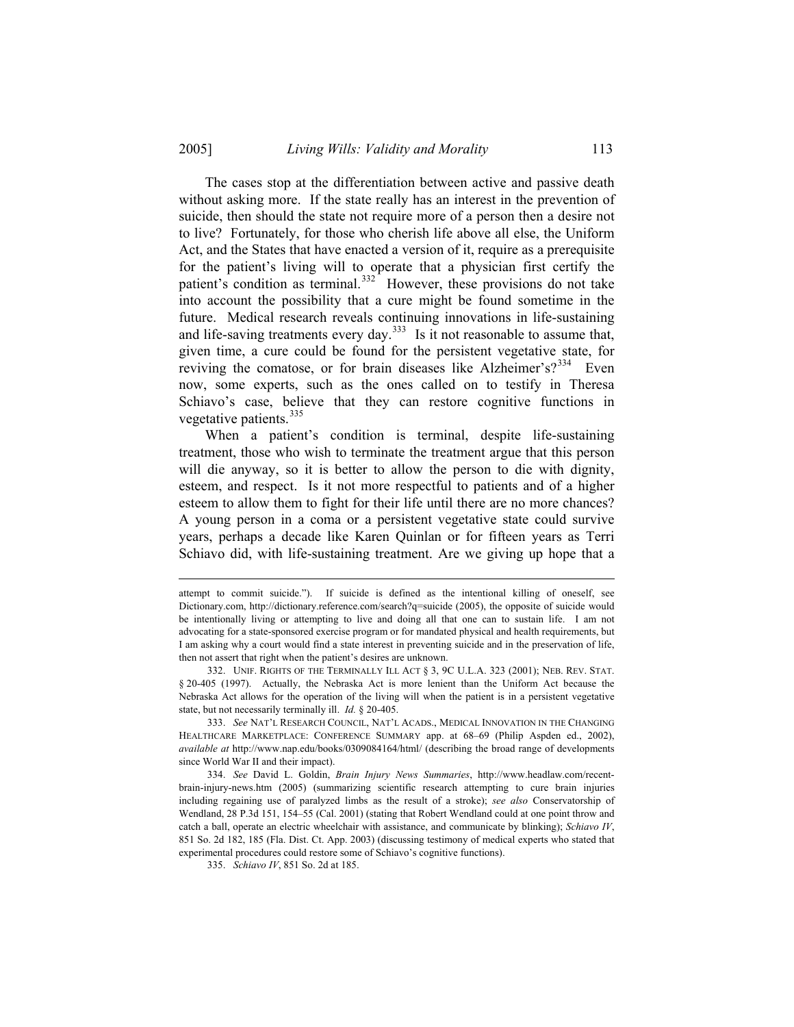The cases stop at the differentiation between active and passive death without asking more. If the state really has an interest in the prevention of suicide, then should the state not require more of a person then a desire not to live? Fortunately, for those who cherish life above all else, the Uniform Act, and the States that have enacted a version of it, require as a prerequisite for the patient's living will to operate that a physician first certify the patient's condition as terminal.[332] However, these provisions do not take into account the possibility that a cure might be found sometime in the future. Medical research reveals continuing innovations in life-sustaining and life-saving treatments every day.[333] Is it not reasonable to assume that, given time, a cure could be found for the persistent vegetative state, for reviving the comatose, or for brain diseases like Alzheimer's?[334] Even now, some experts, such as the ones called on to testify in Theresa Schiavo's case, believe that they can restore cognitive functions in vegetative patients.[335]

When a patient's condition is terminal, despite life-sustaining treatment, those who wish to terminate the treatment argue that this person will die anyway, so it is better to allow the person to die with dignity, esteem, and respect. Is it not more respectful to patients and of a higher esteem to allow them to fight for their life until there are no more chances? A young person in a coma or a persistent vegetative state could survive years, perhaps a decade like Karen Quinlan or for fifteen years as Terri Schiavo did, with life-sustaining treatment. Are we giving up hope that a

---

attempt to commit suicide."). If suicide is defined as the intentional killing of oneself, see Dictionary.com, http://dictionary.reference.com/search?q=suicide (2005), the opposite of suicide would be intentionally living or attempting to live and doing all that one can to sustain life. I am not advocating for a state-sponsored exercise program or for mandated physical and health requirements, but I am asking why a court would find a state interest in preventing suicide and in the preservation of life, then not assert that right when the patient's desires are unknown.

332. UNIF. RIGHTS OF THE TERMINALLY ILL ACT § 3, 9C U.L.A. 323 (2001); NEB. REV. STAT. § 20-405 (1997). Actually, the Nebraska Act is more lenient than the Uniform Act because the Nebraska Act allows for the operation of the living will when the patient is in a persistent vegetative state, but not necessarily terminally ill. *Id.* § 20-405.

333. *See* NAT'L RESEARCH COUNCIL, NAT'L ACADS., MEDICAL INNOVATION IN THE CHANGING HEALTHCARE MARKETPLACE: CONFERENCE SUMMARY app. at 68–69 (Philip Aspden ed., 2002), *available at* http://www.nap.edu/books/0309084164/html/ (describing the broad range of developments since World War II and their impact).

334. *See* David L. Goldin, *Brain Injury News Summaries*, http://www.headlaw.com/recent-brain-injury-news.htm (2005) (summarizing scientific research attempting to cure brain injuries including regaining use of paralyzed limbs as the result of a stroke); *see also* Conservatorship of Wendland, 28 P.3d 151, 154–55 (Cal. 2001) (stating that Robert Wendland could at one point throw and catch a ball, operate an electric wheelchair with assistance, and communicate by blinking); *Schiavo IV*, 851 So. 2d 182, 185 (Fla. Dist. Ct. App. 2003) (discussing testimony of medical experts who stated that experimental procedures could restore some of Schiavo's cognitive functions).

335. *Schiavo IV*, 851 So. 2d at 185.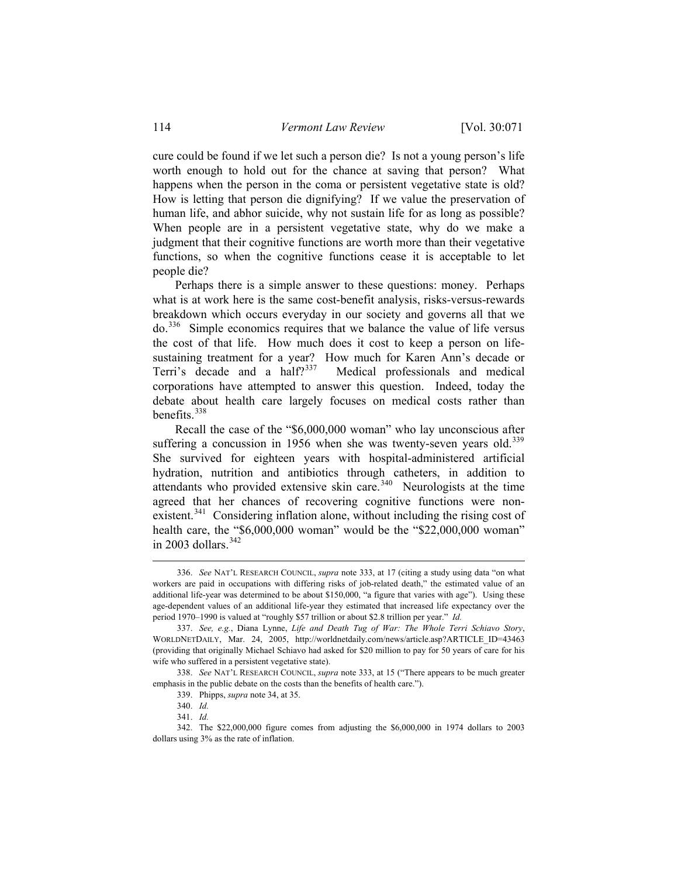cure could be found if we let such a person die? Is not a young person's life worth enough to hold out for the chance at saving that person? What happens when the person in the coma or persistent vegetative state is old? How is letting that person die dignifying? If we value the preservation of human life, and abhor suicide, why not sustain life for as long as possible? When people are in a persistent vegetative state, why do we make a judgment that their cognitive functions are worth more than their vegetative functions, so when the cognitive functions cease it is acceptable to let people die?

Perhaps there is a simple answer to these questions: money. Perhaps what is at work here is the same cost-benefit analysis, risks-versus-rewards breakdown which occurs everyday in our society and governs all that we do.[336] Simple economics requires that we balance the value of life versus the cost of that life. How much does it cost to keep a person on life-sustaining treatment for a year? How much for Karen Ann's decade or Terri's decade and a half?[337] Medical professionals and medical corporations have attempted to answer this question. Indeed, today the debate about health care largely focuses on medical costs rather than benefits.[338]

Recall the case of the "$6,000,000 woman" who lay unconscious after suffering a concussion in 1956 when she was twenty-seven years old.[339] She survived for eighteen years with hospital-administered artificial hydration, nutrition and antibiotics through catheters, in addition to attendants who provided extensive skin care.[340] Neurologists at the time agreed that her chances of recovering cognitive functions were non-existent.[341] Considering inflation alone, without including the rising cost of health care, the "$6,000,000 woman" would be the "$22,000,000 woman" in 2003 dollars.[342]

---

336. *See* NAT'L RESEARCH COUNCIL, *supra* note 333, at 17 (citing a study using data "on what workers are paid in occupations with differing risks of job-related death," the estimated value of an additional life-year was determined to be about $150,000, "a figure that varies with age"). Using these age-dependent values of an additional life-year they estimated that increased life expectancy over the period 1970–1990 is valued at "roughly $57 trillion or about $2.8 trillion per year." *Id.*

337. *See, e.g.*, Diana Lynne, *Life and Death Tug of War: The Whole Terri Schiavo Story*, WORLDNETDAILY, Mar. 24, 2005, http://worldnetdaily.com/news/article.asp?ARTICLE_ID=43463 (providing that originally Michael Schiavo had asked for $20 million to pay for 50 years of care for his wife who suffered in a persistent vegetative state).

338. *See* NAT'L RESEARCH COUNCIL, *supra* note 333, at 15 ("There appears to be much greater emphasis in the public debate on the costs than the benefits of health care.").

339. Phipps, *supra* note 34, at 35.

340. *Id.*

341. *Id.*

342. The $22,000,000 figure comes from adjusting the $6,000,000 in 1974 dollars to 2003 dollars using 3% as the rate of inflation.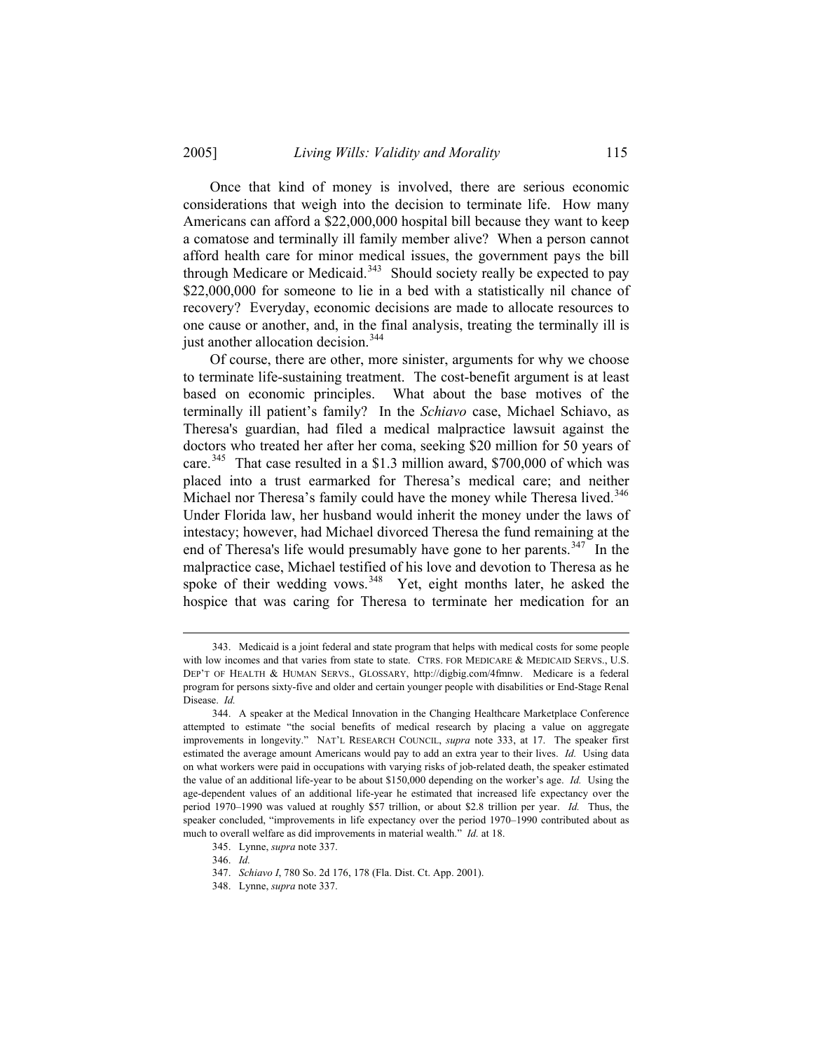Once that kind of money is involved, there are serious economic considerations that weigh into the decision to terminate life. How many Americans can afford a $22,000,000 hospital bill because they want to keep a comatose and terminally ill family member alive? When a person cannot afford health care for minor medical issues, the government pays the bill through Medicare or Medicaid.[343] Should society really be expected to pay $22,000,000 for someone to lie in a bed with a statistically nil chance of recovery? Everyday, economic decisions are made to allocate resources to one cause or another, and, in the final analysis, treating the terminally ill is just another allocation decision.[344]

Of course, there are other, more sinister, arguments for why we choose to terminate life-sustaining treatment. The cost-benefit argument is at least based on economic principles. What about the base motives of the terminally ill patient's family? In the *Schiavo* case, Michael Schiavo, as Theresa's guardian, had filed a medical malpractice lawsuit against the doctors who treated her after her coma, seeking $20 million for 50 years of care.[345] That case resulted in a $1.3 million award, $700,000 of which was placed into a trust earmarked for Theresa's medical care; and neither Michael nor Theresa's family could have the money while Theresa lived.[346] Under Florida law, her husband would inherit the money under the laws of intestacy; however, had Michael divorced Theresa the fund remaining at the end of Theresa's life would presumably have gone to her parents.[347] In the malpractice case, Michael testified of his love and devotion to Theresa as he spoke of their wedding vows.[348] Yet, eight months later, he asked the hospice that was caring for Theresa to terminate her medication for an

---

343. Medicaid is a joint federal and state program that helps with medical costs for some people with low incomes and that varies from state to state. CTRS. FOR MEDICARE & MEDICAID SERVS., U.S. DEP'T OF HEALTH & HUMAN SERVS., GLOSSARY, http://digbig.com/4fmnw. Medicare is a federal program for persons sixty-five and older and certain younger people with disabilities or End-Stage Renal Disease. *Id.*

344. A speaker at the Medical Innovation in the Changing Healthcare Marketplace Conference attempted to estimate "the social benefits of medical research by placing a value on aggregate improvements in longevity." NAT'L RESEARCH COUNCIL, *supra* note 333, at 17. The speaker first estimated the average amount Americans would pay to add an extra year to their lives. *Id.* Using data on what workers were paid in occupations with varying risks of job-related death, the speaker estimated the value of an additional life-year to be about $150,000 depending on the worker's age. *Id.* Using the age-dependent values of an additional life-year he estimated that increased life expectancy over the period 1970–1990 was valued at roughly $57 trillion, or about $2.8 trillion per year. *Id.* Thus, the speaker concluded, "improvements in life expectancy over the period 1970–1990 contributed about as much to overall welfare as did improvements in material wealth." *Id.* at 18.

345. Lynne, *supra* note 337.

346. *Id.*

347. *Schiavo I*, 780 So. 2d 176, 178 (Fla. Dist. Ct. App. 2001).

348. Lynne, *supra* note 337.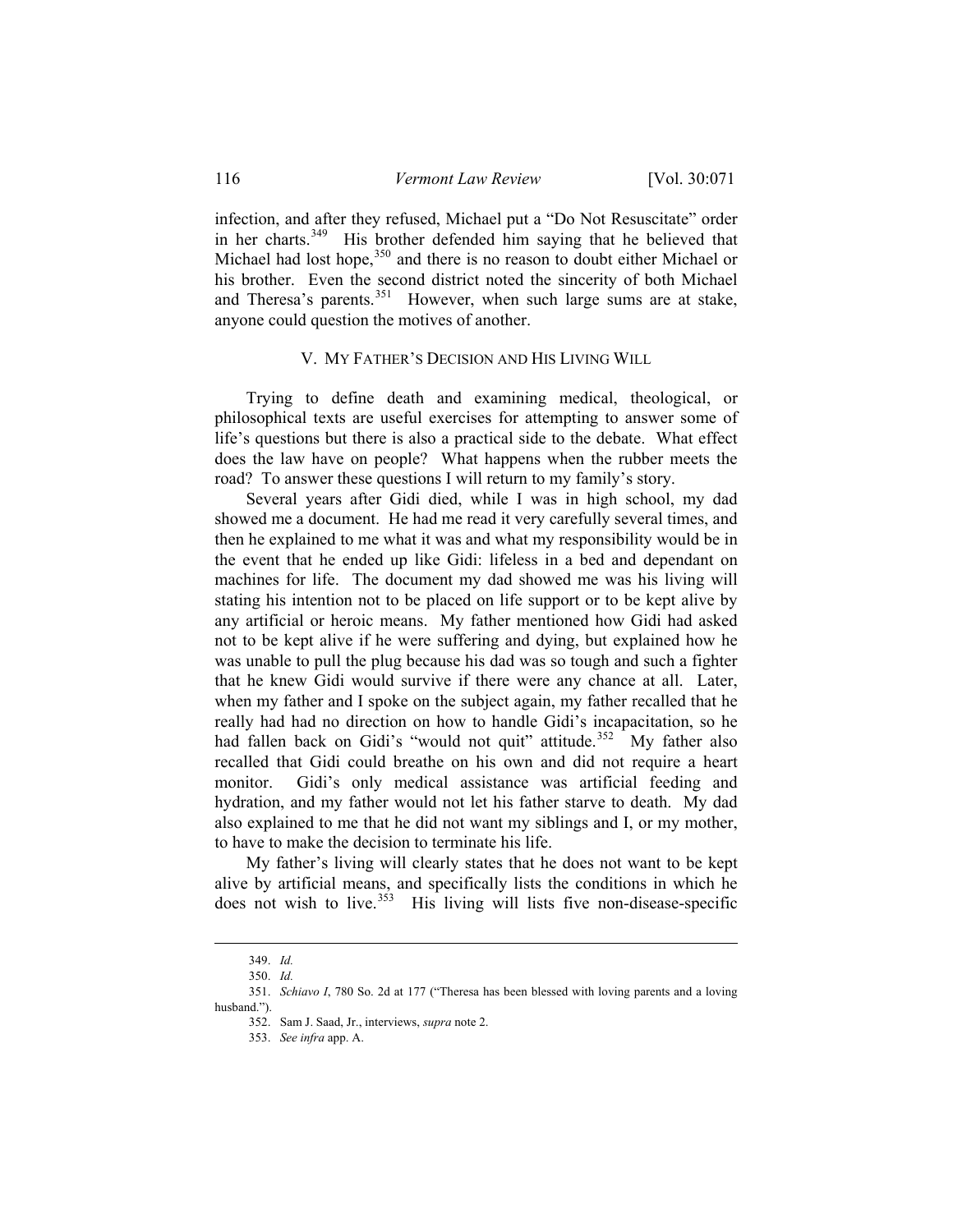infection, and after they refused, Michael put a "Do Not Resuscitate" order in her charts.[349] His brother defended him saying that he believed that Michael had lost hope,[350] and there is no reason to doubt either Michael or his brother. Even the second district noted the sincerity of both Michael and Theresa's parents.[351] However, when such large sums are at stake, anyone could question the motives of another.

## V. MY FATHER'S DECISION AND HIS LIVING WILL

Trying to define death and examining medical, theological, or philosophical texts are useful exercises for attempting to answer some of life's questions but there is also a practical side to the debate. What effect does the law have on people? What happens when the rubber meets the road? To answer these questions I will return to my family's story.

Several years after Gidi died, while I was in high school, my dad showed me a document. He had me read it very carefully several times, and then he explained to me what it was and what my responsibility would be in the event that he ended up like Gidi: lifeless in a bed and dependant on machines for life. The document my dad showed me was his living will stating his intention not to be placed on life support or to be kept alive by any artificial or heroic means. My father mentioned how Gidi had asked not to be kept alive if he were suffering and dying, but explained how he was unable to pull the plug because his dad was so tough and such a fighter that he knew Gidi would survive if there were any chance at all. Later, when my father and I spoke on the subject again, my father recalled that he really had had no direction on how to handle Gidi's incapacitation, so he had fallen back on Gidi's "would not quit" attitude.[352] My father also recalled that Gidi could breathe on his own and did not require a heart monitor. Gidi's only medical assistance was artificial feeding and hydration, and my father would not let his father starve to death. My dad also explained to me that he did not want my siblings and I, or my mother, to have to make the decision to terminate his life.

My father's living will clearly states that he does not want to be kept alive by artificial means, and specifically lists the conditions in which he does not wish to live.[353] His living will lists five non-disease-specific

---

349. *Id.*

350. *Id.*

351. *Schiavo I*, 780 So. 2d at 177 ("Theresa has been blessed with loving parents and a loving husband.").

352. Sam J. Saad, Jr., interviews, *supra* note 2.

353. *See infra* app. A.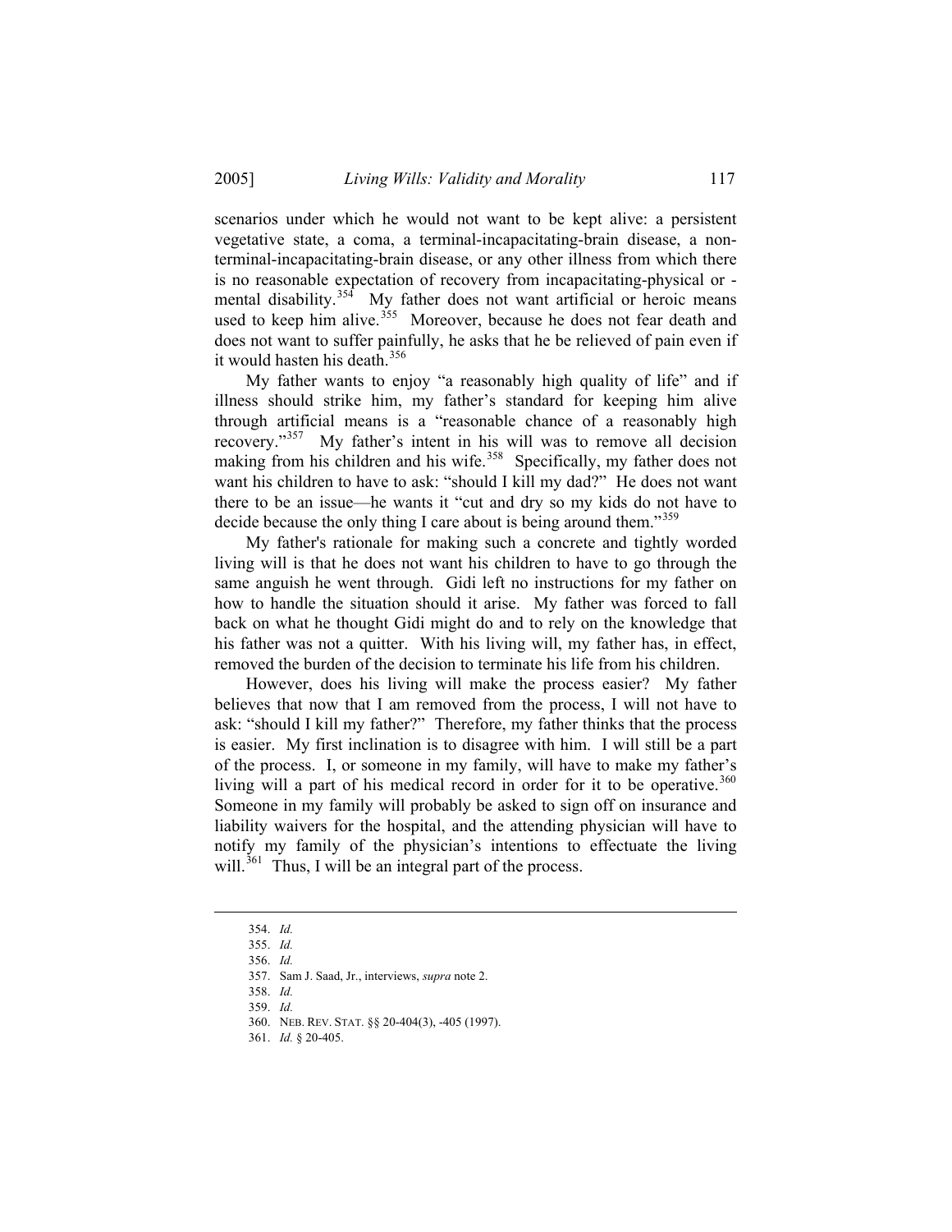scenarios under which he would not want to be kept alive: a persistent vegetative state, a coma, a terminal-incapacitating-brain disease, a non-terminal-incapacitating-brain disease, or any other illness from which there is no reasonable expectation of recovery from incapacitating-physical or -mental disability.[354] My father does not want artificial or heroic means used to keep him alive.[355] Moreover, because he does not fear death and does not want to suffer painfully, he asks that he be relieved of pain even if it would hasten his death.[356]

My father wants to enjoy "a reasonably high quality of life" and if illness should strike him, my father's standard for keeping him alive through artificial means is a "reasonable chance of a reasonably high recovery."[357] My father's intent in his will was to remove all decision making from his children and his wife.[358] Specifically, my father does not want his children to have to ask: "should I kill my dad?" He does not want there to be an issue—he wants it "cut and dry so my kids do not have to decide because the only thing I care about is being around them."[359]

My father's rationale for making such a concrete and tightly worded living will is that he does not want his children to have to go through the same anguish he went through. Gidi left no instructions for my father on how to handle the situation should it arise. My father was forced to fall back on what he thought Gidi might do and to rely on the knowledge that his father was not a quitter. With his living will, my father has, in effect, removed the burden of the decision to terminate his life from his children.

However, does his living will make the process easier? My father believes that now that I am removed from the process, I will not have to ask: "should I kill my father?" Therefore, my father thinks that the process is easier. My first inclination is to disagree with him. I will still be a part of the process. I, or someone in my family, will have to make my father's living will a part of his medical record in order for it to be operative.[360] Someone in my family will probably be asked to sign off on insurance and liability waivers for the hospital, and the attending physician will have to notify my family of the physician's intentions to effectuate the living will.[361] Thus, I will be an integral part of the process.

---

354. *Id.*
355. *Id.*
356. *Id.*
357. Sam J. Saad, Jr., interviews, *supra* note 2.
358. *Id.*
359. *Id.*
360. NEB. REV. STAT. §§ 20-404(3), -405 (1997).
361. *Id.* § 20-405.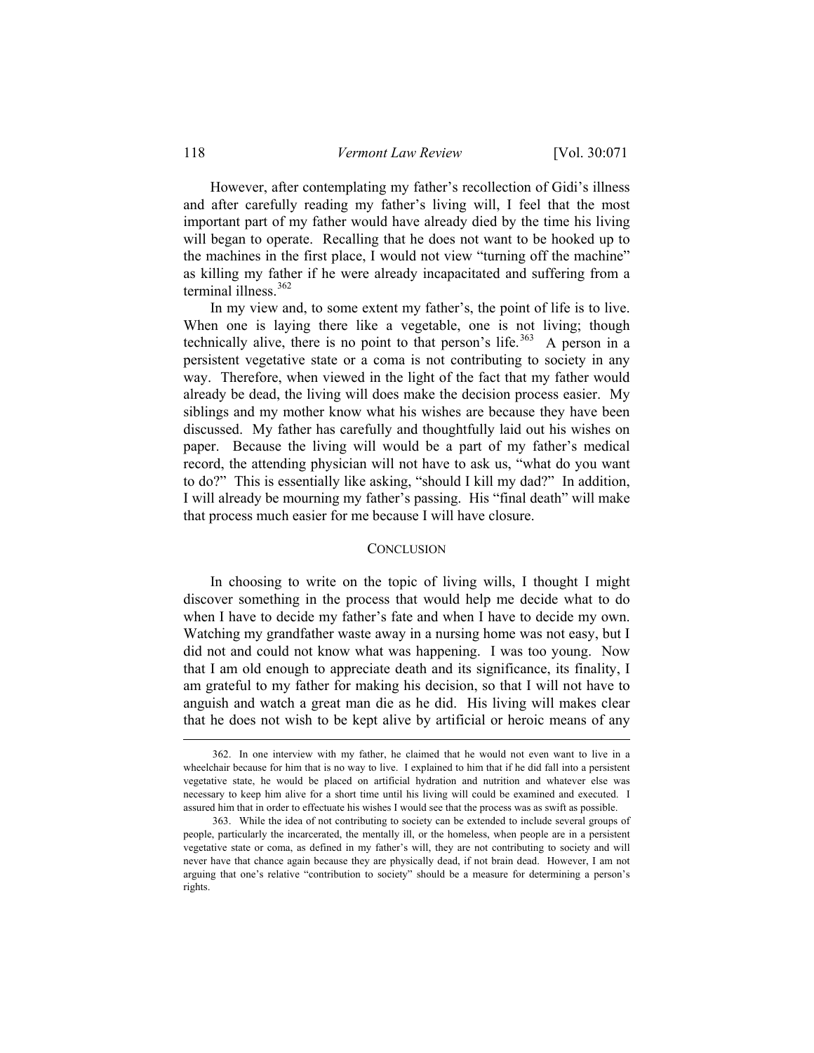However, after contemplating my father's recollection of Gidi's illness and after carefully reading my father's living will, I feel that the most important part of my father would have already died by the time his living will began to operate. Recalling that he does not want to be hooked up to the machines in the first place, I would not view "turning off the machine" as killing my father if he were already incapacitated and suffering from a terminal illness.[362]

In my view and, to some extent my father's, the point of life is to live. When one is laying there like a vegetable, one is not living; though technically alive, there is no point to that person's life.[363] A person in a persistent vegetative state or a coma is not contributing to society in any way. Therefore, when viewed in the light of the fact that my father would already be dead, the living will does make the decision process easier. My siblings and my mother know what his wishes are because they have been discussed. My father has carefully and thoughtfully laid out his wishes on paper. Because the living will would be a part of my father's medical record, the attending physician will not have to ask us, "what do you want to do?" This is essentially like asking, "should I kill my dad?" In addition, I will already be mourning my father's passing. His "final death" will make that process much easier for me because I will have closure.

## CONCLUSION

In choosing to write on the topic of living wills, I thought I might discover something in the process that would help me decide what to do when I have to decide my father's fate and when I have to decide my own. Watching my grandfather waste away in a nursing home was not easy, but I did not and could not know what was happening. I was too young. Now that I am old enough to appreciate death and its significance, its finality, I am grateful to my father for making his decision, so that I will not have to anguish and watch a great man die as he did. His living will makes clear that he does not wish to be kept alive by artificial or heroic means of any

---

362. In one interview with my father, he claimed that he would not even want to live in a wheelchair because for him that is no way to live. I explained to him that if he did fall into a persistent vegetative state, he would be placed on artificial hydration and nutrition and whatever else was necessary to keep him alive for a short time until his living will could be examined and executed. I assured him that in order to effectuate his wishes I would see that the process was as swift as possible.

363. While the idea of not contributing to society can be extended to include several groups of people, particularly the incarcerated, the mentally ill, or the homeless, when people are in a persistent vegetative state or coma, as defined in my father's will, they are not contributing to society and will never have that chance again because they are physically dead, if not brain dead. However, I am not arguing that one's relative "contribution to society" should be a measure for determining a person's rights.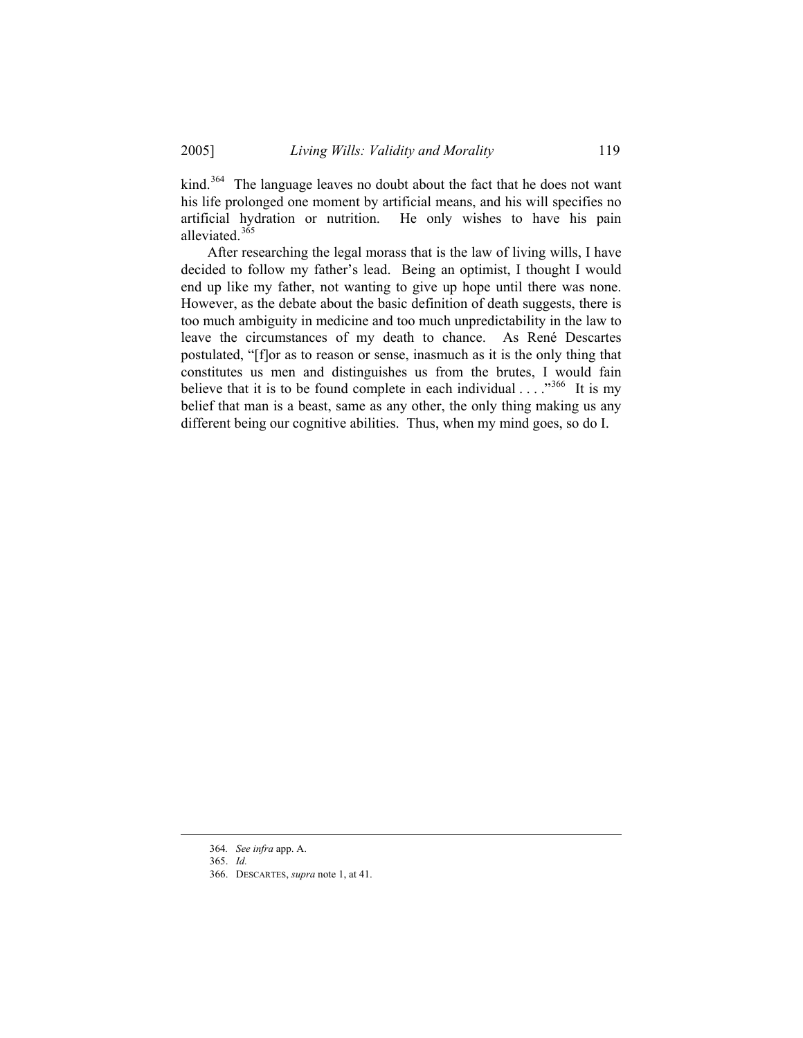kind.[364] The language leaves no doubt about the fact that he does not want his life prolonged one moment by artificial means, and his will specifies no artificial hydration or nutrition. He only wishes to have his pain alleviated.[365]

After researching the legal morass that is the law of living wills, I have decided to follow my father's lead. Being an optimist, I thought I would end up like my father, not wanting to give up hope until there was none. However, as the debate about the basic definition of death suggests, there is too much ambiguity in medicine and too much unpredictability in the law to leave the circumstances of my death to chance. As René Descartes postulated, "[f]or as to reason or sense, inasmuch as it is the only thing that constitutes us men and distinguishes us from the brutes, I would fain believe that it is to be found complete in each individual . . . ."[366] It is my belief that man is a beast, same as any other, the only thing making us any different being our cognitive abilities. Thus, when my mind goes, so do I.

---

364. *See infra* app. A.

365. *Id.*

366. DESCARTES, *supra* note 1, at 41.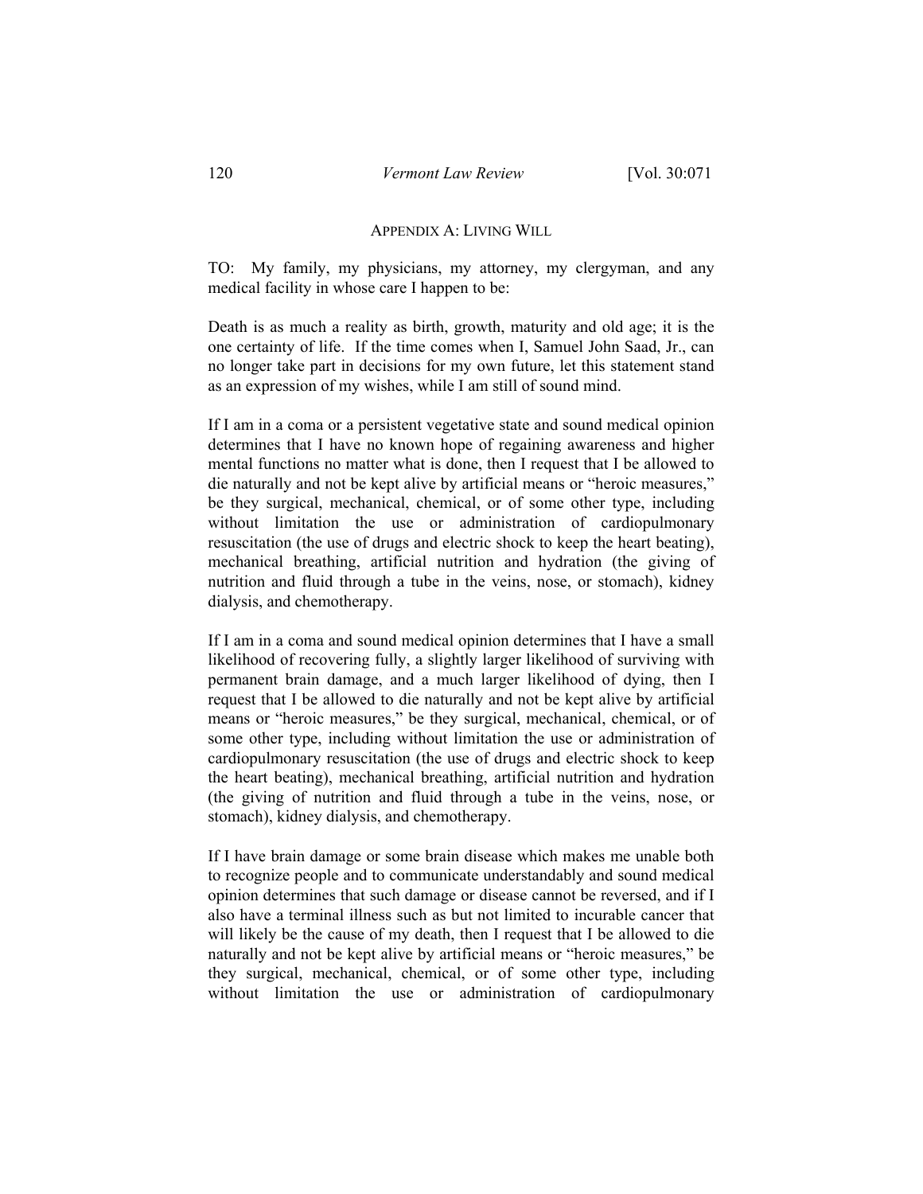## APPENDIX A: LIVING WILL

TO: My family, my physicians, my attorney, my clergyman, and any medical facility in whose care I happen to be:

Death is as much a reality as birth, growth, maturity and old age; it is the one certainty of life. If the time comes when I, Samuel John Saad, Jr., can no longer take part in decisions for my own future, let this statement stand as an expression of my wishes, while I am still of sound mind.

If I am in a coma or a persistent vegetative state and sound medical opinion determines that I have no known hope of regaining awareness and higher mental functions no matter what is done, then I request that I be allowed to die naturally and not be kept alive by artificial means or "heroic measures," be they surgical, mechanical, chemical, or of some other type, including without limitation the use or administration of cardiopulmonary resuscitation (the use of drugs and electric shock to keep the heart beating), mechanical breathing, artificial nutrition and hydration (the giving of nutrition and fluid through a tube in the veins, nose, or stomach), kidney dialysis, and chemotherapy.

If I am in a coma and sound medical opinion determines that I have a small likelihood of recovering fully, a slightly larger likelihood of surviving with permanent brain damage, and a much larger likelihood of dying, then I request that I be allowed to die naturally and not be kept alive by artificial means or "heroic measures," be they surgical, mechanical, chemical, or of some other type, including without limitation the use or administration of cardiopulmonary resuscitation (the use of drugs and electric shock to keep the heart beating), mechanical breathing, artificial nutrition and hydration (the giving of nutrition and fluid through a tube in the veins, nose, or stomach), kidney dialysis, and chemotherapy.

If I have brain damage or some brain disease which makes me unable both to recognize people and to communicate understandably and sound medical opinion determines that such damage or disease cannot be reversed, and if I also have a terminal illness such as but not limited to incurable cancer that will likely be the cause of my death, then I request that I be allowed to die naturally and not be kept alive by artificial means or "heroic measures," be they surgical, mechanical, chemical, or of some other type, including without limitation the use or administration of cardiopulmonary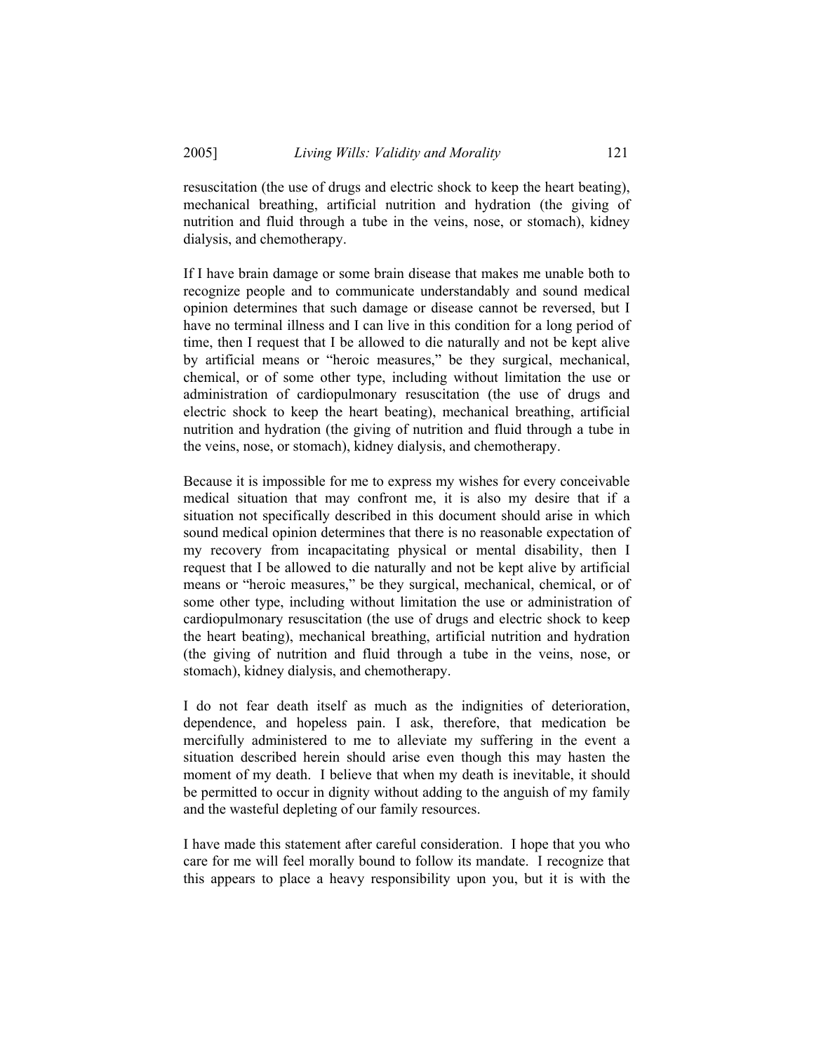resuscitation (the use of drugs and electric shock to keep the heart beating), mechanical breathing, artificial nutrition and hydration (the giving of nutrition and fluid through a tube in the veins, nose, or stomach), kidney dialysis, and chemotherapy.

If I have brain damage or some brain disease that makes me unable both to recognize people and to communicate understandably and sound medical opinion determines that such damage or disease cannot be reversed, but I have no terminal illness and I can live in this condition for a long period of time, then I request that I be allowed to die naturally and not be kept alive by artificial means or "heroic measures," be they surgical, mechanical, chemical, or of some other type, including without limitation the use or administration of cardiopulmonary resuscitation (the use of drugs and electric shock to keep the heart beating), mechanical breathing, artificial nutrition and hydration (the giving of nutrition and fluid through a tube in the veins, nose, or stomach), kidney dialysis, and chemotherapy.

Because it is impossible for me to express my wishes for every conceivable medical situation that may confront me, it is also my desire that if a situation not specifically described in this document should arise in which sound medical opinion determines that there is no reasonable expectation of my recovery from incapacitating physical or mental disability, then I request that I be allowed to die naturally and not be kept alive by artificial means or "heroic measures," be they surgical, mechanical, chemical, or of some other type, including without limitation the use or administration of cardiopulmonary resuscitation (the use of drugs and electric shock to keep the heart beating), mechanical breathing, artificial nutrition and hydration (the giving of nutrition and fluid through a tube in the veins, nose, or stomach), kidney dialysis, and chemotherapy.

I do not fear death itself as much as the indignities of deterioration, dependence, and hopeless pain. I ask, therefore, that medication be mercifully administered to me to alleviate my suffering in the event a situation described herein should arise even though this may hasten the moment of my death. I believe that when my death is inevitable, it should be permitted to occur in dignity without adding to the anguish of my family and the wasteful depleting of our family resources.

I have made this statement after careful consideration. I hope that you who care for me will feel morally bound to follow its mandate. I recognize that this appears to place a heavy responsibility upon you, but it is with the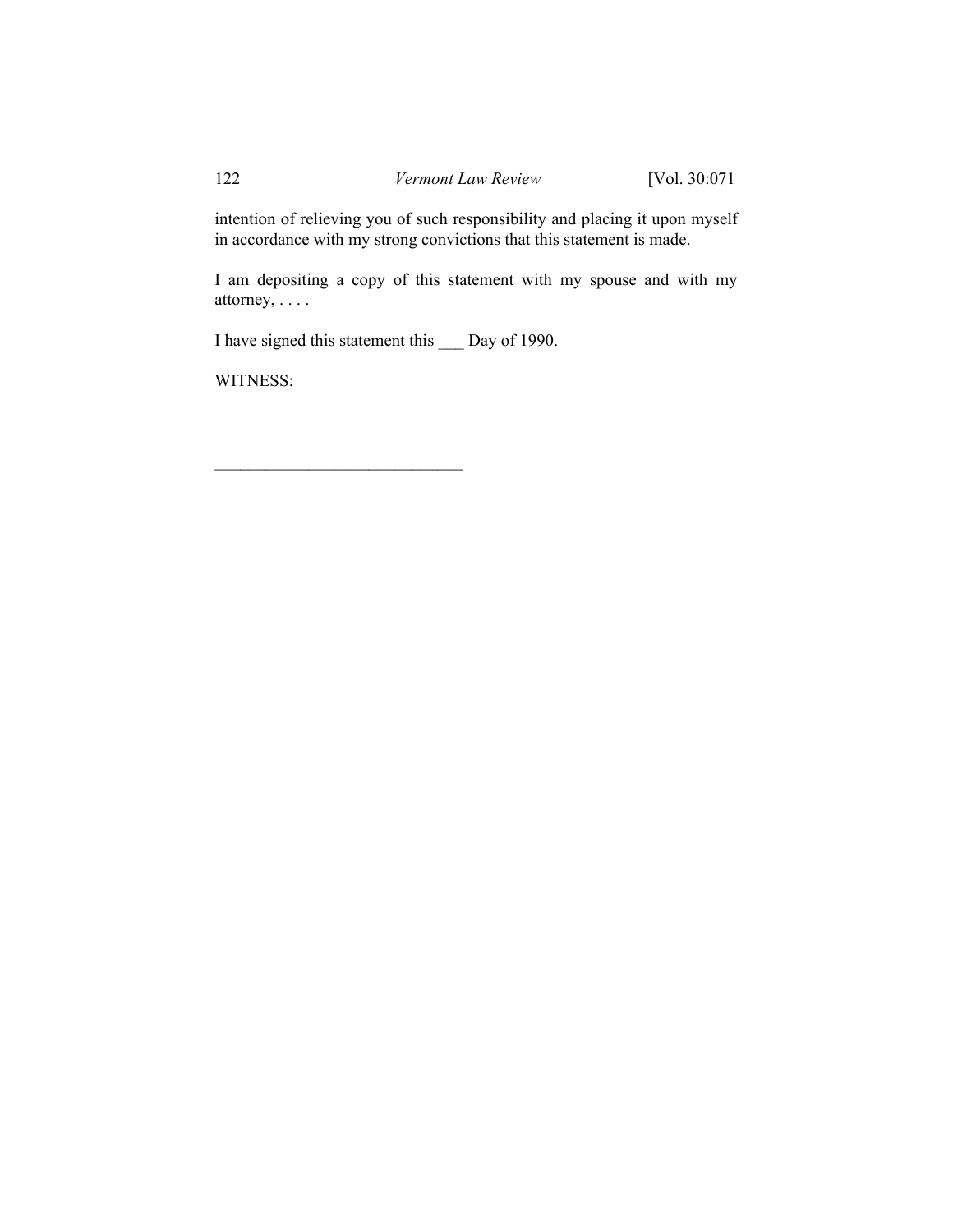intention of relieving you of such responsibility and placing it upon myself in accordance with my strong convictions that this statement is made.

I am depositing a copy of this statement with my spouse and with my attorney, . . . .

I have signed this statement this ___ Day of 1990.

WITNESS:

_____________________________